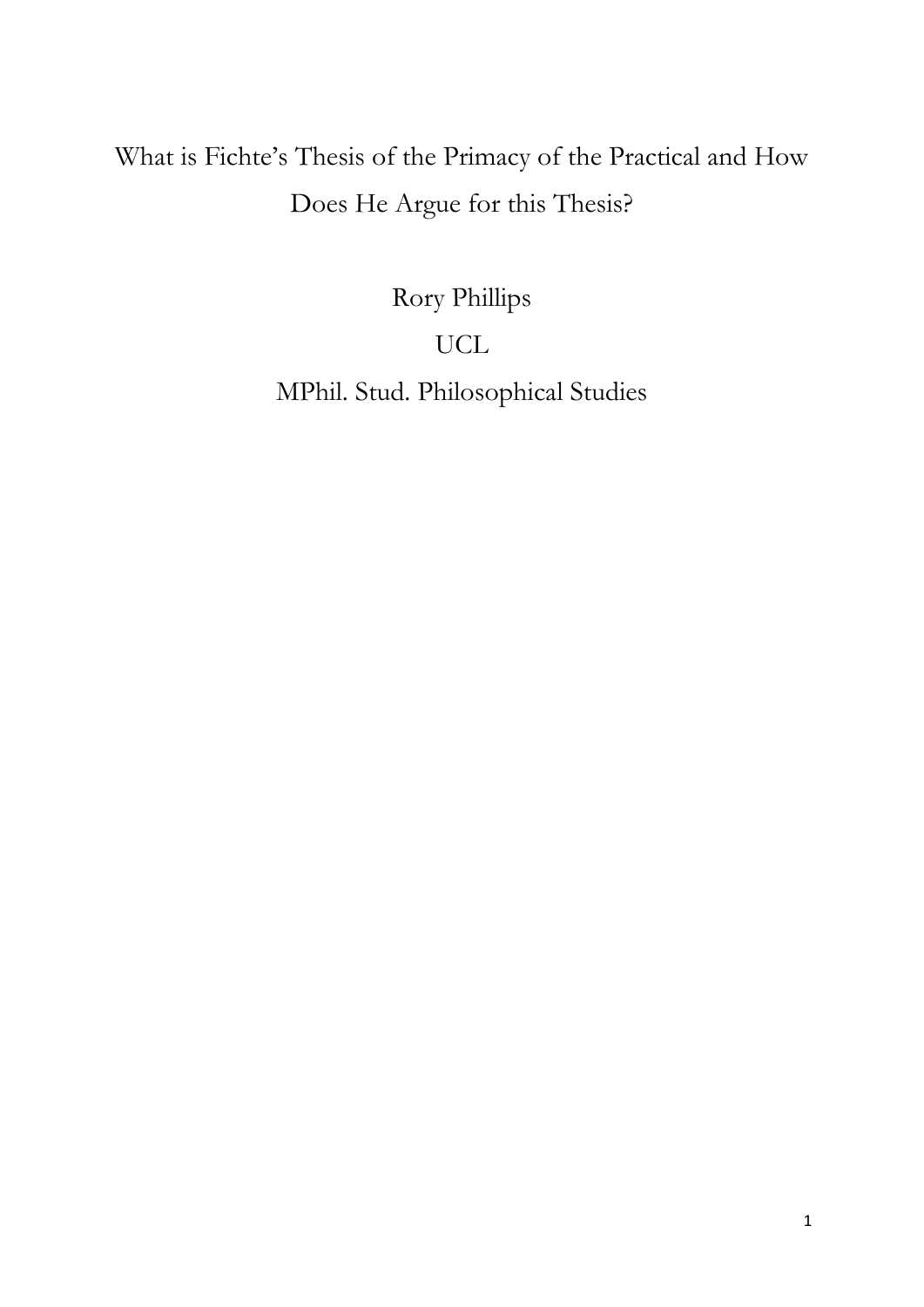# What is Fichte's Thesis of the Primacy of the Practical and How Does He Argue for this Thesis?

Rory Phillips

UCL

MPhil. Stud. Philosophical Studies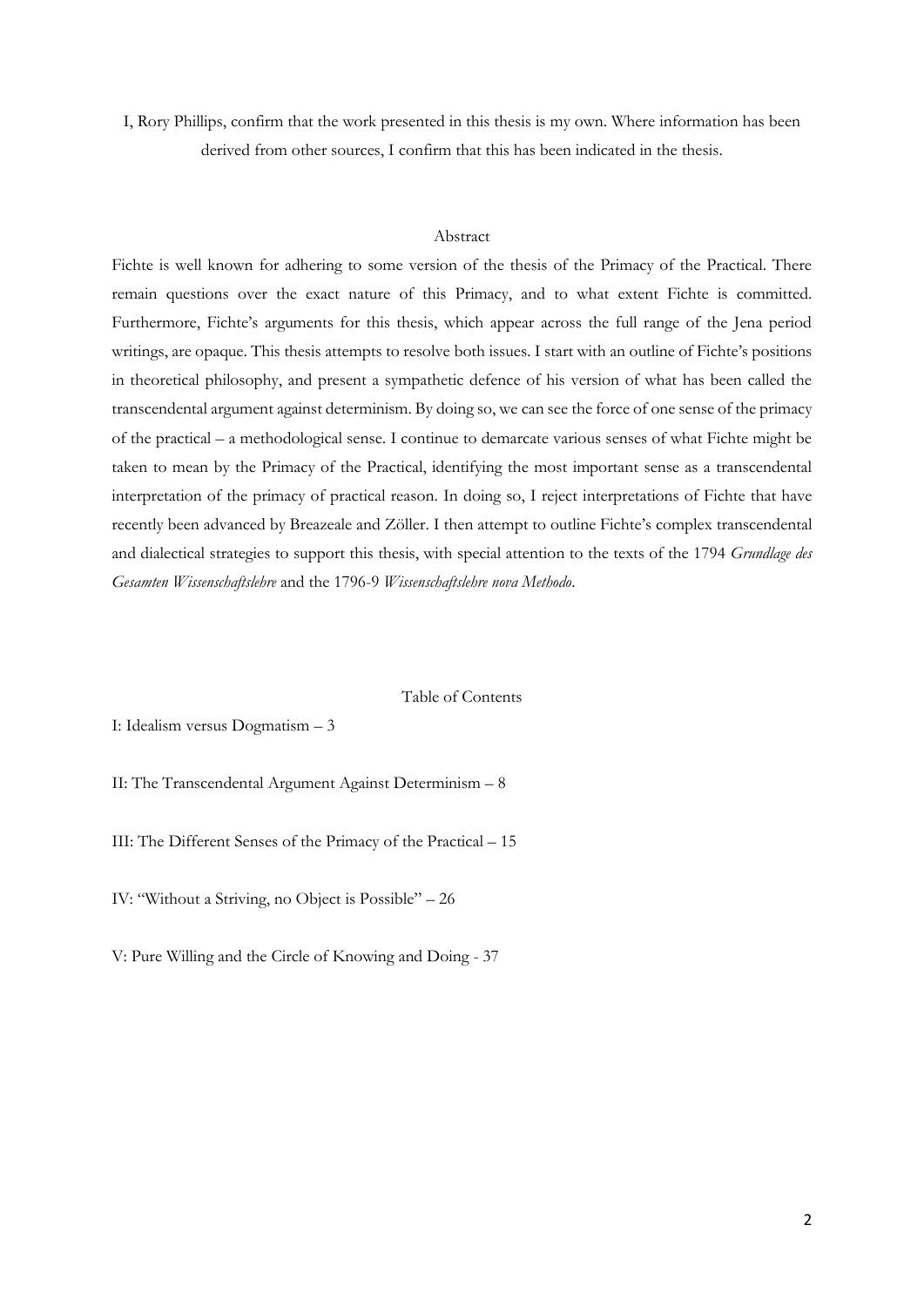I, Rory Phillips, confirm that the work presented in this thesis is my own. Where information has been derived from other sources, I confirm that this has been indicated in the thesis.

## Abstract

Fichte is well known for adhering to some version of the thesis of the Primacy of the Practical. There remain questions over the exact nature of this Primacy, and to what extent Fichte is committed. Furthermore, Fichte's arguments for this thesis, which appear across the full range of the Jena period writings, are opaque. This thesis attempts to resolve both issues. I start with an outline of Fichte's positions in theoretical philosophy, and present a sympathetic defence of his version of what has been called the transcendental argument against determinism. By doing so, we can see the force of one sense of the primacy of the practical – a methodological sense. I continue to demarcate various senses of what Fichte might be taken to mean by the Primacy of the Practical, identifying the most important sense as a transcendental interpretation of the primacy of practical reason. In doing so, I reject interpretations of Fichte that have recently been advanced by Breazeale and Zöller. I then attempt to outline Fichte's complex transcendental and dialectical strategies to support this thesis, with special attention to the texts of the 1794 *Grundlage des Gesamten Wissenschaftslehre* and the 1796-9 *Wissenschaftslehre nova Methodo*.

## Table of Contents

I: Idealism versus Dogmatism – 3

II: The Transcendental Argument Against Determinism – 8

III: The Different Senses of the Primacy of the Practical – 15

IV: "Without a Striving, no Object is Possible" – 26

V: Pure Willing and the Circle of Knowing and Doing - 37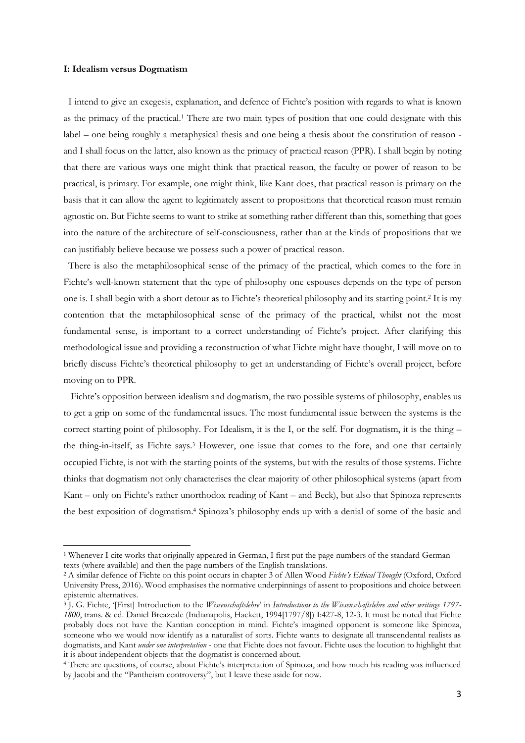**I: Idealism versus Dogmatism**

I intend to give an exegesis, explanation, and defence of Fichte's position with regards to what is known as the primacy of the practical.[1] There are two main types of position that one could designate with this label – one being roughly a metaphysical thesis and one being a thesis about the constitution of reason - and I shall focus on the latter, also known as the primacy of practical reason (PPR). I shall begin by noting that there are various ways one might think that practical reason, the faculty or power of reason to be practical, is primary. For example, one might think, like Kant does, that practical reason is primary on the basis that it can allow the agent to legitimately assent to propositions that theoretical reason must remain agnostic on. But Fichte seems to want to strike at something rather different than this, something that goes into the nature of the architecture of self-consciousness, rather than at the kinds of propositions that we can justifiably believe because we possess such a power of practical reason.

There is also the metaphilosophical sense of the primacy of the practical, which comes to the fore in Fichte's well-known statement that the type of philosophy one espouses depends on the type of person one is. I shall begin with a short detour as to Fichte's theoretical philosophy and its starting point.[2] It is my contention that the metaphilosophical sense of the primacy of the practical, whilst not the most fundamental sense, is important to a correct understanding of Fichte's project. After clarifying this methodological issue and providing a reconstruction of what Fichte might have thought, I will move on to briefly discuss Fichte's theoretical philosophy to get an understanding of Fichte's overall project, before moving on to PPR.

Fichte's opposition between idealism and dogmatism, the two possible systems of philosophy, enables us to get a grip on some of the fundamental issues. The most fundamental issue between the systems is the correct starting point of philosophy. For Idealism, it is the I, or the self. For dogmatism, it is the thing – the thing-in-itself, as Fichte says.[3] However, one issue that comes to the fore, and one that certainly occupied Fichte, is not with the starting points of the systems, but with the results of those systems. Fichte thinks that dogmatism not only characterises the clear majority of other philosophical systems (apart from Kant – only on Fichte's rather unorthodox reading of Kant – and Beck), but also that Spinoza represents the best exposition of dogmatism.[4] Spinoza's philosophy ends up with a denial of some of the basic and

---

[1] Whenever I cite works that originally appeared in German, I first put the page numbers of the standard German texts (where available) and then the page numbers of the English translations.

[2] A similar defence of Fichte on this point occurs in chapter 3 of Allen Wood *Fichte's Ethical Thought* (Oxford, Oxford University Press, 2016). Wood emphasises the normative underpinnings of assent to propositions and choice between epistemic alternatives.

[3] J. G. Fichte, '[First] Introduction to the *Wissenschaftslehre*' in *Introductions to the Wissenschaftslehre and other writings 1797-1800*, trans. & ed. Daniel Breazeale (Indianapolis, Hackett, 1994[1797/8]) I:427-8, 12-3. It must be noted that Fichte probably does not have the Kantian conception in mind. Fichte's imagined opponent is someone like Spinoza, someone who we would now identify as a naturalist of sorts. Fichte wants to designate all transcendental realists as dogmatists, and Kant *under one interpretation* - one that Fichte does not favour. Fichte uses the locution to highlight that it is about independent objects that the dogmatist is concerned about.

[4] There are questions, of course, about Fichte's interpretation of Spinoza, and how much his reading was influenced by Jacobi and the "Pantheism controversy", but I leave these aside for now.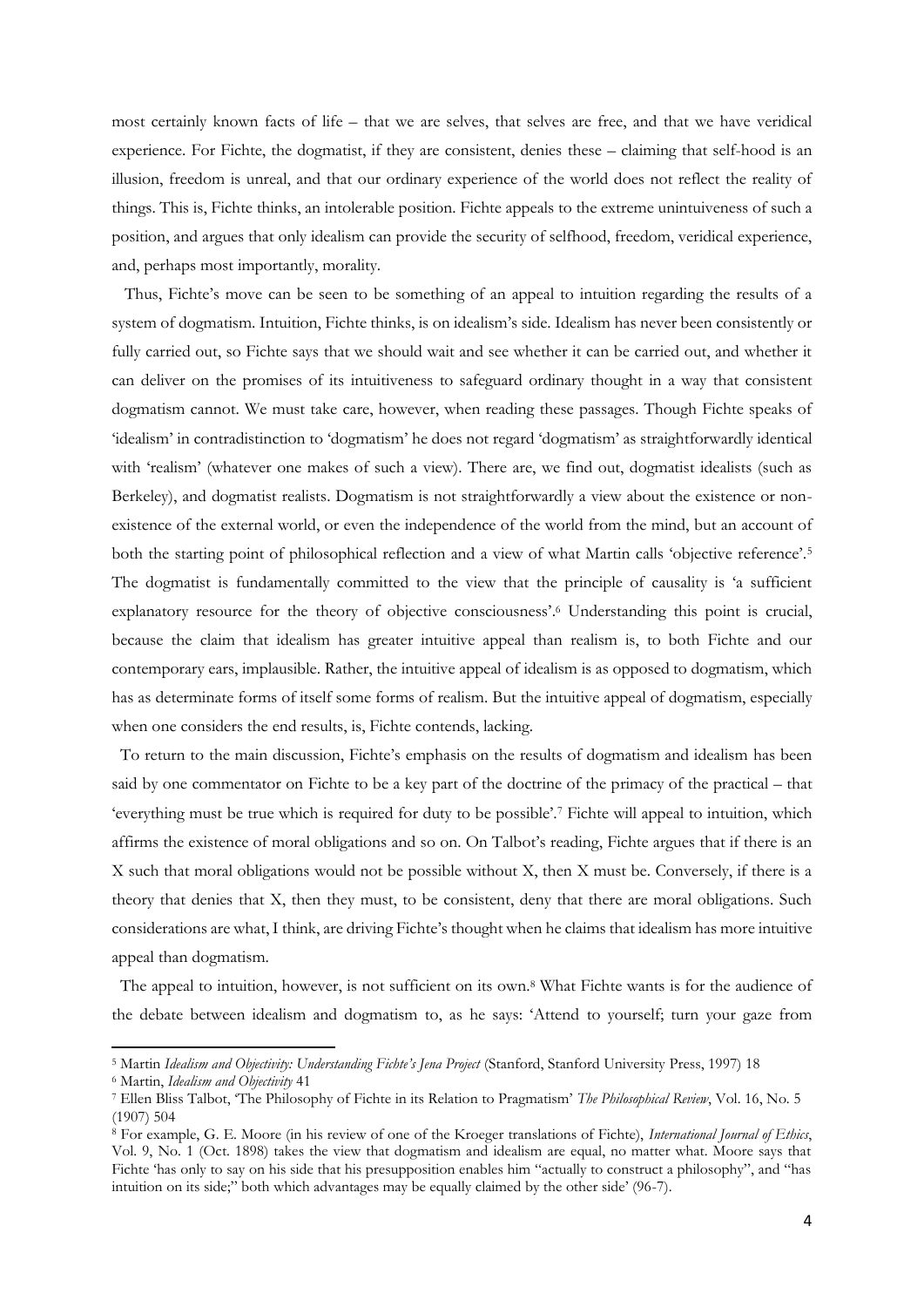most certainly known facts of life – that we are selves, that selves are free, and that we have veridical experience. For Fichte, the dogmatist, if they are consistent, denies these – claiming that self-hood is an illusion, freedom is unreal, and that our ordinary experience of the world does not reflect the reality of things. This is, Fichte thinks, an intolerable position. Fichte appeals to the extreme unintuiveness of such a position, and argues that only idealism can provide the security of selfhood, freedom, veridical experience, and, perhaps most importantly, morality.

Thus, Fichte's move can be seen to be something of an appeal to intuition regarding the results of a system of dogmatism. Intuition, Fichte thinks, is on idealism's side. Idealism has never been consistently or fully carried out, so Fichte says that we should wait and see whether it can be carried out, and whether it can deliver on the promises of its intuitiveness to safeguard ordinary thought in a way that consistent dogmatism cannot. We must take care, however, when reading these passages. Though Fichte speaks of 'idealism' in contradistinction to 'dogmatism' he does not regard 'dogmatism' as straightforwardly identical with 'realism' (whatever one makes of such a view). There are, we find out, dogmatist idealists (such as Berkeley), and dogmatist realists. Dogmatism is not straightforwardly a view about the existence or non-existence of the external world, or even the independence of the world from the mind, but an account of both the starting point of philosophical reflection and a view of what Martin calls 'objective reference'.[5] The dogmatist is fundamentally committed to the view that the principle of causality is 'a sufficient explanatory resource for the theory of objective consciousness'.[6] Understanding this point is crucial, because the claim that idealism has greater intuitive appeal than realism is, to both Fichte and our contemporary ears, implausible. Rather, the intuitive appeal of idealism is as opposed to dogmatism, which has as determinate forms of itself some forms of realism. But the intuitive appeal of dogmatism, especially when one considers the end results, is, Fichte contends, lacking.

To return to the main discussion, Fichte's emphasis on the results of dogmatism and idealism has been said by one commentator on Fichte to be a key part of the doctrine of the primacy of the practical – that 'everything must be true which is required for duty to be possible'.[7] Fichte will appeal to intuition, which affirms the existence of moral obligations and so on. On Talbot's reading, Fichte argues that if there is an X such that moral obligations would not be possible without X, then X must be. Conversely, if there is a theory that denies that X, then they must, to be consistent, deny that there are moral obligations. Such considerations are what, I think, are driving Fichte's thought when he claims that idealism has more intuitive appeal than dogmatism.

The appeal to intuition, however, is not sufficient on its own.[8] What Fichte wants is for the audience of the debate between idealism and dogmatism to, as he says: 'Attend to yourself; turn your gaze from

---

[5] Martin *Idealism and Objectivity: Understanding Fichte's Jena Project* (Stanford, Stanford University Press, 1997) 18

[6] Martin, *Idealism and Objectivity* 41

[7] Ellen Bliss Talbot, 'The Philosophy of Fichte in its Relation to Pragmatism' *The Philosophical Review*, Vol. 16, No. 5 (1907) 504

[8] For example, G. E. Moore (in his review of one of the Kroeger translations of Fichte), *International Journal of Ethics*, Vol. 9, No. 1 (Oct. 1898) takes the view that dogmatism and idealism are equal, no matter what. Moore says that Fichte 'has only to say on his side that his presupposition enables him "actually to construct a philosophy", and "has intuition on its side;" both which advantages may be equally claimed by the other side' (96-7).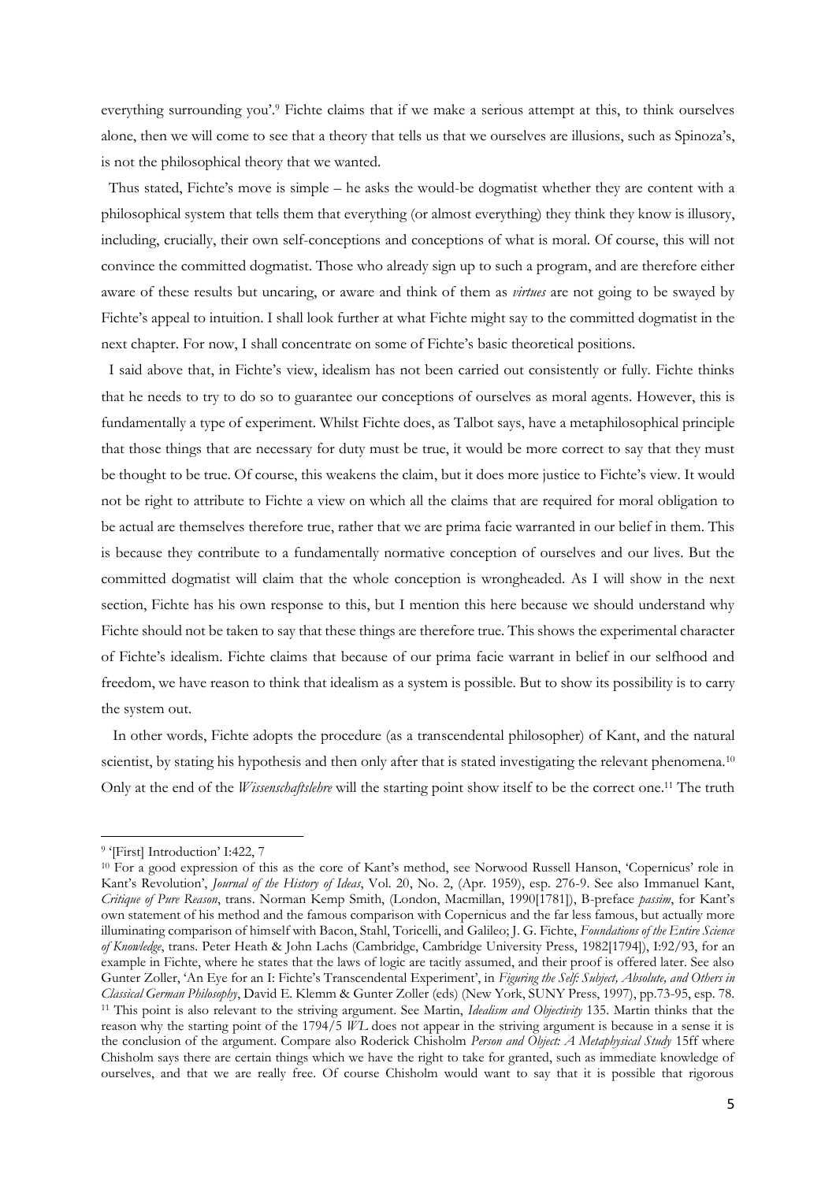everything surrounding you'.[9] Fichte claims that if we make a serious attempt at this, to think ourselves alone, then we will come to see that a theory that tells us that we ourselves are illusions, such as Spinoza's, is not the philosophical theory that we wanted.

Thus stated, Fichte's move is simple – he asks the would-be dogmatist whether they are content with a philosophical system that tells them that everything (or almost everything) they think they know is illusory, including, crucially, their own self-conceptions and conceptions of what is moral. Of course, this will not convince the committed dogmatist. Those who already sign up to such a program, and are therefore either aware of these results but uncaring, or aware and think of them as *virtues* are not going to be swayed by Fichte's appeal to intuition. I shall look further at what Fichte might say to the committed dogmatist in the next chapter. For now, I shall concentrate on some of Fichte's basic theoretical positions.

I said above that, in Fichte's view, idealism has not been carried out consistently or fully. Fichte thinks that he needs to try to do so to guarantee our conceptions of ourselves as moral agents. However, this is fundamentally a type of experiment. Whilst Fichte does, as Talbot says, have a metaphilosophical principle that those things that are necessary for duty must be true, it would be more correct to say that they must be thought to be true. Of course, this weakens the claim, but it does more justice to Fichte's view. It would not be right to attribute to Fichte a view on which all the claims that are required for moral obligation to be actual are themselves therefore true, rather that we are prima facie warranted in our belief in them. This is because they contribute to a fundamentally normative conception of ourselves and our lives. But the committed dogmatist will claim that the whole conception is wrongheaded. As I will show in the next section, Fichte has his own response to this, but I mention this here because we should understand why Fichte should not be taken to say that these things are therefore true. This shows the experimental character of Fichte's idealism. Fichte claims that because of our prima facie warrant in belief in our selfhood and freedom, we have reason to think that idealism as a system is possible. But to show its possibility is to carry the system out.

In other words, Fichte adopts the procedure (as a transcendental philosopher) of Kant, and the natural scientist, by stating his hypothesis and then only after that is stated investigating the relevant phenomena.[10] Only at the end of the *Wissenschaftslehre* will the starting point show itself to be the correct one.[11] The truth

---

[9] '[First] Introduction' I:422, 7

[10] For a good expression of this as the core of Kant's method, see Norwood Russell Hanson, 'Copernicus' role in Kant's Revolution', *Journal of the History of Ideas*, Vol. 20, No. 2, (Apr. 1959), esp. 276-9. See also Immanuel Kant, *Critique of Pure Reason*, trans. Norman Kemp Smith, (London, Macmillan, 1990[1781]), B-preface *passim*, for Kant's own statement of his method and the famous comparison with Copernicus and the far less famous, but actually more illuminating comparison of himself with Bacon, Stahl, Toricelli, and Galileo; J. G. Fichte, *Foundations of the Entire Science of Knowledge*, trans. Peter Heath & John Lachs (Cambridge, Cambridge University Press, 1982[1794]), I:92/93, for an example in Fichte, where he states that the laws of logic are tacitly assumed, and their proof is offered later. See also Gunter Zoller, 'An Eye for an I: Fichte's Transcendental Experiment', in *Figuring the Self: Subject, Absolute, and Others in Classical German Philosophy*, David E. Klemm & Gunter Zoller (eds) (New York, SUNY Press, 1997), pp.73-95, esp. 78.

[11] This point is also relevant to the striving argument. See Martin, *Idealism and Objectivity* 135. Martin thinks that the reason why the starting point of the 1794/5 *WL* does not appear in the striving argument is because in a sense it is the conclusion of the argument. Compare also Roderick Chisholm *Person and Object: A Metaphysical Study* 15ff where Chisholm says there are certain things which we have the right to take for granted, such as immediate knowledge of ourselves, and that we are really free. Of course Chisholm would want to say that it is possible that rigorous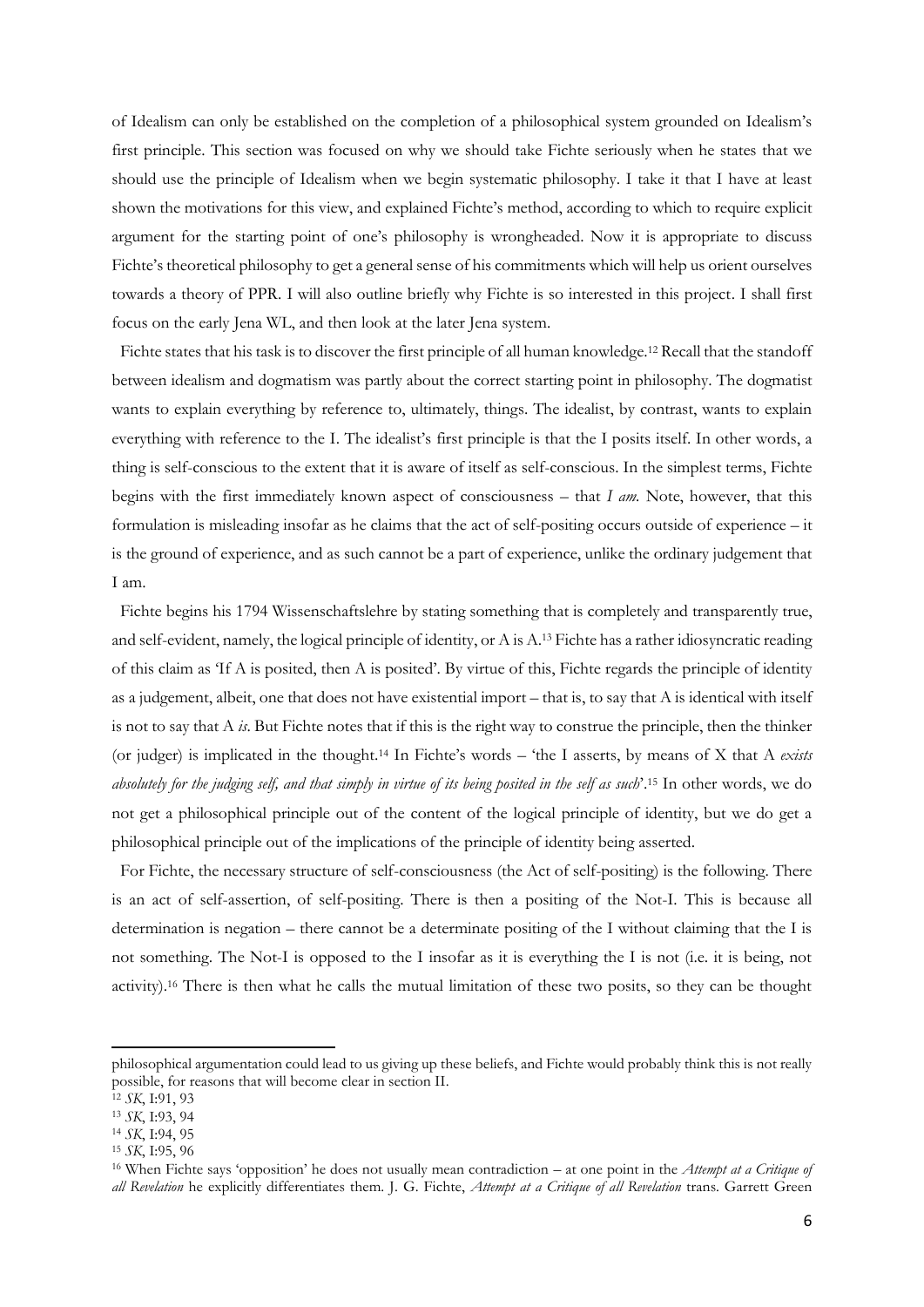of Idealism can only be established on the completion of a philosophical system grounded on Idealism's first principle. This section was focused on why we should take Fichte seriously when he states that we should use the principle of Idealism when we begin systematic philosophy. I take it that I have at least shown the motivations for this view, and explained Fichte's method, according to which to require explicit argument for the starting point of one's philosophy is wrongheaded. Now it is appropriate to discuss Fichte's theoretical philosophy to get a general sense of his commitments which will help us orient ourselves towards a theory of PPR. I will also outline briefly why Fichte is so interested in this project. I shall first focus on the early Jena WL, and then look at the later Jena system.

Fichte states that his task is to discover the first principle of all human knowledge.[12] Recall that the standoff between idealism and dogmatism was partly about the correct starting point in philosophy. The dogmatist wants to explain everything by reference to, ultimately, things. The idealist, by contrast, wants to explain everything with reference to the I. The idealist's first principle is that the I posits itself. In other words, a thing is self-conscious to the extent that it is aware of itself as self-conscious. In the simplest terms, Fichte begins with the first immediately known aspect of consciousness – that *I am*. Note, however, that this formulation is misleading insofar as he claims that the act of self-positing occurs outside of experience – it is the ground of experience, and as such cannot be a part of experience, unlike the ordinary judgement that I am.

Fichte begins his 1794 Wissenschaftslehre by stating something that is completely and transparently true, and self-evident, namely, the logical principle of identity, or A is A.[13] Fichte has a rather idiosyncratic reading of this claim as 'If A is posited, then A is posited'. By virtue of this, Fichte regards the principle of identity as a judgement, albeit, one that does not have existential import – that is, to say that A is identical with itself is not to say that A *is*. But Fichte notes that if this is the right way to construe the principle, then the thinker (or judger) is implicated in the thought.[14] In Fichte's words – 'the I asserts, by means of X that A *exists absolutely for the judging self, and that simply in virtue of its being posited in the self as such*'.[15] In other words, we do not get a philosophical principle out of the content of the logical principle of identity, but we do get a philosophical principle out of the implications of the principle of identity being asserted.

For Fichte, the necessary structure of self-consciousness (the Act of self-positing) is the following. There is an act of self-assertion, of self-positing. There is then a positing of the Not-I. This is because all determination is negation – there cannot be a determinate positing of the I without claiming that the I is not something. The Not-I is opposed to the I insofar as it is everything the I is not (i.e. it is being, not activity).[16] There is then what he calls the mutual limitation of these two posits, so they can be thought

---

philosophical argumentation could lead to us giving up these beliefs, and Fichte would probably think this is not really possible, for reasons that will become clear in section II.

[12] *SK*, I:91, 93

[13] *SK*, I:93, 94

[14] *SK*, I:94, 95

[15] *SK*, I:95, 96

[16] When Fichte says 'opposition' he does not usually mean contradiction – at one point in the *Attempt at a Critique of all Revelation* he explicitly differentiates them. J. G. Fichte, *Attempt at a Critique of all Revelation* trans. Garrett Green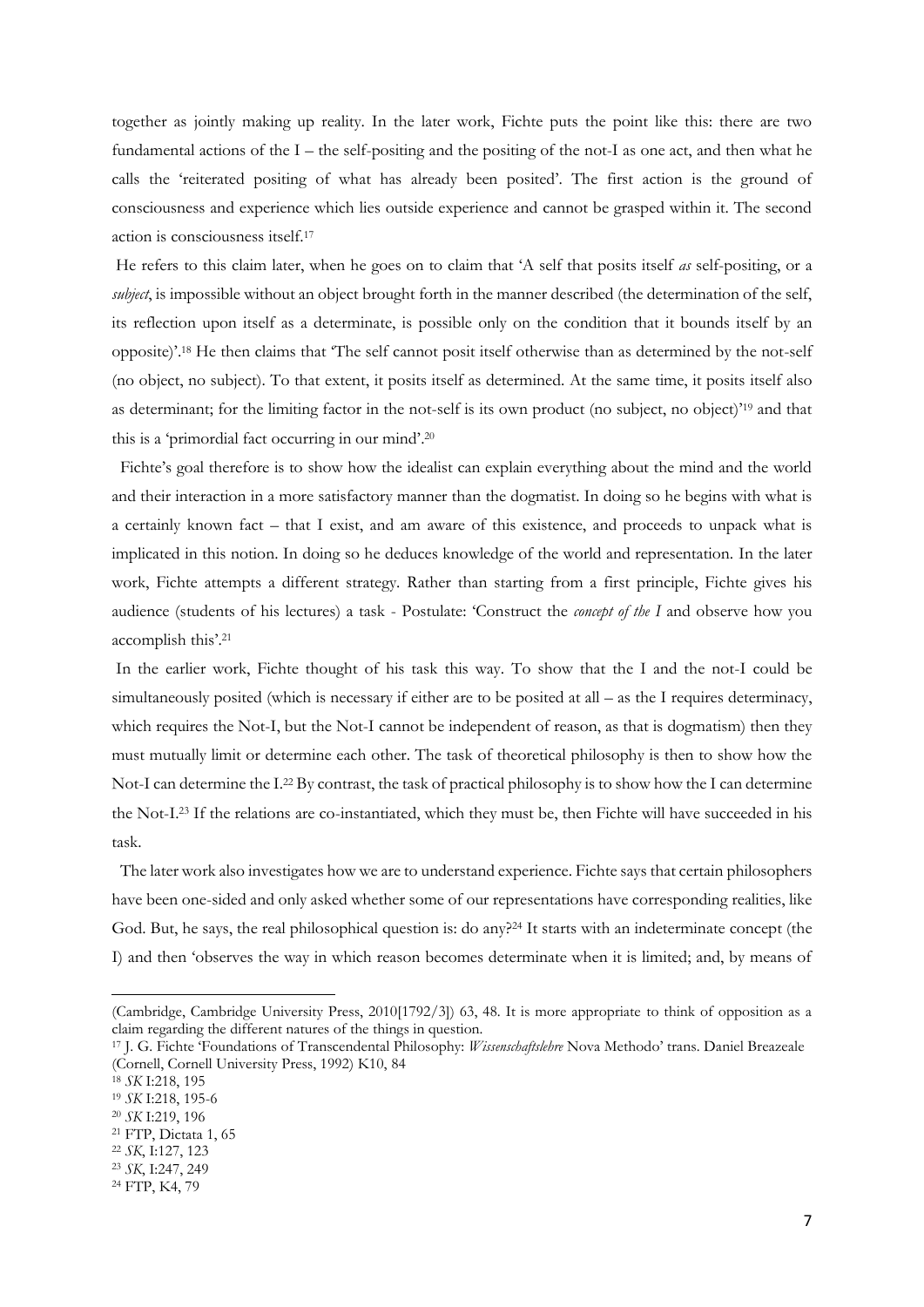together as jointly making up reality. In the later work, Fichte puts the point like this: there are two fundamental actions of the I – the self-positing and the positing of the not-I as one act, and then what he calls the 'reiterated positing of what has already been posited'. The first action is the ground of consciousness and experience which lies outside experience and cannot be grasped within it. The second action is consciousness itself.[17]

He refers to this claim later, when he goes on to claim that 'A self that posits itself *as* self-positing, or a *subject*, is impossible without an object brought forth in the manner described (the determination of the self, its reflection upon itself as a determinate, is possible only on the condition that it bounds itself by an opposite)'.[18] He then claims that 'The self cannot posit itself otherwise than as determined by the not-self (no object, no subject). To that extent, it posits itself as determined. At the same time, it posits itself also as determinant; for the limiting factor in the not-self is its own product (no subject, no object)'[19] and that this is a 'primordial fact occurring in our mind'.[20]

Fichte's goal therefore is to show how the idealist can explain everything about the mind and the world and their interaction in a more satisfactory manner than the dogmatist. In doing so he begins with what is a certainly known fact – that I exist, and am aware of this existence, and proceeds to unpack what is implicated in this notion. In doing so he deduces knowledge of the world and representation. In the later work, Fichte attempts a different strategy. Rather than starting from a first principle, Fichte gives his audience (students of his lectures) a task - Postulate: 'Construct the *concept of the I* and observe how you accomplish this'.[21]

In the earlier work, Fichte thought of his task this way. To show that the I and the not-I could be simultaneously posited (which is necessary if either are to be posited at all – as the I requires determinacy, which requires the Not-I, but the Not-I cannot be independent of reason, as that is dogmatism) then they must mutually limit or determine each other. The task of theoretical philosophy is then to show how the Not-I can determine the I.[22] By contrast, the task of practical philosophy is to show how the I can determine the Not-I.[23] If the relations are co-instantiated, which they must be, then Fichte will have succeeded in his task.

The later work also investigates how we are to understand experience. Fichte says that certain philosophers have been one-sided and only asked whether some of our representations have corresponding realities, like God. But, he says, the real philosophical question is: do any?[24] It starts with an indeterminate concept (the I) and then 'observes the way in which reason becomes determinate when it is limited; and, by means of

---

(Cambridge, Cambridge University Press, 2010[1792/3]) 63, 48. It is more appropriate to think of opposition as a claim regarding the different natures of the things in question.

[17] J. G. Fichte 'Foundations of Transcendental Philosophy: *Wissenschaftslehre* Nova Methodo' trans. Daniel Breazeale (Cornell, Cornell University Press, 1992) K10, 84

[18] *SK* I:218, 195

[19] *SK* I:218, 195-6

[20] *SK* I:219, 196

[21] FTP, Dictata 1, 65

[22] *SK*, I:127, 123

[23] *SK*, I:247, 249

[24] FTP, K4, 79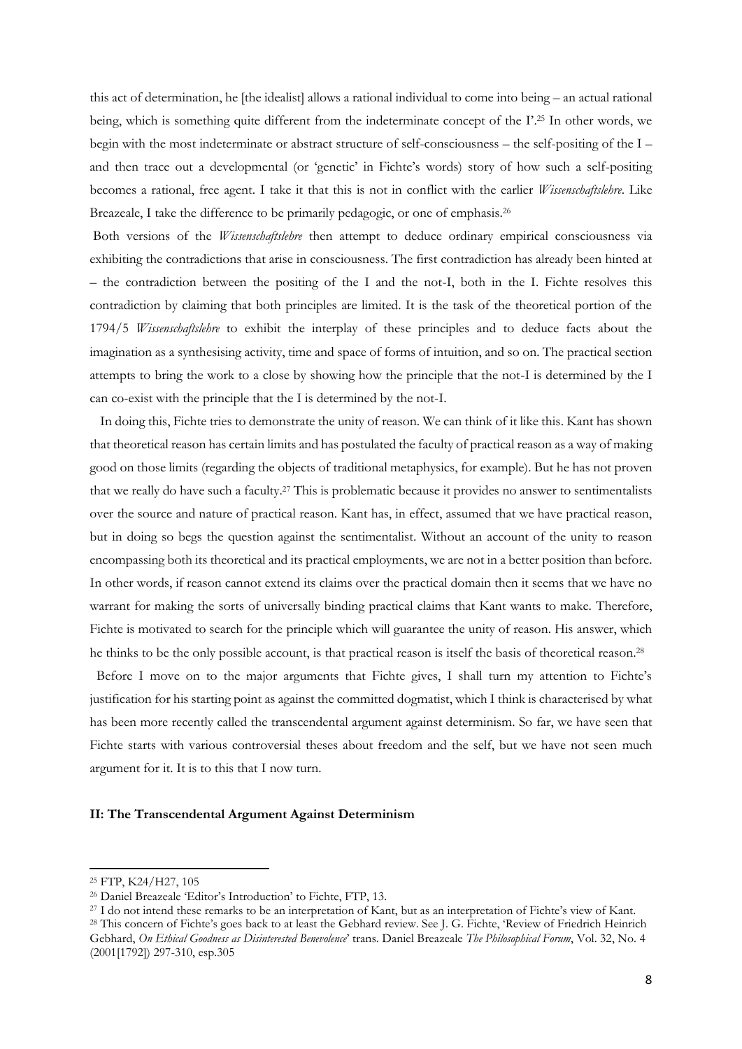this act of determination, he [the idealist] allows a rational individual to come into being – an actual rational being, which is something quite different from the indeterminate concept of the I'.[25] In other words, we begin with the most indeterminate or abstract structure of self-consciousness – the self-positing of the I – and then trace out a developmental (or 'genetic' in Fichte's words) story of how such a self-positing becomes a rational, free agent. I take it that this is not in conflict with the earlier *Wissenschaftslehre*. Like Breazeale, I take the difference to be primarily pedagogic, or one of emphasis.[26]

Both versions of the *Wissenschaftslehre* then attempt to deduce ordinary empirical consciousness via exhibiting the contradictions that arise in consciousness. The first contradiction has already been hinted at – the contradiction between the positing of the I and the not-I, both in the I. Fichte resolves this contradiction by claiming that both principles are limited. It is the task of the theoretical portion of the 1794/5 *Wissenschaftslehre* to exhibit the interplay of these principles and to deduce facts about the imagination as a synthesising activity, time and space of forms of intuition, and so on. The practical section attempts to bring the work to a close by showing how the principle that the not-I is determined by the I can co-exist with the principle that the I is determined by the not-I.

In doing this, Fichte tries to demonstrate the unity of reason. We can think of it like this. Kant has shown that theoretical reason has certain limits and has postulated the faculty of practical reason as a way of making good on those limits (regarding the objects of traditional metaphysics, for example). But he has not proven that we really do have such a faculty.[27] This is problematic because it provides no answer to sentimentalists over the source and nature of practical reason. Kant has, in effect, assumed that we have practical reason, but in doing so begs the question against the sentimentalist. Without an account of the unity to reason encompassing both its theoretical and its practical employments, we are not in a better position than before. In other words, if reason cannot extend its claims over the practical domain then it seems that we have no warrant for making the sorts of universally binding practical claims that Kant wants to make. Therefore, Fichte is motivated to search for the principle which will guarantee the unity of reason. His answer, which he thinks to be the only possible account, is that practical reason is itself the basis of theoretical reason.[28]

Before I move on to the major arguments that Fichte gives, I shall turn my attention to Fichte's justification for his starting point as against the committed dogmatist, which I think is characterised by what has been more recently called the transcendental argument against determinism. So far, we have seen that Fichte starts with various controversial theses about freedom and the self, but we have not seen much argument for it. It is to this that I now turn.

## II: The Transcendental Argument Against Determinism

---

[25] FTP, K24/H27, 105

[26] Daniel Breazeale 'Editor's Introduction' to Fichte, FTP, 13.

[27] I do not intend these remarks to be an interpretation of Kant, but as an interpretation of Fichte's view of Kant.

[28] This concern of Fichte's goes back to at least the Gebhard review. See J. G. Fichte, 'Review of Friedrich Heinrich Gebhard, *On Ethical Goodness as Disinterested Benevolence*' trans. Daniel Breazeale *The Philosophical Forum*, Vol. 32, No. 4 (2001[1792]) 297-310, esp.305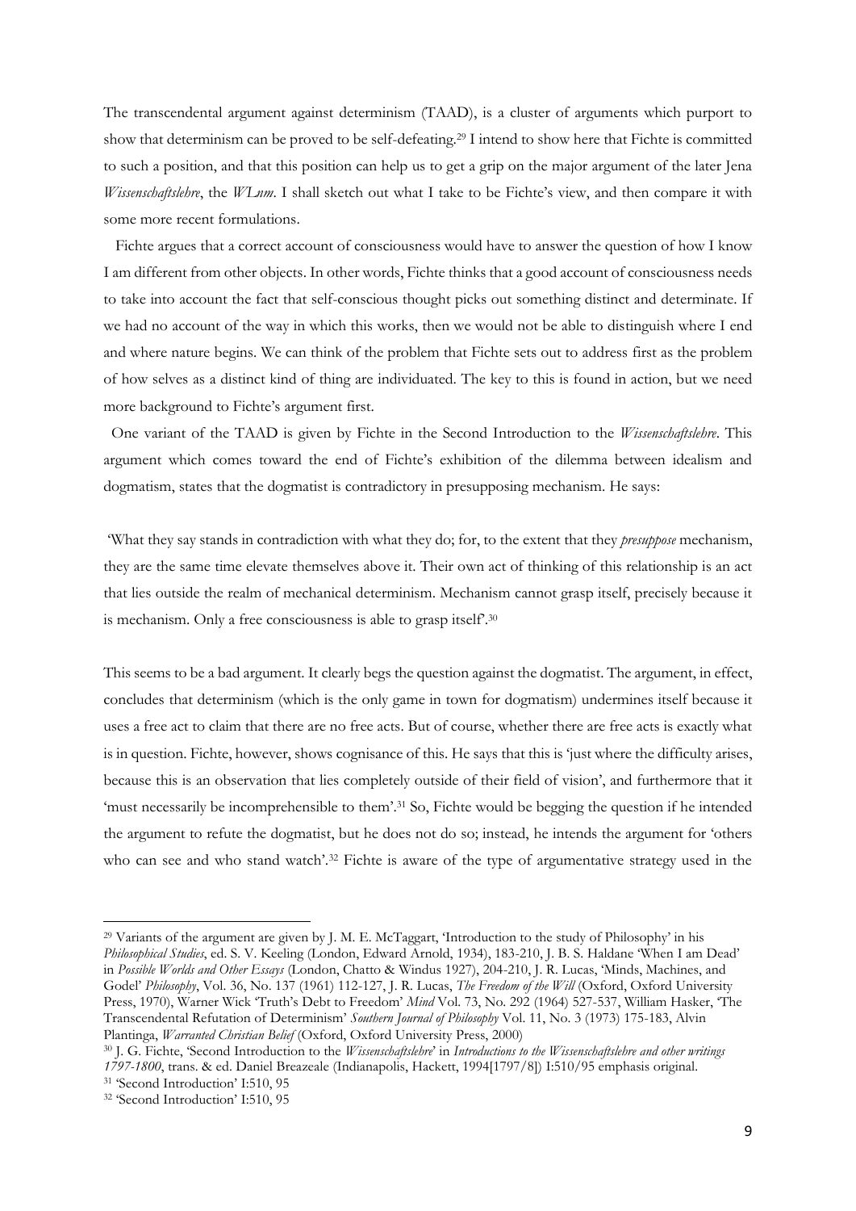The transcendental argument against determinism (TAAD), is a cluster of arguments which purport to show that determinism can be proved to be self-defeating.[29] I intend to show here that Fichte is committed to such a position, and that this position can help us to get a grip on the major argument of the later Jena *Wissenschaftslehre*, the *WLnm*. I shall sketch out what I take to be Fichte's view, and then compare it with some more recent formulations.

Fichte argues that a correct account of consciousness would have to answer the question of how I know I am different from other objects. In other words, Fichte thinks that a good account of consciousness needs to take into account the fact that self-conscious thought picks out something distinct and determinate. If we had no account of the way in which this works, then we would not be able to distinguish where I end and where nature begins. We can think of the problem that Fichte sets out to address first as the problem of how selves as a distinct kind of thing are individuated. The key to this is found in action, but we need more background to Fichte's argument first.

One variant of the TAAD is given by Fichte in the Second Introduction to the *Wissenschaftslehre*. This argument which comes toward the end of Fichte's exhibition of the dilemma between idealism and dogmatism, states that the dogmatist is contradictory in presupposing mechanism. He says:

'What they say stands in contradiction with what they do; for, to the extent that they *presuppose* mechanism, they are the same time elevate themselves above it. Their own act of thinking of this relationship is an act that lies outside the realm of mechanical determinism. Mechanism cannot grasp itself, precisely because it is mechanism. Only a free consciousness is able to grasp itself'.[30]

This seems to be a bad argument. It clearly begs the question against the dogmatist. The argument, in effect, concludes that determinism (which is the only game in town for dogmatism) undermines itself because it uses a free act to claim that there are no free acts. But of course, whether there are free acts is exactly what is in question. Fichte, however, shows cognisance of this. He says that this is 'just where the difficulty arises, because this is an observation that lies completely outside of their field of vision', and furthermore that it 'must necessarily be incomprehensible to them'.[31] So, Fichte would be begging the question if he intended the argument to refute the dogmatist, but he does not do so; instead, he intends the argument for 'others who can see and who stand watch'.[32] Fichte is aware of the type of argumentative strategy used in the

---

[29] Variants of the argument are given by J. M. E. McTaggart, 'Introduction to the study of Philosophy' in his *Philosophical Studies*, ed. S. V. Keeling (London, Edward Arnold, 1934), 183-210, J. B. S. Haldane 'When I am Dead' in *Possible Worlds and Other Essays* (London, Chatto & Windus 1927), 204-210, J. R. Lucas, 'Minds, Machines, and Godel' *Philosophy*, Vol. 36, No. 137 (1961) 112-127, J. R. Lucas, *The Freedom of the Will* (Oxford, Oxford University Press, 1970), Warner Wick 'Truth's Debt to Freedom' *Mind* Vol. 73, No. 292 (1964) 527-537, William Hasker, 'The Transcendental Refutation of Determinism' *Southern Journal of Philosophy* Vol. 11, No. 3 (1973) 175-183, Alvin Plantinga, *Warranted Christian Belief* (Oxford, Oxford University Press, 2000)

[30] J. G. Fichte, 'Second Introduction to the *Wissenschaftslehre*' in *Introductions to the Wissenschaftslehre and other writings 1797-1800*, trans. & ed. Daniel Breazeale (Indianapolis, Hackett, 1994[1797/8]) I:510/95 emphasis original.

[31] 'Second Introduction' I:510, 95

[32] 'Second Introduction' I:510, 95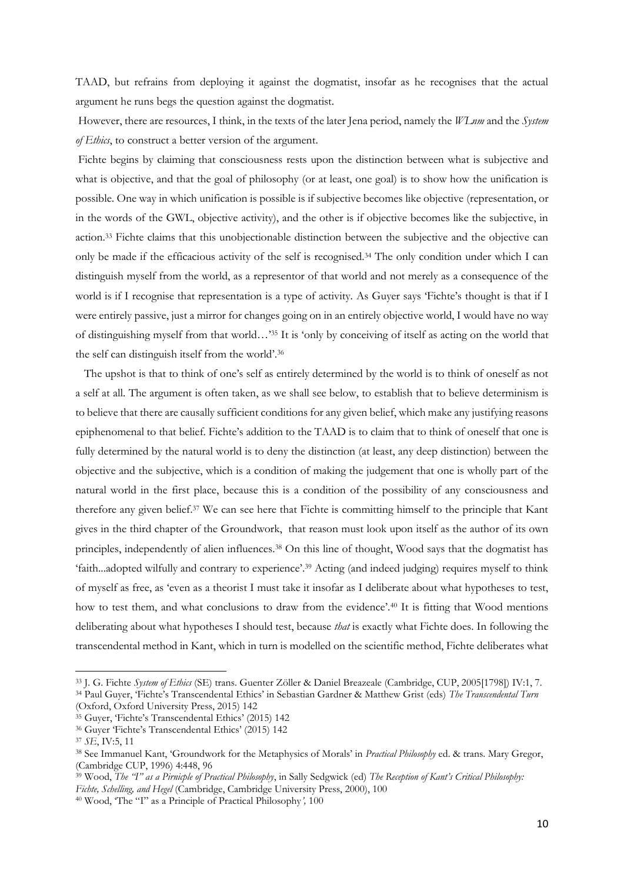TAAD, but refrains from deploying it against the dogmatist, insofar as he recognises that the actual argument he runs begs the question against the dogmatist.

However, there are resources, I think, in the texts of the later Jena period, namely the *WLnm* and the *System of Ethics*, to construct a better version of the argument.

Fichte begins by claiming that consciousness rests upon the distinction between what is subjective and what is objective, and that the goal of philosophy (or at least, one goal) is to show how the unification is possible. One way in which unification is possible is if subjective becomes like objective (representation, or in the words of the GWL, objective activity), and the other is if objective becomes like the subjective, in action.[33] Fichte claims that this unobjectionable distinction between the subjective and the objective can only be made if the efficacious activity of the self is recognised.[34] The only condition under which I can distinguish myself from the world, as a representor of that world and not merely as a consequence of the world is if I recognise that representation is a type of activity. As Guyer says 'Fichte's thought is that if I were entirely passive, just a mirror for changes going on in an entirely objective world, I would have no way of distinguishing myself from that world…'[35] It is 'only by conceiving of itself as acting on the world that the self can distinguish itself from the world'.[36]

The upshot is that to think of one's self as entirely determined by the world is to think of oneself as not a self at all. The argument is often taken, as we shall see below, to establish that to believe determinism is to believe that there are causally sufficient conditions for any given belief, which make any justifying reasons epiphenomenal to that belief. Fichte's addition to the TAAD is to claim that to think of oneself that one is fully determined by the natural world is to deny the distinction (at least, any deep distinction) between the objective and the subjective, which is a condition of making the judgement that one is wholly part of the natural world in the first place, because this is a condition of the possibility of any consciousness and therefore any given belief.[37] We can see here that Fichte is committing himself to the principle that Kant gives in the third chapter of the Groundwork, that reason must look upon itself as the author of its own principles, independently of alien influences.[38] On this line of thought, Wood says that the dogmatist has 'faith...adopted wilfully and contrary to experience'.[39] Acting (and indeed judging) requires myself to think of myself as free, as 'even as a theorist I must take it insofar as I deliberate about what hypotheses to test, how to test them, and what conclusions to draw from the evidence'.[40] It is fitting that Wood mentions deliberating about what hypotheses I should test, because *that* is exactly what Fichte does. In following the transcendental method in Kant, which in turn is modelled on the scientific method, Fichte deliberates what

---

[33] J. G. Fichte *System of Ethics* (SE) trans. Guenter Zöller & Daniel Breazeale (Cambridge, CUP, 2005[1798]) IV:1, 7.

[34] Paul Guyer, 'Fichte's Transcendental Ethics' in Sebastian Gardner & Matthew Grist (eds) *The Transcendental Turn* (Oxford, Oxford University Press, 2015) 142

[35] Guyer, 'Fichte's Transcendental Ethics' (2015) 142

[36] Guyer 'Fichte's Transcendental Ethics' (2015) 142

[37] *SE*, IV:5, 11

[38] See Immanuel Kant, 'Groundwork for the Metaphysics of Morals' in *Practical Philosophy* ed. & trans. Mary Gregor, (Cambridge CUP, 1996) 4:448, 96

[39] Wood, *The "I" as a Pirnicple of Practical Philosophy*, in Sally Sedgwick (ed) *The Reception of Kant's Critical Philosophy: Fichte, Schelling, and Hegel* (Cambridge, Cambridge University Press, 2000), 100

[40] Wood, 'The "I" as a Principle of Practical Philosophy*'*, 100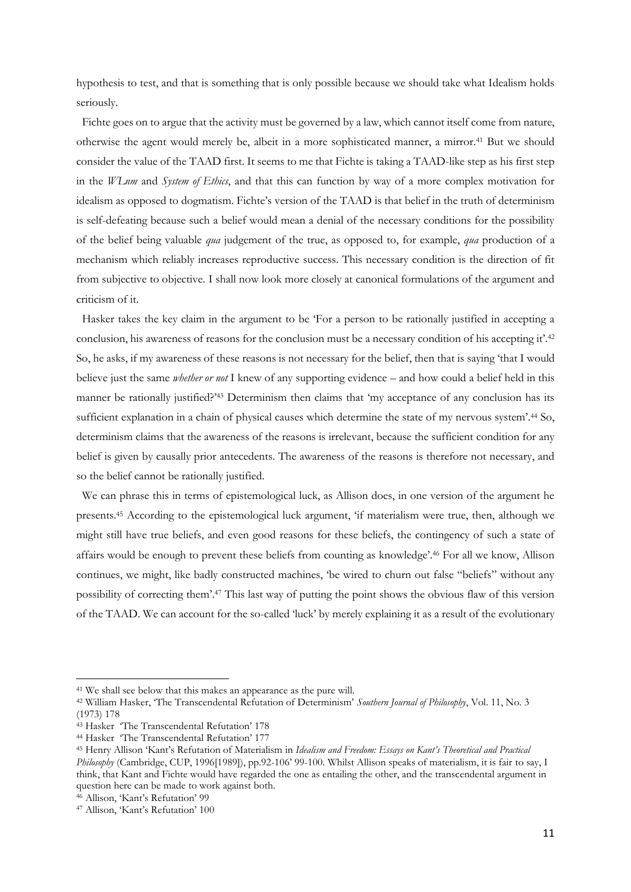hypothesis to test, and that is something that is only possible because we should take what Idealism holds seriously.

Fichte goes on to argue that the activity must be governed by a law, which cannot itself come from nature, otherwise the agent would merely be, albeit in a more sophisticated manner, a mirror.[41] But we should consider the value of the TAAD first. It seems to me that Fichte is taking a TAAD-like step as his first step in the *WLnm* and *System of Ethics*, and that this can function by way of a more complex motivation for idealism as opposed to dogmatism. Fichte's version of the TAAD is that belief in the truth of determinism is self-defeating because such a belief would mean a denial of the necessary conditions for the possibility of the belief being valuable *qua* judgement of the true, as opposed to, for example, *qua* production of a mechanism which reliably increases reproductive success. This necessary condition is the direction of fit from subjective to objective. I shall now look more closely at canonical formulations of the argument and criticism of it.

Hasker takes the key claim in the argument to be 'For a person to be rationally justified in accepting a conclusion, his awareness of reasons for the conclusion must be a necessary condition of his accepting it'.[42] So, he asks, if my awareness of these reasons is not necessary for the belief, then that is saying 'that I would believe just the same *whether or not* I knew of any supporting evidence – and how could a belief held in this manner be rationally justified?'[43] Determinism then claims that 'my acceptance of any conclusion has its sufficient explanation in a chain of physical causes which determine the state of my nervous system'.[44] So, determinism claims that the awareness of the reasons is irrelevant, because the sufficient condition for any belief is given by causally prior antecedents. The awareness of the reasons is therefore not necessary, and so the belief cannot be rationally justified.

We can phrase this in terms of epistemological luck, as Allison does, in one version of the argument he presents.[45] According to the epistemological luck argument, 'if materialism were true, then, although we might still have true beliefs, and even good reasons for these beliefs, the contingency of such a state of affairs would be enough to prevent these beliefs from counting as knowledge'.[46] For all we know, Allison continues, we might, like badly constructed machines, 'be wired to churn out false "beliefs" without any possibility of correcting them'.[47] This last way of putting the point shows the obvious flaw of this version of the TAAD. We can account for the so-called 'luck' by merely explaining it as a result of the evolutionary

---

[41] We shall see below that this makes an appearance as the pure will.

[42] William Hasker, 'The Transcendental Refutation of Determinism' *Southern Journal of Philosophy*, Vol. 11, No. 3 (1973) 178

[43] Hasker 'The Transcendental Refutation' 178

[44] Hasker 'The Transcendental Refutation' 177

[45] Henry Allison 'Kant's Refutation of Materialism in *Idealism and Freedom: Essays on Kant's Theoretical and Practical Philosophy* (Cambridge, CUP, 1996[1989]), pp.92-106' 99-100. Whilst Allison speaks of materialism, it is fair to say, I think, that Kant and Fichte would have regarded the one as entailing the other, and the transcendental argument in question here can be made to work against both.

[46] Allison, 'Kant's Refutation' 99

[47] Allison, 'Kant's Refutation' 100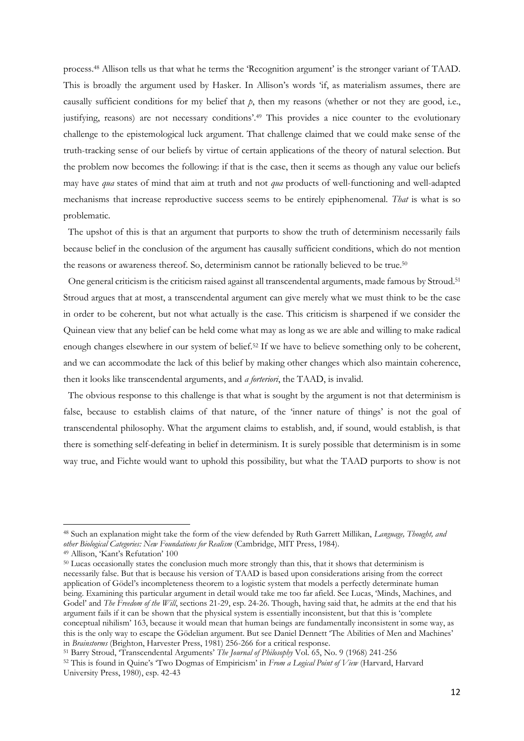process.[48] Allison tells us that what he terms the 'Recognition argument' is the stronger variant of TAAD. This is broadly the argument used by Hasker. In Allison's words 'if, as materialism assumes, there are causally sufficient conditions for my belief that *p*, then my reasons (whether or not they are good, i.e., justifying, reasons) are not necessary conditions'.[49] This provides a nice counter to the evolutionary challenge to the epistemological luck argument. That challenge claimed that we could make sense of the truth-tracking sense of our beliefs by virtue of certain applications of the theory of natural selection. But the problem now becomes the following: if that is the case, then it seems as though any value our beliefs may have *qua* states of mind that aim at truth and not *qua* products of well-functioning and well-adapted mechanisms that increase reproductive success seems to be entirely epiphenomenal. *That* is what is so problematic.

The upshot of this is that an argument that purports to show the truth of determinism necessarily fails because belief in the conclusion of the argument has causally sufficient conditions, which do not mention the reasons or awareness thereof. So, determinism cannot be rationally believed to be true.[50]

One general criticism is the criticism raised against all transcendental arguments, made famous by Stroud.[51] Stroud argues that at most, a transcendental argument can give merely what we must think to be the case in order to be coherent, but not what actually is the case. This criticism is sharpened if we consider the Quinean view that any belief can be held come what may as long as we are able and willing to make radical enough changes elsewhere in our system of belief.[52] If we have to believe something only to be coherent, and we can accommodate the lack of this belief by making other changes which also maintain coherence, then it looks like transcendental arguments, and *a forteriori*, the TAAD, is invalid.

The obvious response to this challenge is that what is sought by the argument is not that determinism is false, because to establish claims of that nature, of the 'inner nature of things' is not the goal of transcendental philosophy. What the argument claims to establish, and, if sound, would establish, is that there is something self-defeating in belief in determinism. It is surely possible that determinism is in some way true, and Fichte would want to uphold this possibility, but what the TAAD purports to show is not

---

[48] Such an explanation might take the form of the view defended by Ruth Garrett Millikan, *Language, Thought, and other Biological Categories: New Foundations for Realism* (Cambridge, MIT Press, 1984).

[49] Allison, 'Kant's Refutation' 100

[50] Lucas occasionally states the conclusion much more strongly than this, that it shows that determinism is necessarily false. But that is because his version of TAAD is based upon considerations arising from the correct application of Gödel's incompleteness theorem to a logistic system that models a perfectly determinate human being. Examining this particular argument in detail would take me too far afield. See Lucas, 'Minds, Machines, and Godel' and *The Freedom of the Will*, sections 21-29, esp. 24-26. Though, having said that, he admits at the end that his argument fails if it can be shown that the physical system is essentially inconsistent, but that this is 'complete conceptual nihilism' 163, because it would mean that human beings are fundamentally inconsistent in some way, as this is the only way to escape the Gödelian argument. But see Daniel Dennett 'The Abilities of Men and Machines' in *Brainstorms* (Brighton, Harvester Press, 1981) 256-266 for a critical response.

[51] Barry Stroud, 'Transcendental Arguments' *The Journal of Philosophy* Vol. 65, No. 9 (1968) 241-256

[52] This is found in Quine's 'Two Dogmas of Empiricism' in *From a Logical Point of View* (Harvard, Harvard University Press, 1980), esp. 42-43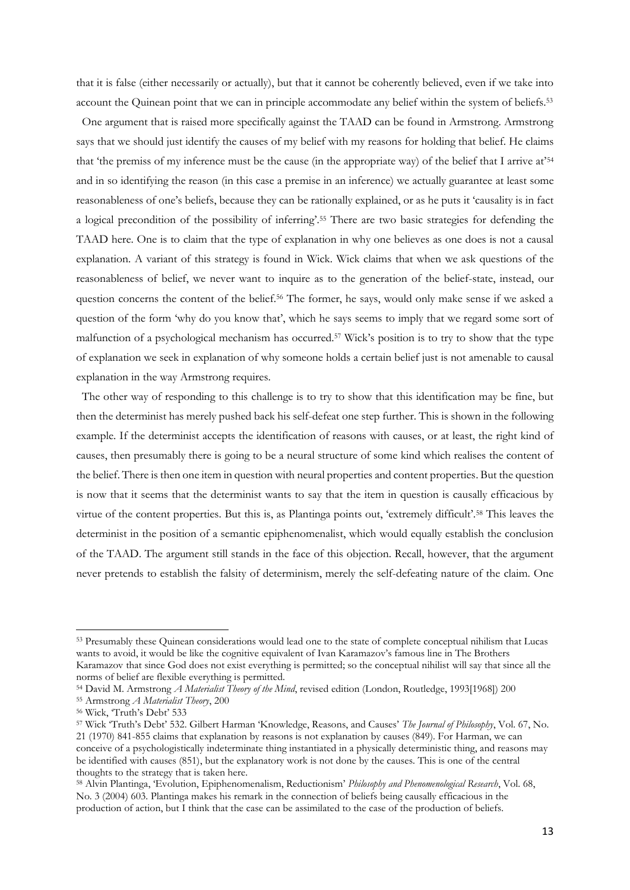that it is false (either necessarily or actually), but that it cannot be coherently believed, even if we take into account the Quinean point that we can in principle accommodate any belief within the system of beliefs.[53]

One argument that is raised more specifically against the TAAD can be found in Armstrong. Armstrong says that we should just identify the causes of my belief with my reasons for holding that belief. He claims that 'the premiss of my inference must be the cause (in the appropriate way) of the belief that I arrive at'[54] and in so identifying the reason (in this case a premise in an inference) we actually guarantee at least some reasonableness of one's beliefs, because they can be rationally explained, or as he puts it 'causality is in fact a logical precondition of the possibility of inferring'.[55] There are two basic strategies for defending the TAAD here. One is to claim that the type of explanation in why one believes as one does is not a causal explanation. A variant of this strategy is found in Wick. Wick claims that when we ask questions of the reasonableness of belief, we never want to inquire as to the generation of the belief-state, instead, our question concerns the content of the belief.[56] The former, he says, would only make sense if we asked a question of the form 'why do you know that', which he says seems to imply that we regard some sort of malfunction of a psychological mechanism has occurred.[57] Wick's position is to try to show that the type of explanation we seek in explanation of why someone holds a certain belief just is not amenable to causal explanation in the way Armstrong requires.

The other way of responding to this challenge is to try to show that this identification may be fine, but then the determinist has merely pushed back his self-defeat one step further. This is shown in the following example. If the determinist accepts the identification of reasons with causes, or at least, the right kind of causes, then presumably there is going to be a neural structure of some kind which realises the content of the belief. There is then one item in question with neural properties and content properties. But the question is now that it seems that the determinist wants to say that the item in question is causally efficacious by virtue of the content properties. But this is, as Plantinga points out, 'extremely difficult'.[58] This leaves the determinist in the position of a semantic epiphenomenalist, which would equally establish the conclusion of the TAAD. The argument still stands in the face of this objection. Recall, however, that the argument never pretends to establish the falsity of determinism, merely the self-defeating nature of the claim. One

---

[53] Presumably these Quinean considerations would lead one to the state of complete conceptual nihilism that Lucas wants to avoid, it would be like the cognitive equivalent of Ivan Karamazov's famous line in The Brothers Karamazov that since God does not exist everything is permitted; so the conceptual nihilist will say that since all the norms of belief are flexible everything is permitted.

[54] David M. Armstrong *A Materialist Theory of the Mind*, revised edition (London, Routledge, 1993[1968]) 200

[55] Armstrong *A Materialist Theory*, 200

[56] Wick, 'Truth's Debt' 533

[57] Wick 'Truth's Debt' 532. Gilbert Harman 'Knowledge, Reasons, and Causes' *The Journal of Philosophy*, Vol. 67, No. 21 (1970) 841-855 claims that explanation by reasons is not explanation by causes (849). For Harman, we can conceive of a psychologistically indeterminate thing instantiated in a physically deterministic thing, and reasons may be identified with causes (851), but the explanatory work is not done by the causes. This is one of the central thoughts to the strategy that is taken here.

[58] Alvin Plantinga, 'Evolution, Epiphenomenalism, Reductionism' *Philosophy and Phenomenological Research*, Vol. 68, No. 3 (2004) 603. Plantinga makes his remark in the connection of beliefs being causally efficacious in the production of action, but I think that the case can be assimilated to the case of the production of beliefs.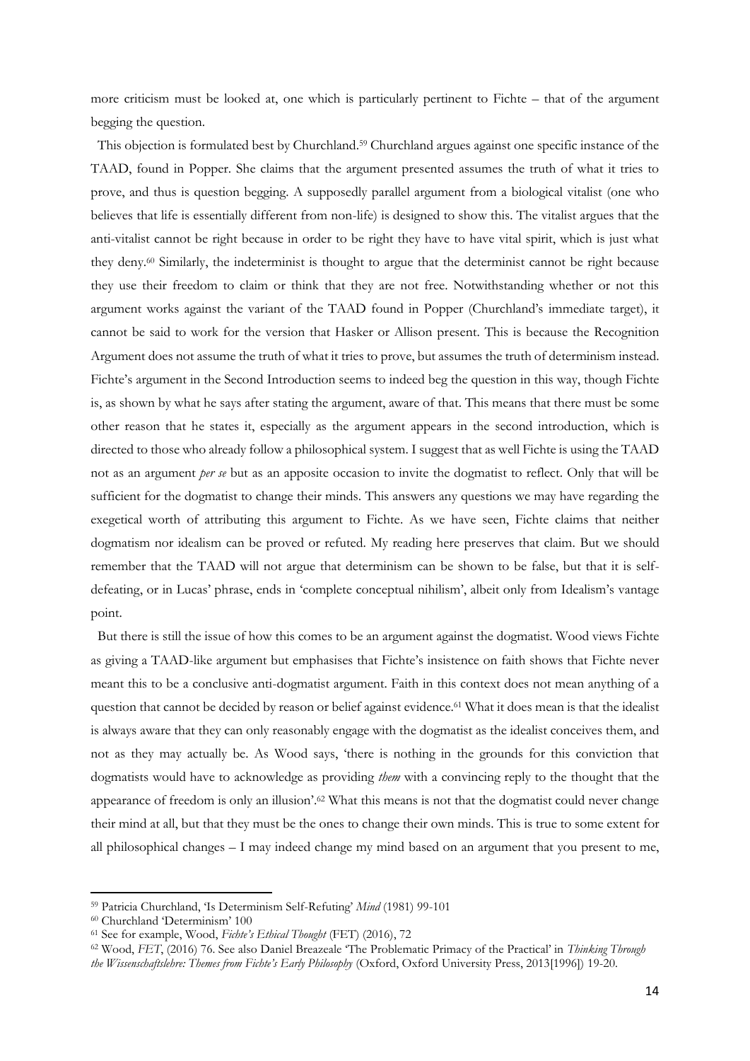more criticism must be looked at, one which is particularly pertinent to Fichte – that of the argument begging the question.

This objection is formulated best by Churchland.[59] Churchland argues against one specific instance of the TAAD, found in Popper. She claims that the argument presented assumes the truth of what it tries to prove, and thus is question begging. A supposedly parallel argument from a biological vitalist (one who believes that life is essentially different from non-life) is designed to show this. The vitalist argues that the anti-vitalist cannot be right because in order to be right they have to have vital spirit, which is just what they deny.[60] Similarly, the indeterminist is thought to argue that the determinist cannot be right because they use their freedom to claim or think that they are not free. Notwithstanding whether or not this argument works against the variant of the TAAD found in Popper (Churchland's immediate target), it cannot be said to work for the version that Hasker or Allison present. This is because the Recognition Argument does not assume the truth of what it tries to prove, but assumes the truth of determinism instead. Fichte's argument in the Second Introduction seems to indeed beg the question in this way, though Fichte is, as shown by what he says after stating the argument, aware of that. This means that there must be some other reason that he states it, especially as the argument appears in the second introduction, which is directed to those who already follow a philosophical system. I suggest that as well Fichte is using the TAAD not as an argument *per se* but as an apposite occasion to invite the dogmatist to reflect. Only that will be sufficient for the dogmatist to change their minds. This answers any questions we may have regarding the exegetical worth of attributing this argument to Fichte. As we have seen, Fichte claims that neither dogmatism nor idealism can be proved or refuted. My reading here preserves that claim. But we should remember that the TAAD will not argue that determinism can be shown to be false, but that it is self-defeating, or in Lucas' phrase, ends in 'complete conceptual nihilism', albeit only from Idealism's vantage point.

But there is still the issue of how this comes to be an argument against the dogmatist. Wood views Fichte as giving a TAAD-like argument but emphasises that Fichte's insistence on faith shows that Fichte never meant this to be a conclusive anti-dogmatist argument. Faith in this context does not mean anything of a question that cannot be decided by reason or belief against evidence.[61] What it does mean is that the idealist is always aware that they can only reasonably engage with the dogmatist as the idealist conceives them, and not as they may actually be. As Wood says, 'there is nothing in the grounds for this conviction that dogmatists would have to acknowledge as providing *them* with a convincing reply to the thought that the appearance of freedom is only an illusion'.[62] What this means is not that the dogmatist could never change their mind at all, but that they must be the ones to change their own minds. This is true to some extent for all philosophical changes – I may indeed change my mind based on an argument that you present to me,

---

[59] Patricia Churchland, 'Is Determinism Self-Refuting' *Mind* (1981) 99-101

[60] Churchland 'Determinism' 100

[61] See for example, Wood, *Fichte's Ethical Thought* (FET) (2016), 72

[62] Wood, *FET*, (2016) 76. See also Daniel Breazeale 'The Problematic Primacy of the Practical' in *Thinking Through the Wissenschaftslehre: Themes from Fichte's Early Philosophy* (Oxford, Oxford University Press, 2013[1996]) 19-20.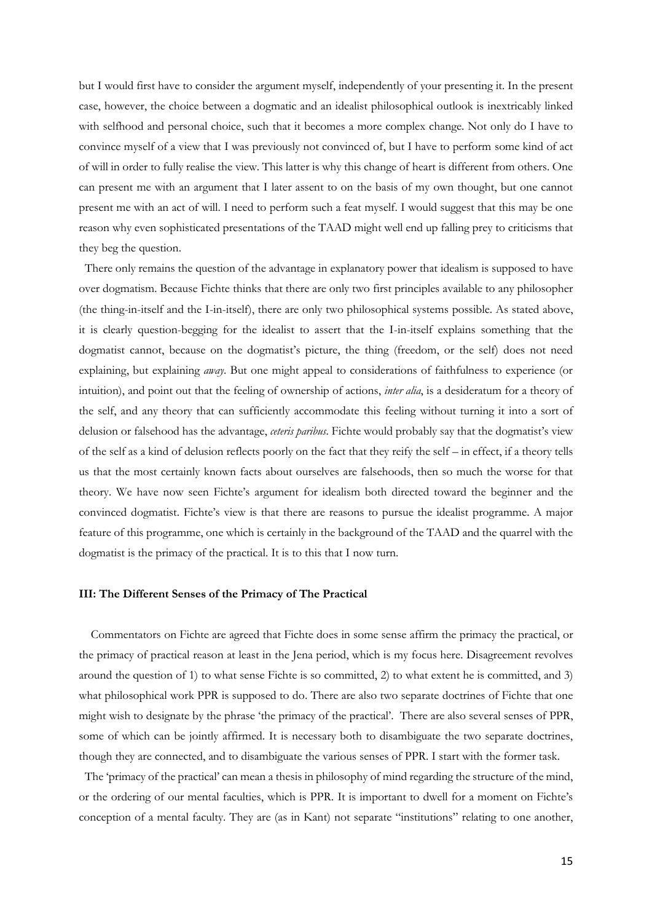but I would first have to consider the argument myself, independently of your presenting it. In the present case, however, the choice between a dogmatic and an idealist philosophical outlook is inextricably linked with selfhood and personal choice, such that it becomes a more complex change. Not only do I have to convince myself of a view that I was previously not convinced of, but I have to perform some kind of act of will in order to fully realise the view. This latter is why this change of heart is different from others. One can present me with an argument that I later assent to on the basis of my own thought, but one cannot present me with an act of will. I need to perform such a feat myself. I would suggest that this may be one reason why even sophisticated presentations of the TAAD might well end up falling prey to criticisms that they beg the question.

There only remains the question of the advantage in explanatory power that idealism is supposed to have over dogmatism. Because Fichte thinks that there are only two first principles available to any philosopher (the thing-in-itself and the I-in-itself), there are only two philosophical systems possible. As stated above, it is clearly question-begging for the idealist to assert that the I-in-itself explains something that the dogmatist cannot, because on the dogmatist's picture, the thing (freedom, or the self) does not need explaining, but explaining *away*. But one might appeal to considerations of faithfulness to experience (or intuition), and point out that the feeling of ownership of actions, *inter alia*, is a desideratum for a theory of the self, and any theory that can sufficiently accommodate this feeling without turning it into a sort of delusion or falsehood has the advantage, *ceteris paribus*. Fichte would probably say that the dogmatist's view of the self as a kind of delusion reflects poorly on the fact that they reify the self – in effect, if a theory tells us that the most certainly known facts about ourselves are falsehoods, then so much the worse for that theory. We have now seen Fichte's argument for idealism both directed toward the beginner and the convinced dogmatist. Fichte's view is that there are reasons to pursue the idealist programme. A major feature of this programme, one which is certainly in the background of the TAAD and the quarrel with the dogmatist is the primacy of the practical. It is to this that I now turn.

### III: The Different Senses of the Primacy of The Practical

Commentators on Fichte are agreed that Fichte does in some sense affirm the primacy the practical, or the primacy of practical reason at least in the Jena period, which is my focus here. Disagreement revolves around the question of 1) to what sense Fichte is so committed, 2) to what extent he is committed, and 3) what philosophical work PPR is supposed to do. There are also two separate doctrines of Fichte that one might wish to designate by the phrase 'the primacy of the practical'. There are also several senses of PPR, some of which can be jointly affirmed. It is necessary both to disambiguate the two separate doctrines, though they are connected, and to disambiguate the various senses of PPR. I start with the former task.

The 'primacy of the practical' can mean a thesis in philosophy of mind regarding the structure of the mind, or the ordering of our mental faculties, which is PPR. It is important to dwell for a moment on Fichte's conception of a mental faculty. They are (as in Kant) not separate "institutions" relating to one another,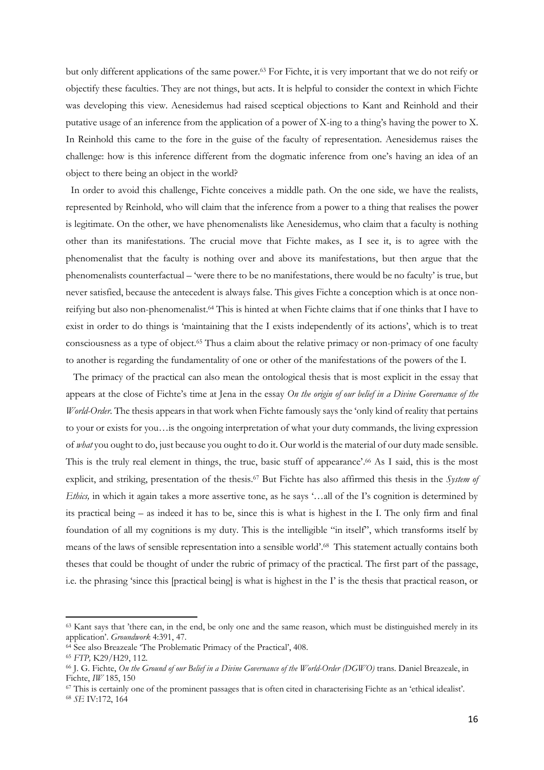but only different applications of the same power.[63] For Fichte, it is very important that we do not reify or objectify these faculties. They are not things, but acts. It is helpful to consider the context in which Fichte was developing this view. Aenesidemus had raised sceptical objections to Kant and Reinhold and their putative usage of an inference from the application of a power of X-ing to a thing's having the power to X. In Reinhold this came to the fore in the guise of the faculty of representation. Aenesidemus raises the challenge: how is this inference different from the dogmatic inference from one's having an idea of an object to there being an object in the world?

In order to avoid this challenge, Fichte conceives a middle path. On the one side, we have the realists, represented by Reinhold, who will claim that the inference from a power to a thing that realises the power is legitimate. On the other, we have phenomenalists like Aenesidemus, who claim that a faculty is nothing other than its manifestations. The crucial move that Fichte makes, as I see it, is to agree with the phenomenalist that the faculty is nothing over and above its manifestations, but then argue that the phenomenalists counterfactual – 'were there to be no manifestations, there would be no faculty' is true, but never satisfied, because the antecedent is always false. This gives Fichte a conception which is at once non-reifying but also non-phenomenalist.[64] This is hinted at when Fichte claims that if one thinks that I have to exist in order to do things is 'maintaining that the I exists independently of its actions', which is to treat consciousness as a type of object.[65] Thus a claim about the relative primacy or non-primacy of one faculty to another is regarding the fundamentality of one or other of the manifestations of the powers of the I.

The primacy of the practical can also mean the ontological thesis that is most explicit in the essay that appears at the close of Fichte's time at Jena in the essay *On the origin of our belief in a Divine Governance of the World-Order*. The thesis appears in that work when Fichte famously says the 'only kind of reality that pertains to your or exists for you…is the ongoing interpretation of what your duty commands, the living expression of *what* you ought to do, just because you ought to do it. Our world is the material of our duty made sensible. This is the truly real element in things, the true, basic stuff of appearance'.[66] As I said, this is the most explicit, and striking, presentation of the thesis.[67] But Fichte has also affirmed this thesis in the *System of Ethics,* in which it again takes a more assertive tone, as he says '…all of the I's cognition is determined by its practical being – as indeed it has to be, since this is what is highest in the I. The only firm and final foundation of all my cognitions is my duty. This is the intelligible "in itself", which transforms itself by means of the laws of sensible representation into a sensible world'.[68] This statement actually contains both theses that could be thought of under the rubric of primacy of the practical. The first part of the passage, i.e. the phrasing 'since this [practical being] is what is highest in the I' is the thesis that practical reason, or

---

[63] Kant says that 'there can, in the end, be only one and the same reason, which must be distinguished merely in its application'. *Groundwork* 4:391, 47.

[64] See also Breazeale 'The Problematic Primacy of the Practical', 408.

[65] *FTP,* K29/H29, 112.

[66] J. G. Fichte, *On the Ground of our Belief in a Divine Governance of the World-Order (DGWO)* trans. Daniel Breazeale, in Fichte, *IW* 185, 150

[67] This is certainly one of the prominent passages that is often cited in characterising Fichte as an 'ethical idealist'.

[68] *SE* IV:172, 164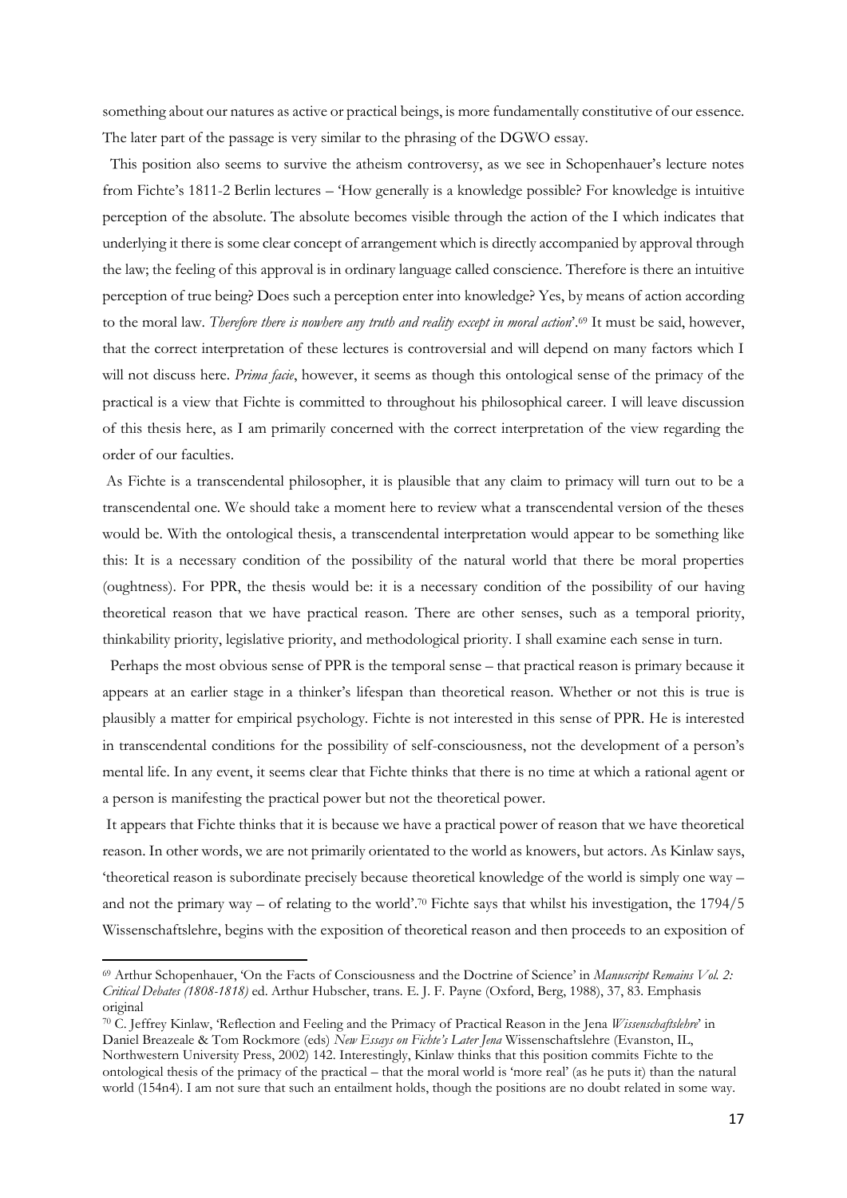something about our natures as active or practical beings, is more fundamentally constitutive of our essence. The later part of the passage is very similar to the phrasing of the DGWO essay.

This position also seems to survive the atheism controversy, as we see in Schopenhauer's lecture notes from Fichte's 1811-2 Berlin lectures – 'How generally is a knowledge possible? For knowledge is intuitive perception of the absolute. The absolute becomes visible through the action of the I which indicates that underlying it there is some clear concept of arrangement which is directly accompanied by approval through the law; the feeling of this approval is in ordinary language called conscience. Therefore is there an intuitive perception of true being? Does such a perception enter into knowledge? Yes, by means of action according to the moral law. *Therefore there is nowhere any truth and reality except in moral action*'.[69] It must be said, however, that the correct interpretation of these lectures is controversial and will depend on many factors which I will not discuss here. *Prima facie*, however, it seems as though this ontological sense of the primacy of the practical is a view that Fichte is committed to throughout his philosophical career. I will leave discussion of this thesis here, as I am primarily concerned with the correct interpretation of the view regarding the order of our faculties.

As Fichte is a transcendental philosopher, it is plausible that any claim to primacy will turn out to be a transcendental one. We should take a moment here to review what a transcendental version of the theses would be. With the ontological thesis, a transcendental interpretation would appear to be something like this: It is a necessary condition of the possibility of the natural world that there be moral properties (oughtness). For PPR, the thesis would be: it is a necessary condition of the possibility of our having theoretical reason that we have practical reason. There are other senses, such as a temporal priority, thinkability priority, legislative priority, and methodological priority. I shall examine each sense in turn.

Perhaps the most obvious sense of PPR is the temporal sense – that practical reason is primary because it appears at an earlier stage in a thinker's lifespan than theoretical reason. Whether or not this is true is plausibly a matter for empirical psychology. Fichte is not interested in this sense of PPR. He is interested in transcendental conditions for the possibility of self-consciousness, not the development of a person's mental life. In any event, it seems clear that Fichte thinks that there is no time at which a rational agent or a person is manifesting the practical power but not the theoretical power.

It appears that Fichte thinks that it is because we have a practical power of reason that we have theoretical reason. In other words, we are not primarily orientated to the world as knowers, but actors. As Kinlaw says, 'theoretical reason is subordinate precisely because theoretical knowledge of the world is simply one way – and not the primary way – of relating to the world'.[70] Fichte says that whilst his investigation, the 1794/5 Wissenschaftslehre, begins with the exposition of theoretical reason and then proceeds to an exposition of

---

[69] Arthur Schopenhauer, 'On the Facts of Consciousness and the Doctrine of Science' in *Manuscript Remains Vol. 2: Critical Debates (1808-1818)* ed. Arthur Hubscher, trans. E. J. F. Payne (Oxford, Berg, 1988), 37, 83. Emphasis original

[70] C. Jeffrey Kinlaw, 'Reflection and Feeling and the Primacy of Practical Reason in the Jena *Wissenschaftslehre*' in Daniel Breazeale & Tom Rockmore (eds) *New Essays on Fichte's Later Jena* Wissenschaftslehre (Evanston, IL, Northwestern University Press, 2002) 142. Interestingly, Kinlaw thinks that this position commits Fichte to the ontological thesis of the primacy of the practical – that the moral world is 'more real' (as he puts it) than the natural world (154n4). I am not sure that such an entailment holds, though the positions are no doubt related in some way.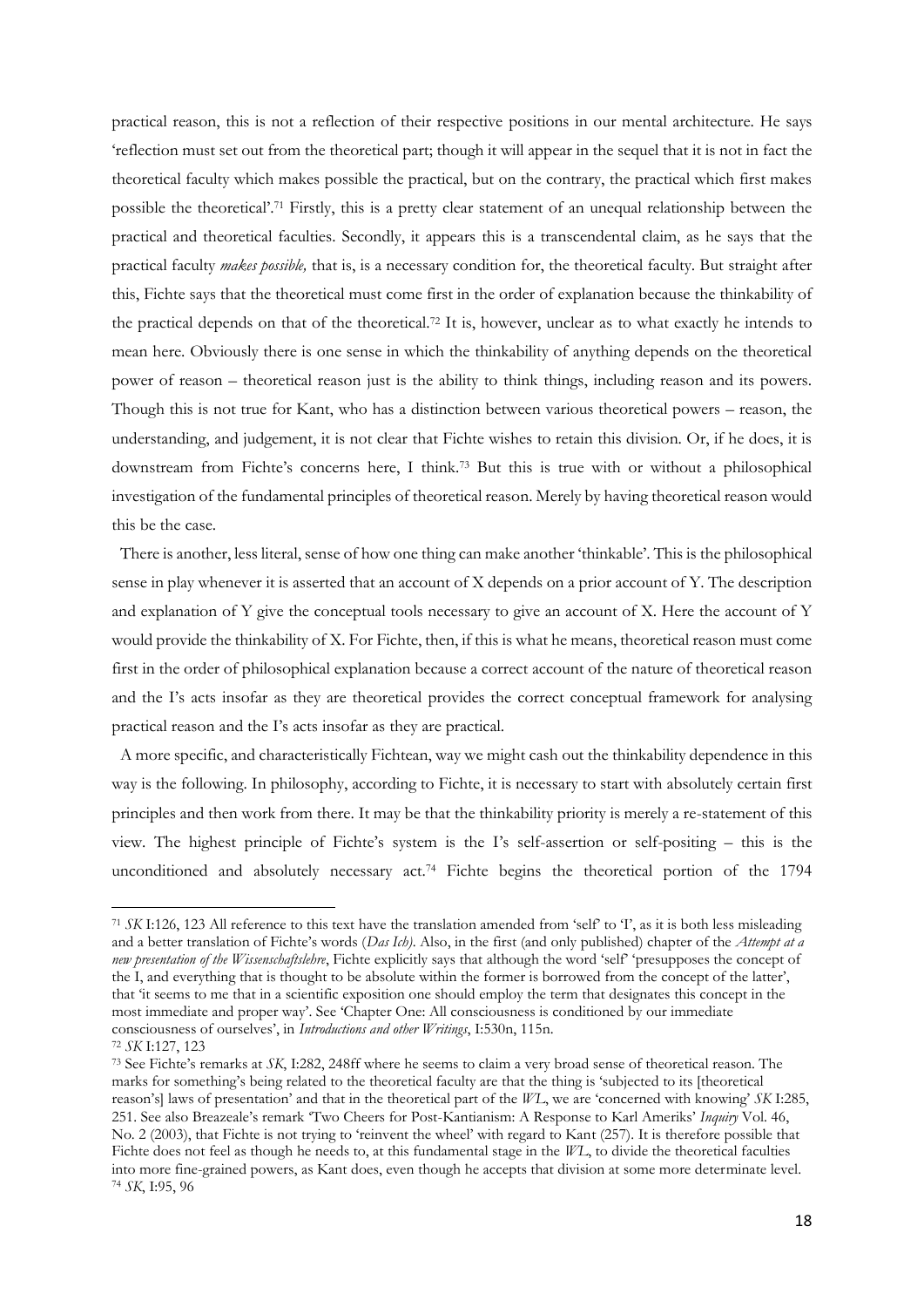practical reason, this is not a reflection of their respective positions in our mental architecture. He says 'reflection must set out from the theoretical part; though it will appear in the sequel that it is not in fact the theoretical faculty which makes possible the practical, but on the contrary, the practical which first makes possible the theoretical'.[71] Firstly, this is a pretty clear statement of an unequal relationship between the practical and theoretical faculties. Secondly, it appears this is a transcendental claim, as he says that the practical faculty *makes possible,* that is, is a necessary condition for, the theoretical faculty. But straight after this, Fichte says that the theoretical must come first in the order of explanation because the thinkability of the practical depends on that of the theoretical.[72] It is, however, unclear as to what exactly he intends to mean here. Obviously there is one sense in which the thinkability of anything depends on the theoretical power of reason – theoretical reason just is the ability to think things, including reason and its powers. Though this is not true for Kant, who has a distinction between various theoretical powers – reason, the understanding, and judgement, it is not clear that Fichte wishes to retain this division. Or, if he does, it is downstream from Fichte's concerns here, I think.[73] But this is true with or without a philosophical investigation of the fundamental principles of theoretical reason. Merely by having theoretical reason would this be the case.

There is another, less literal, sense of how one thing can make another 'thinkable'. This is the philosophical sense in play whenever it is asserted that an account of X depends on a prior account of Y. The description and explanation of Y give the conceptual tools necessary to give an account of X. Here the account of Y would provide the thinkability of X. For Fichte, then, if this is what he means, theoretical reason must come first in the order of philosophical explanation because a correct account of the nature of theoretical reason and the I's acts insofar as they are theoretical provides the correct conceptual framework for analysing practical reason and the I's acts insofar as they are practical.

A more specific, and characteristically Fichtean, way we might cash out the thinkability dependence in this way is the following. In philosophy, according to Fichte, it is necessary to start with absolutely certain first principles and then work from there. It may be that the thinkability priority is merely a re-statement of this view. The highest principle of Fichte's system is the I's self-assertion or self-positing – this is the unconditioned and absolutely necessary act.[74] Fichte begins the theoretical portion of the 1794

---

[71] *SK* I:126, 123 All reference to this text have the translation amended from 'self' to 'I', as it is both less misleading and a better translation of Fichte's words (*Das Ich*). Also, in the first (and only published) chapter of the *Attempt at a new presentation of the Wissenschaftslehre*, Fichte explicitly says that although the word 'self' 'presupposes the concept of the I, and everything that is thought to be absolute within the former is borrowed from the concept of the latter', that 'it seems to me that in a scientific exposition one should employ the term that designates this concept in the most immediate and proper way'. See 'Chapter One: All consciousness is conditioned by our immediate consciousness of ourselves', in *Introductions and other Writings*, I:530n, 115n.

[72] *SK* I:127, 123

[73] See Fichte's remarks at *SK*, I:282, 248ff where he seems to claim a very broad sense of theoretical reason. The marks for something's being related to the theoretical faculty are that the thing is 'subjected to its [theoretical reason's] laws of presentation' and that in the theoretical part of the *WL*, we are 'concerned with knowing' *SK* I:285, 251. See also Breazeale's remark 'Two Cheers for Post-Kantianism: A Response to Karl Ameriks' *Inquiry* Vol. 46, No. 2 (2003), that Fichte is not trying to 'reinvent the wheel' with regard to Kant (257). It is therefore possible that Fichte does not feel as though he needs to, at this fundamental stage in the *WL*, to divide the theoretical faculties into more fine-grained powers, as Kant does, even though he accepts that division at some more determinate level.

[74] *SK*, I:95, 96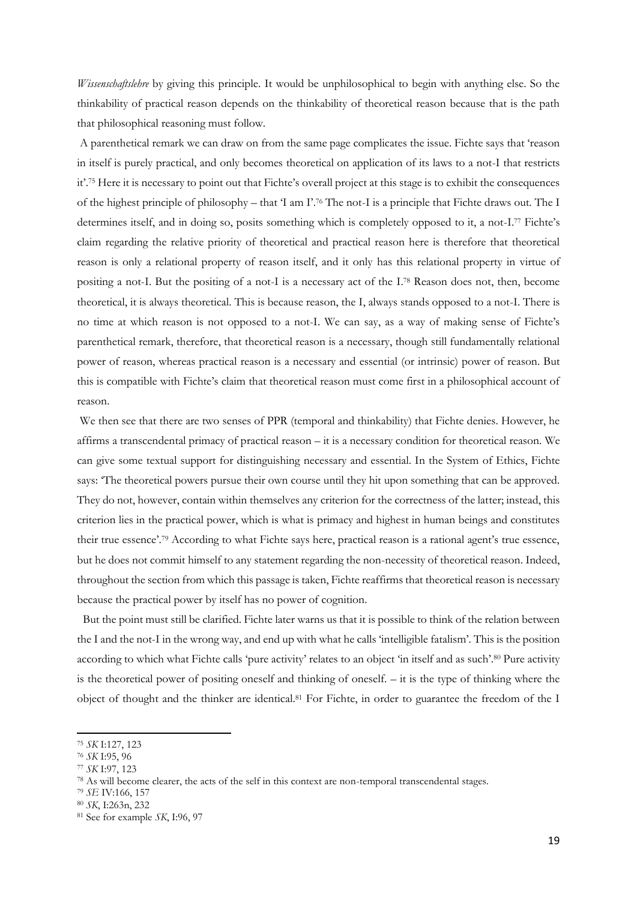*Wissenschaftslehre* by giving this principle. It would be unphilosophical to begin with anything else. So the thinkability of practical reason depends on the thinkability of theoretical reason because that is the path that philosophical reasoning must follow.

A parenthetical remark we can draw on from the same page complicates the issue. Fichte says that 'reason in itself is purely practical, and only becomes theoretical on application of its laws to a not-I that restricts it'.[75] Here it is necessary to point out that Fichte's overall project at this stage is to exhibit the consequences of the highest principle of philosophy – that 'I am I'.[76] The not-I is a principle that Fichte draws out. The I determines itself, and in doing so, posits something which is completely opposed to it, a not-I.[77] Fichte's claim regarding the relative priority of theoretical and practical reason here is therefore that theoretical reason is only a relational property of reason itself, and it only has this relational property in virtue of positing a not-I. But the positing of a not-I is a necessary act of the I.[78] Reason does not, then, become theoretical, it is always theoretical. This is because reason, the I, always stands opposed to a not-I. There is no time at which reason is not opposed to a not-I. We can say, as a way of making sense of Fichte's parenthetical remark, therefore, that theoretical reason is a necessary, though still fundamentally relational power of reason, whereas practical reason is a necessary and essential (or intrinsic) power of reason. But this is compatible with Fichte's claim that theoretical reason must come first in a philosophical account of reason.

We then see that there are two senses of PPR (temporal and thinkability) that Fichte denies. However, he affirms a transcendental primacy of practical reason – it is a necessary condition for theoretical reason. We can give some textual support for distinguishing necessary and essential. In the System of Ethics, Fichte says: 'The theoretical powers pursue their own course until they hit upon something that can be approved. They do not, however, contain within themselves any criterion for the correctness of the latter; instead, this criterion lies in the practical power, which is what is primacy and highest in human beings and constitutes their true essence'.[79] According to what Fichte says here, practical reason is a rational agent's true essence, but he does not commit himself to any statement regarding the non-necessity of theoretical reason. Indeed, throughout the section from which this passage is taken, Fichte reaffirms that theoretical reason is necessary because the practical power by itself has no power of cognition.

But the point must still be clarified. Fichte later warns us that it is possible to think of the relation between the I and the not-I in the wrong way, and end up with what he calls 'intelligible fatalism'. This is the position according to which what Fichte calls 'pure activity' relates to an object 'in itself and as such'.[80] Pure activity is the theoretical power of positing oneself and thinking of oneself. – it is the type of thinking where the object of thought and the thinker are identical.[81] For Fichte, in order to guarantee the freedom of the I

---

[75] *SK* I:127, 123

[76] *SK* I:95, 96

[77] *SK* I:97, 123

[78] As will become clearer, the acts of the self in this context are non-temporal transcendental stages.

[79] *SE* IV:166, 157

[80] *SK*, I:263n, 232

[81] See for example *SK*, I:96, 97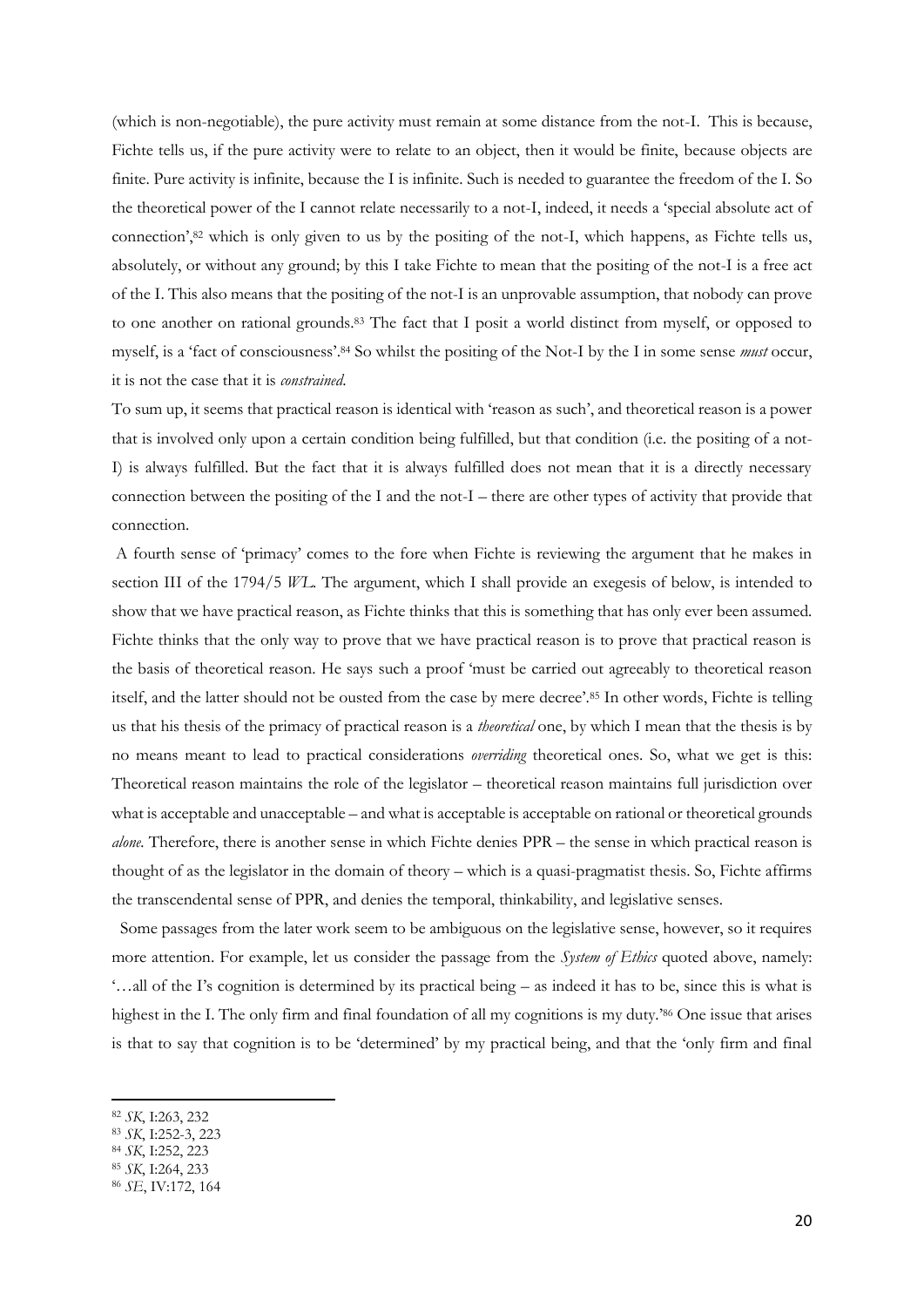(which is non-negotiable), the pure activity must remain at some distance from the not-I. This is because, Fichte tells us, if the pure activity were to relate to an object, then it would be finite, because objects are finite. Pure activity is infinite, because the I is infinite. Such is needed to guarantee the freedom of the I. So the theoretical power of the I cannot relate necessarily to a not-I, indeed, it needs a 'special absolute act of connection',[82] which is only given to us by the positing of the not-I, which happens, as Fichte tells us, absolutely, or without any ground; by this I take Fichte to mean that the positing of the not-I is a free act of the I. This also means that the positing of the not-I is an unprovable assumption, that nobody can prove to one another on rational grounds.[83] The fact that I posit a world distinct from myself, or opposed to myself, is a 'fact of consciousness'.[84] So whilst the positing of the Not-I by the I in some sense *must* occur, it is not the case that it is *constrained*.

To sum up, it seems that practical reason is identical with 'reason as such', and theoretical reason is a power that is involved only upon a certain condition being fulfilled, but that condition (i.e. the positing of a not-I) is always fulfilled. But the fact that it is always fulfilled does not mean that it is a directly necessary connection between the positing of the I and the not-I – there are other types of activity that provide that connection.

A fourth sense of 'primacy' comes to the fore when Fichte is reviewing the argument that he makes in section III of the 1794/5 *WL*. The argument, which I shall provide an exegesis of below, is intended to show that we have practical reason, as Fichte thinks that this is something that has only ever been assumed. Fichte thinks that the only way to prove that we have practical reason is to prove that practical reason is the basis of theoretical reason. He says such a proof 'must be carried out agreeably to theoretical reason itself, and the latter should not be ousted from the case by mere decree'.[85] In other words, Fichte is telling us that his thesis of the primacy of practical reason is a *theoretical* one, by which I mean that the thesis is by no means meant to lead to practical considerations *overriding* theoretical ones. So, what we get is this: Theoretical reason maintains the role of the legislator – theoretical reason maintains full jurisdiction over what is acceptable and unacceptable – and what is acceptable is acceptable on rational or theoretical grounds *alone*. Therefore, there is another sense in which Fichte denies PPR – the sense in which practical reason is thought of as the legislator in the domain of theory – which is a quasi-pragmatist thesis. So, Fichte affirms the transcendental sense of PPR, and denies the temporal, thinkability, and legislative senses.

Some passages from the later work seem to be ambiguous on the legislative sense, however, so it requires more attention. For example, let us consider the passage from the *System of Ethics* quoted above, namely: '…all of the I's cognition is determined by its practical being – as indeed it has to be, since this is what is highest in the I. The only firm and final foundation of all my cognitions is my duty.'[86] One issue that arises is that to say that cognition is to be 'determined' by my practical being, and that the 'only firm and final

[82] *SK*, I:263, 232
[83] *SK*, I:252-3, 223
[84] *SK*, I:252, 223
[85] *SK*, I:264, 233
[86] *SE*, IV:172, 164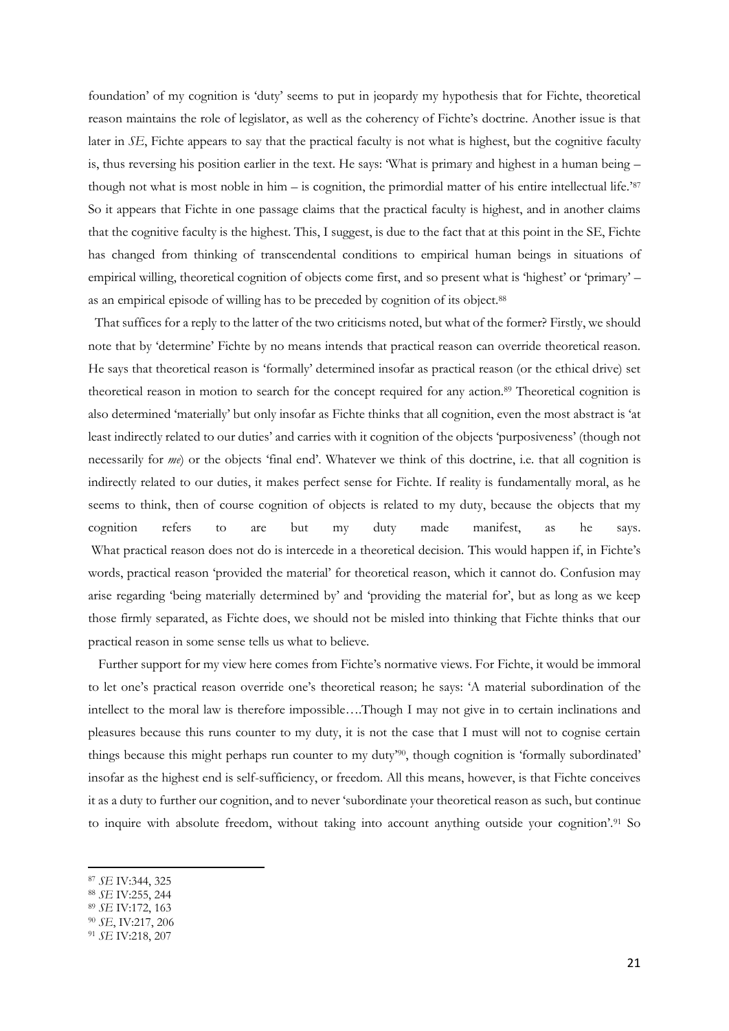foundation' of my cognition is 'duty' seems to put in jeopardy my hypothesis that for Fichte, theoretical reason maintains the role of legislator, as well as the coherency of Fichte's doctrine. Another issue is that later in *SE*, Fichte appears to say that the practical faculty is not what is highest, but the cognitive faculty is, thus reversing his position earlier in the text. He says: 'What is primary and highest in a human being – though not what is most noble in him – is cognition, the primordial matter of his entire intellectual life.'[87] So it appears that Fichte in one passage claims that the practical faculty is highest, and in another claims that the cognitive faculty is the highest. This, I suggest, is due to the fact that at this point in the SE, Fichte has changed from thinking of transcendental conditions to empirical human beings in situations of empirical willing, theoretical cognition of objects come first, and so present what is 'highest' or 'primary' – as an empirical episode of willing has to be preceded by cognition of its object.[88]

That suffices for a reply to the latter of the two criticisms noted, but what of the former? Firstly, we should note that by 'determine' Fichte by no means intends that practical reason can override theoretical reason. He says that theoretical reason is 'formally' determined insofar as practical reason (or the ethical drive) set theoretical reason in motion to search for the concept required for any action.[89] Theoretical cognition is also determined 'materially' but only insofar as Fichte thinks that all cognition, even the most abstract is 'at least indirectly related to our duties' and carries with it cognition of the objects 'purposiveness' (though not necessarily for *me*) or the objects 'final end'. Whatever we think of this doctrine, i.e. that all cognition is indirectly related to our duties, it makes perfect sense for Fichte. If reality is fundamentally moral, as he seems to think, then of course cognition of objects is related to my duty, because the objects that my cognition refers to are but my duty made manifest, as he says. What practical reason does not do is intercede in a theoretical decision. This would happen if, in Fichte's words, practical reason 'provided the material' for theoretical reason, which it cannot do. Confusion may arise regarding 'being materially determined by' and 'providing the material for', but as long as we keep those firmly separated, as Fichte does, we should not be misled into thinking that Fichte thinks that our practical reason in some sense tells us what to believe.

Further support for my view here comes from Fichte's normative views. For Fichte, it would be immoral to let one's practical reason override one's theoretical reason; he says: 'A material subordination of the intellect to the moral law is therefore impossible….Though I may not give in to certain inclinations and pleasures because this runs counter to my duty, it is not the case that I must will not to cognise certain things because this might perhaps run counter to my duty'[90], though cognition is 'formally subordinated' insofar as the highest end is self-sufficiency, or freedom. All this means, however, is that Fichte conceives it as a duty to further our cognition, and to never 'subordinate your theoretical reason as such, but continue to inquire with absolute freedom, without taking into account anything outside your cognition'.[91] So

[87] *SE* IV:344, 325
[88] *SE* IV:255, 244
[89] *SE* IV:172, 163
[90] *SE*, IV:217, 206
[91] *SE* IV:218, 207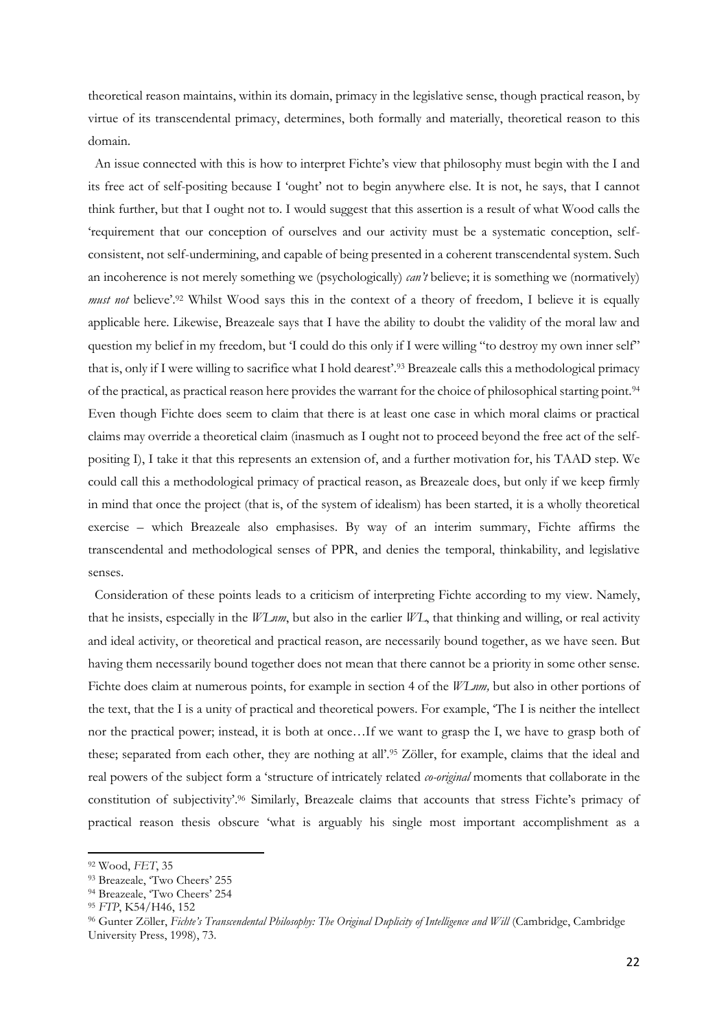theoretical reason maintains, within its domain, primacy in the legislative sense, though practical reason, by virtue of its transcendental primacy, determines, both formally and materially, theoretical reason to this domain.

An issue connected with this is how to interpret Fichte's view that philosophy must begin with the I and its free act of self-positing because I 'ought' not to begin anywhere else. It is not, he says, that I cannot think further, but that I ought not to. I would suggest that this assertion is a result of what Wood calls the 'requirement that our conception of ourselves and our activity must be a systematic conception, self-consistent, not self-undermining, and capable of being presented in a coherent transcendental system. Such an incoherence is not merely something we (psychologically) *can't* believe; it is something we (normatively) *must not* believe'.[92] Whilst Wood says this in the context of a theory of freedom, I believe it is equally applicable here. Likewise, Breazeale says that I have the ability to doubt the validity of the moral law and question my belief in my freedom, but 'I could do this only if I were willing "to destroy my own inner self" that is, only if I were willing to sacrifice what I hold dearest'.[93] Breazeale calls this a methodological primacy of the practical, as practical reason here provides the warrant for the choice of philosophical starting point.[94] Even though Fichte does seem to claim that there is at least one case in which moral claims or practical claims may override a theoretical claim (inasmuch as I ought not to proceed beyond the free act of the self-positing I), I take it that this represents an extension of, and a further motivation for, his TAAD step. We could call this a methodological primacy of practical reason, as Breazeale does, but only if we keep firmly in mind that once the project (that is, of the system of idealism) has been started, it is a wholly theoretical exercise – which Breazeale also emphasises. By way of an interim summary, Fichte affirms the transcendental and methodological senses of PPR, and denies the temporal, thinkability, and legislative senses.

Consideration of these points leads to a criticism of interpreting Fichte according to my view. Namely, that he insists, especially in the *WLnm*, but also in the earlier *WL*, that thinking and willing, or real activity and ideal activity, or theoretical and practical reason, are necessarily bound together, as we have seen. But having them necessarily bound together does not mean that there cannot be a priority in some other sense. Fichte does claim at numerous points, for example in section 4 of the *WLnm,* but also in other portions of the text, that the I is a unity of practical and theoretical powers. For example, 'The I is neither the intellect nor the practical power; instead, it is both at once…If we want to grasp the I, we have to grasp both of these; separated from each other, they are nothing at all'.[95] Zöller, for example, claims that the ideal and real powers of the subject form a 'structure of intricately related *co-original* moments that collaborate in the constitution of subjectivity'.[96] Similarly, Breazeale claims that accounts that stress Fichte's primacy of practical reason thesis obscure 'what is arguably his single most important accomplishment as a

---

[92] Wood, *FET*, 35

[93] Breazeale, 'Two Cheers' 255

[94] Breazeale, 'Two Cheers' 254

[95] *FTP*, K54/H46, 152

[96] Gunter Zöller, *Fichte's Transcendental Philosophy: The Original Duplicity of Intelligence and Will* (Cambridge, Cambridge University Press, 1998), 73.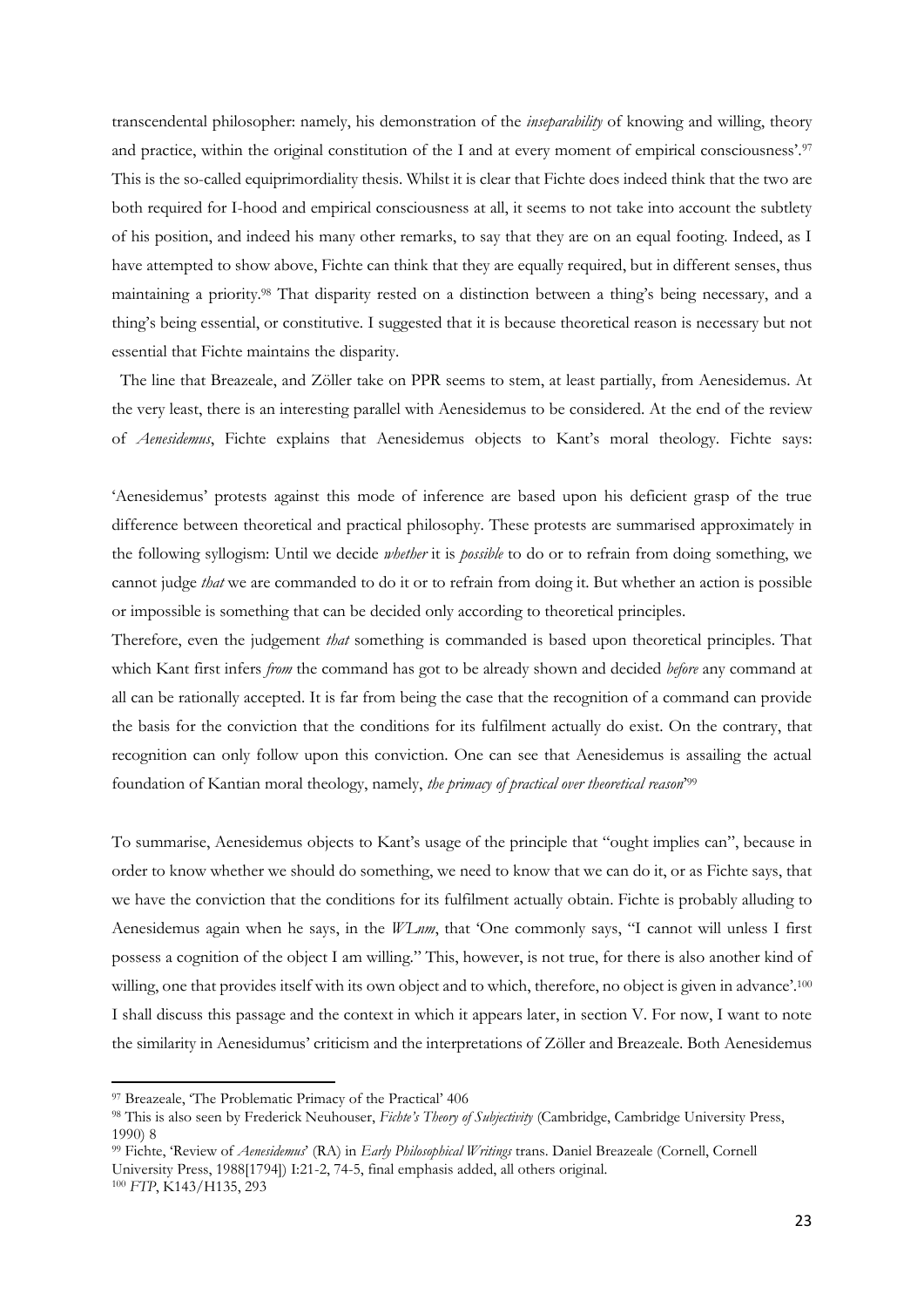transcendental philosopher: namely, his demonstration of the *inseparability* of knowing and willing, theory and practice, within the original constitution of the I and at every moment of empirical consciousness'.[97] This is the so-called equiprimordiality thesis. Whilst it is clear that Fichte does indeed think that the two are both required for I-hood and empirical consciousness at all, it seems to not take into account the subtlety of his position, and indeed his many other remarks, to say that they are on an equal footing. Indeed, as I have attempted to show above, Fichte can think that they are equally required, but in different senses, thus maintaining a priority.[98] That disparity rested on a distinction between a thing's being necessary, and a thing's being essential, or constitutive. I suggested that it is because theoretical reason is necessary but not essential that Fichte maintains the disparity.

The line that Breazeale, and Zöller take on PPR seems to stem, at least partially, from Aenesidemus. At the very least, there is an interesting parallel with Aenesidemus to be considered. At the end of the review of *Aenesidemus*, Fichte explains that Aenesidemus objects to Kant's moral theology. Fichte says:

'Aenesidemus' protests against this mode of inference are based upon his deficient grasp of the true difference between theoretical and practical philosophy. These protests are summarised approximately in the following syllogism: Until we decide *whether* it is *possible* to do or to refrain from doing something, we cannot judge *that* we are commanded to do it or to refrain from doing it. But whether an action is possible or impossible is something that can be decided only according to theoretical principles.
Therefore, even the judgement *that* something is commanded is based upon theoretical principles. That which Kant first infers *from* the command has got to be already shown and decided *before* any command at all can be rationally accepted. It is far from being the case that the recognition of a command can provide the basis for the conviction that the conditions for its fulfilment actually do exist. On the contrary, that recognition can only follow upon this conviction. One can see that Aenesidemus is assailing the actual foundation of Kantian moral theology, namely, *the primacy of practical over theoretical reason*'[99]

To summarise, Aenesidemus objects to Kant's usage of the principle that "ought implies can", because in order to know whether we should do something, we need to know that we can do it, or as Fichte says, that we have the conviction that the conditions for its fulfilment actually obtain. Fichte is probably alluding to Aenesidemus again when he says, in the *WLnm*, that 'One commonly says, "I cannot will unless I first possess a cognition of the object I am willing." This, however, is not true, for there is also another kind of willing, one that provides itself with its own object and to which, therefore, no object is given in advance'.[100] I shall discuss this passage and the context in which it appears later, in section V. For now, I want to note the similarity in Aenesidumus' criticism and the interpretations of Zöller and Breazeale. Both Aenesidemus

---

[97] Breazeale, 'The Problematic Primacy of the Practical' 406

[98] This is also seen by Frederick Neuhouser, *Fichte's Theory of Subjectivity* (Cambridge, Cambridge University Press, 1990) 8

[99] Fichte, 'Review of *Aenesidemus*' (RA) in *Early Philosophical Writings* trans. Daniel Breazeale (Cornell, Cornell University Press, 1988[1794]) I:21-2, 74-5, final emphasis added, all others original.

[100] *FTP*, K143/H135, 293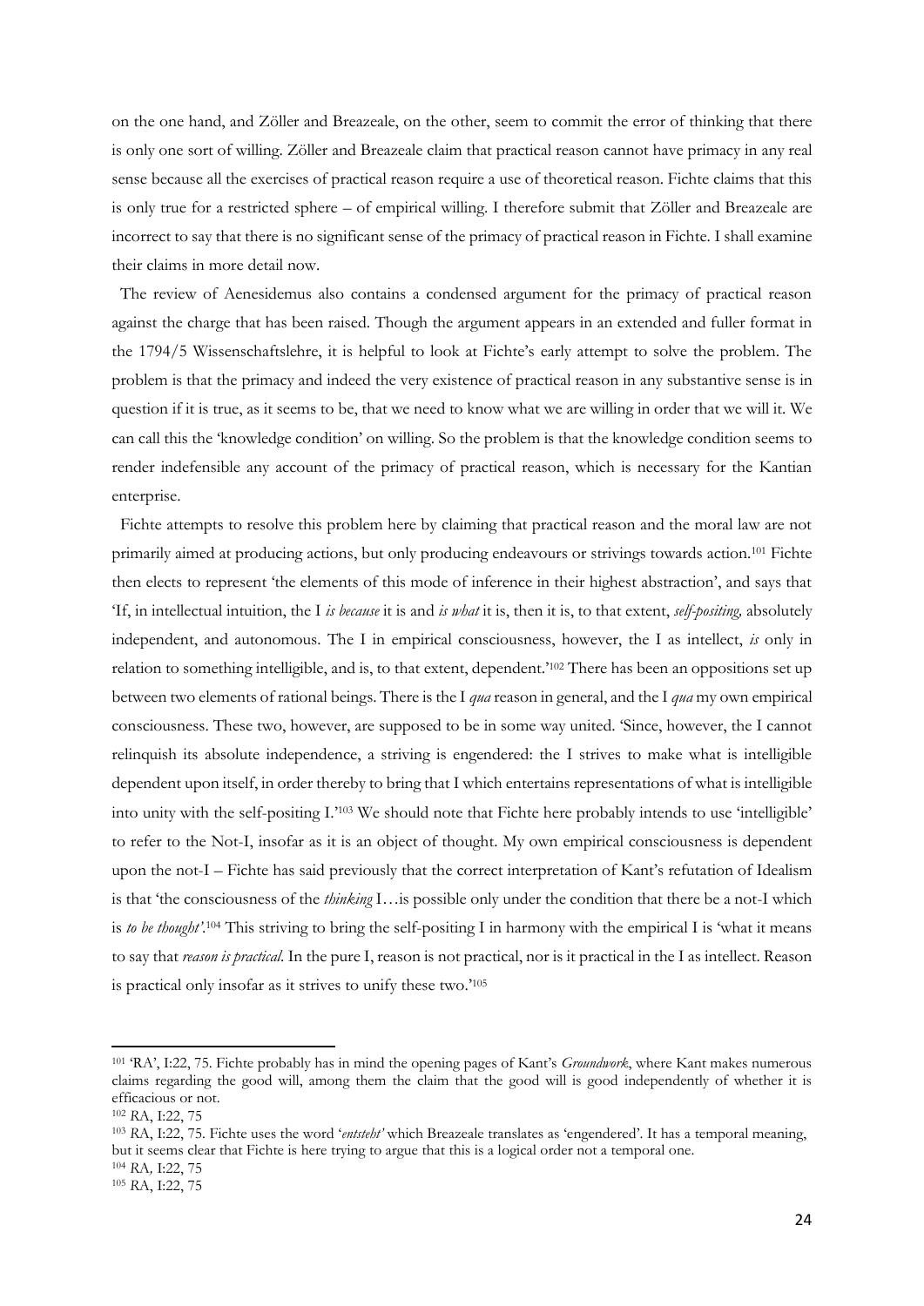on the one hand, and Zöller and Breazeale, on the other, seem to commit the error of thinking that there is only one sort of willing. Zöller and Breazeale claim that practical reason cannot have primacy in any real sense because all the exercises of practical reason require a use of theoretical reason. Fichte claims that this is only true for a restricted sphere – of empirical willing. I therefore submit that Zöller and Breazeale are incorrect to say that there is no significant sense of the primacy of practical reason in Fichte. I shall examine their claims in more detail now.

The review of Aenesidemus also contains a condensed argument for the primacy of practical reason against the charge that has been raised. Though the argument appears in an extended and fuller format in the 1794/5 Wissenschaftslehre, it is helpful to look at Fichte's early attempt to solve the problem. The problem is that the primacy and indeed the very existence of practical reason in any substantive sense is in question if it is true, as it seems to be, that we need to know what we are willing in order that we will it. We can call this the 'knowledge condition' on willing. So the problem is that the knowledge condition seems to render indefensible any account of the primacy of practical reason, which is necessary for the Kantian enterprise.

Fichte attempts to resolve this problem here by claiming that practical reason and the moral law are not primarily aimed at producing actions, but only producing endeavours or strivings towards action.[101] Fichte then elects to represent 'the elements of this mode of inference in their highest abstraction', and says that 'If, in intellectual intuition, the I *is because* it is and *is what* it is, then it is, to that extent, *self-positing,* absolutely independent, and autonomous. The I in empirical consciousness, however, the I as intellect, *is* only in relation to something intelligible, and is, to that extent, dependent.'[102] There has been an oppositions set up between two elements of rational beings. There is the I *qua* reason in general, and the I *qua* my own empirical consciousness. These two, however, are supposed to be in some way united. 'Since, however, the I cannot relinquish its absolute independence, a striving is engendered: the I strives to make what is intelligible dependent upon itself, in order thereby to bring that I which entertains representations of what is intelligible into unity with the self-positing I.'[103] We should note that Fichte here probably intends to use 'intelligible' to refer to the Not-I, insofar as it is an object of thought. My own empirical consciousness is dependent upon the not-I – Fichte has said previously that the correct interpretation of Kant's refutation of Idealism is that 'the consciousness of the *thinking* I…is possible only under the condition that there be a not-I which is *to be thought'*.[104] This striving to bring the self-positing I in harmony with the empirical I is 'what it means to say that *reason is practical.* In the pure I, reason is not practical, nor is it practical in the I as intellect. Reason is practical only insofar as it strives to unify these two.'[105]

---

[101] 'RA', I:22, 75. Fichte probably has in mind the opening pages of Kant's *Groundwork*, where Kant makes numerous claims regarding the good will, among them the claim that the good will is good independently of whether it is efficacious or not.

[102] *R*A, I:22, 75

[103] *R*A, I:22, 75. Fichte uses the word '*entsteht'* which Breazeale translates as 'engendered'. It has a temporal meaning, but it seems clear that Fichte is here trying to argue that this is a logical order not a temporal one.

[104] *R*A*,* I:22, 75

[105] *R*A, I:22, 75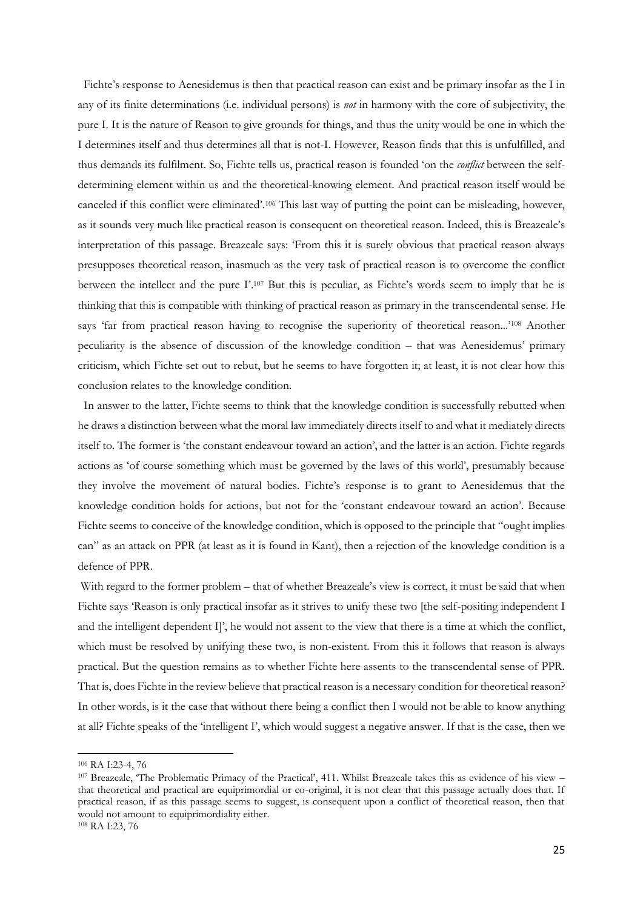Fichte's response to Aenesidemus is then that practical reason can exist and be primary insofar as the I in any of its finite determinations (i.e. individual persons) is *not* in harmony with the core of subjectivity, the pure I. It is the nature of Reason to give grounds for things, and thus the unity would be one in which the I determines itself and thus determines all that is not-I. However, Reason finds that this is unfulfilled, and thus demands its fulfilment. So, Fichte tells us, practical reason is founded 'on the *conflict* between the self-determining element within us and the theoretical-knowing element. And practical reason itself would be canceled if this conflict were eliminated'.[106] This last way of putting the point can be misleading, however, as it sounds very much like practical reason is consequent on theoretical reason. Indeed, this is Breazeale's interpretation of this passage. Breazeale says: 'From this it is surely obvious that practical reason always presupposes theoretical reason, inasmuch as the very task of practical reason is to overcome the conflict between the intellect and the pure I'.[107] But this is peculiar, as Fichte's words seem to imply that he is thinking that this is compatible with thinking of practical reason as primary in the transcendental sense. He says 'far from practical reason having to recognise the superiority of theoretical reason...'[108] Another peculiarity is the absence of discussion of the knowledge condition – that was Aenesidemus' primary criticism, which Fichte set out to rebut, but he seems to have forgotten it; at least, it is not clear how this conclusion relates to the knowledge condition.

In answer to the latter, Fichte seems to think that the knowledge condition is successfully rebutted when he draws a distinction between what the moral law immediately directs itself to and what it mediately directs itself to. The former is 'the constant endeavour toward an action', and the latter is an action. Fichte regards actions as 'of course something which must be governed by the laws of this world', presumably because they involve the movement of natural bodies. Fichte's response is to grant to Aenesidemus that the knowledge condition holds for actions, but not for the 'constant endeavour toward an action'. Because Fichte seems to conceive of the knowledge condition, which is opposed to the principle that "ought implies can" as an attack on PPR (at least as it is found in Kant), then a rejection of the knowledge condition is a defence of PPR.

With regard to the former problem – that of whether Breazeale's view is correct, it must be said that when Fichte says 'Reason is only practical insofar as it strives to unify these two [the self-positing independent I and the intelligent dependent I]', he would not assent to the view that there is a time at which the conflict, which must be resolved by unifying these two, is non-existent. From this it follows that reason is always practical. But the question remains as to whether Fichte here assents to the transcendental sense of PPR. That is, does Fichte in the review believe that practical reason is a necessary condition for theoretical reason? In other words, is it the case that without there being a conflict then I would not be able to know anything at all? Fichte speaks of the 'intelligent I', which would suggest a negative answer. If that is the case, then we

---

[106] RA I:23-4, 76

[107] Breazeale, 'The Problematic Primacy of the Practical', 411. Whilst Breazeale takes this as evidence of his view – that theoretical and practical are equiprimordial or co-original, it is not clear that this passage actually does that. If practical reason, if as this passage seems to suggest, is consequent upon a conflict of theoretical reason, then that would not amount to equiprimordiality either.

[108] RA I:23, 76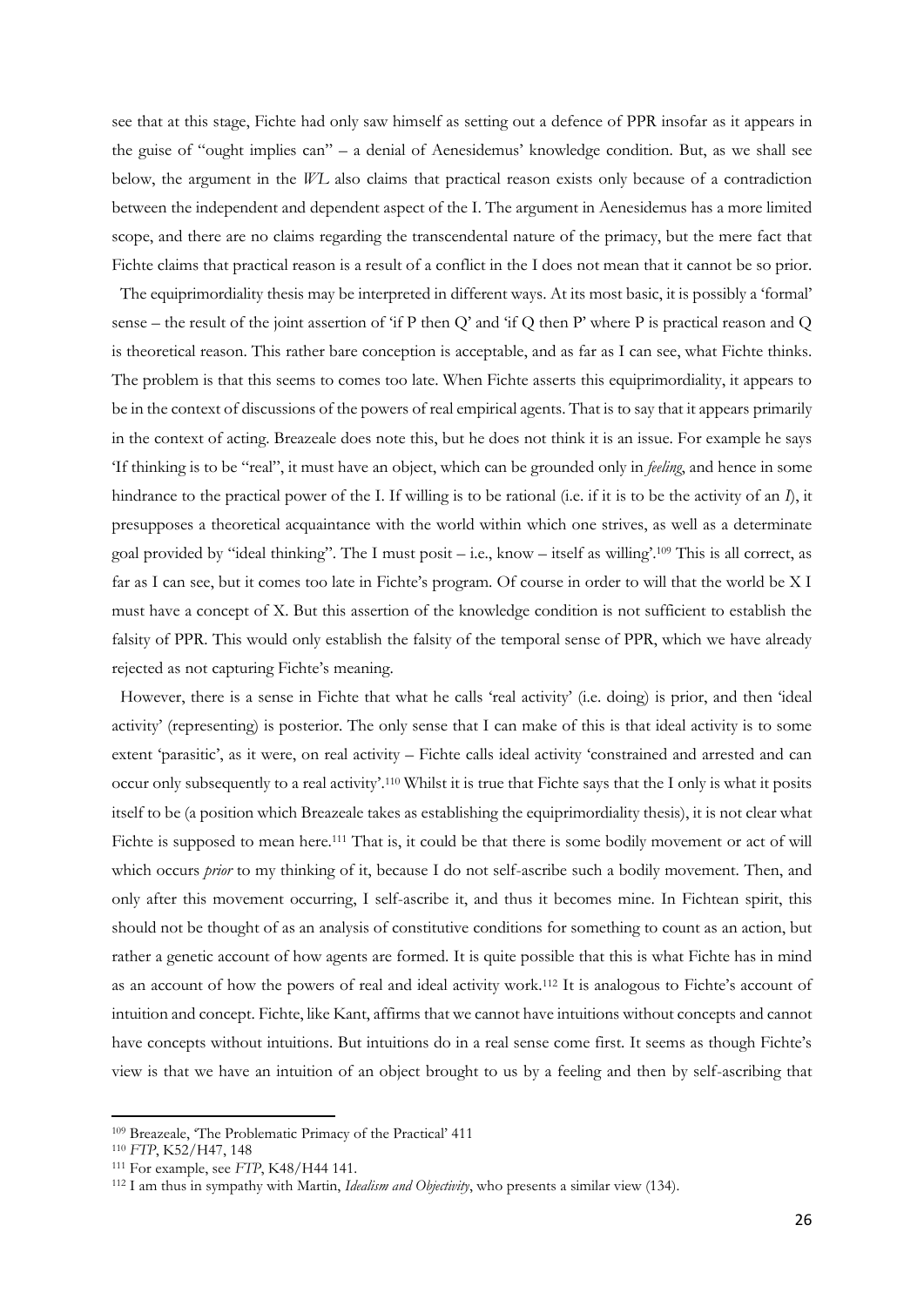see that at this stage, Fichte had only saw himself as setting out a defence of PPR insofar as it appears in the guise of "ought implies can" – a denial of Aenesidemus' knowledge condition. But, as we shall see below, the argument in the *WL* also claims that practical reason exists only because of a contradiction between the independent and dependent aspect of the I. The argument in Aenesidemus has a more limited scope, and there are no claims regarding the transcendental nature of the primacy, but the mere fact that Fichte claims that practical reason is a result of a conflict in the I does not mean that it cannot be so prior.

The equiprimordiality thesis may be interpreted in different ways. At its most basic, it is possibly a 'formal' sense – the result of the joint assertion of 'if P then Q' and 'if Q then P' where P is practical reason and Q is theoretical reason. This rather bare conception is acceptable, and as far as I can see, what Fichte thinks. The problem is that this seems to comes too late. When Fichte asserts this equiprimordiality, it appears to be in the context of discussions of the powers of real empirical agents. That is to say that it appears primarily in the context of acting. Breazeale does note this, but he does not think it is an issue. For example he says 'If thinking is to be "real", it must have an object, which can be grounded only in *feeling*, and hence in some hindrance to the practical power of the I. If willing is to be rational (i.e. if it is to be the activity of an *I*), it presupposes a theoretical acquaintance with the world within which one strives, as well as a determinate goal provided by "ideal thinking". The I must posit – i.e., know – itself as willing'.[109] This is all correct, as far as I can see, but it comes too late in Fichte's program. Of course in order to will that the world be X I must have a concept of X. But this assertion of the knowledge condition is not sufficient to establish the falsity of PPR. This would only establish the falsity of the temporal sense of PPR, which we have already rejected as not capturing Fichte's meaning.

However, there is a sense in Fichte that what he calls 'real activity' (i.e. doing) is prior, and then 'ideal activity' (representing) is posterior. The only sense that I can make of this is that ideal activity is to some extent 'parasitic', as it were, on real activity – Fichte calls ideal activity 'constrained and arrested and can occur only subsequently to a real activity'.[110] Whilst it is true that Fichte says that the I only is what it posits itself to be (a position which Breazeale takes as establishing the equiprimordiality thesis), it is not clear what Fichte is supposed to mean here.[111] That is, it could be that there is some bodily movement or act of will which occurs *prior* to my thinking of it, because I do not self-ascribe such a bodily movement. Then, and only after this movement occurring, I self-ascribe it, and thus it becomes mine. In Fichtean spirit, this should not be thought of as an analysis of constitutive conditions for something to count as an action, but rather a genetic account of how agents are formed. It is quite possible that this is what Fichte has in mind as an account of how the powers of real and ideal activity work.[112] It is analogous to Fichte's account of intuition and concept. Fichte, like Kant, affirms that we cannot have intuitions without concepts and cannot have concepts without intuitions. But intuitions do in a real sense come first. It seems as though Fichte's view is that we have an intuition of an object brought to us by a feeling and then by self-ascribing that

---

[109] Breazeale, 'The Problematic Primacy of the Practical' 411

[110] *FTP*, K52/H47, 148

[111] For example, see *FTP*, K48/H44 141.

[112] I am thus in sympathy with Martin, *Idealism and Objectivity*, who presents a similar view (134).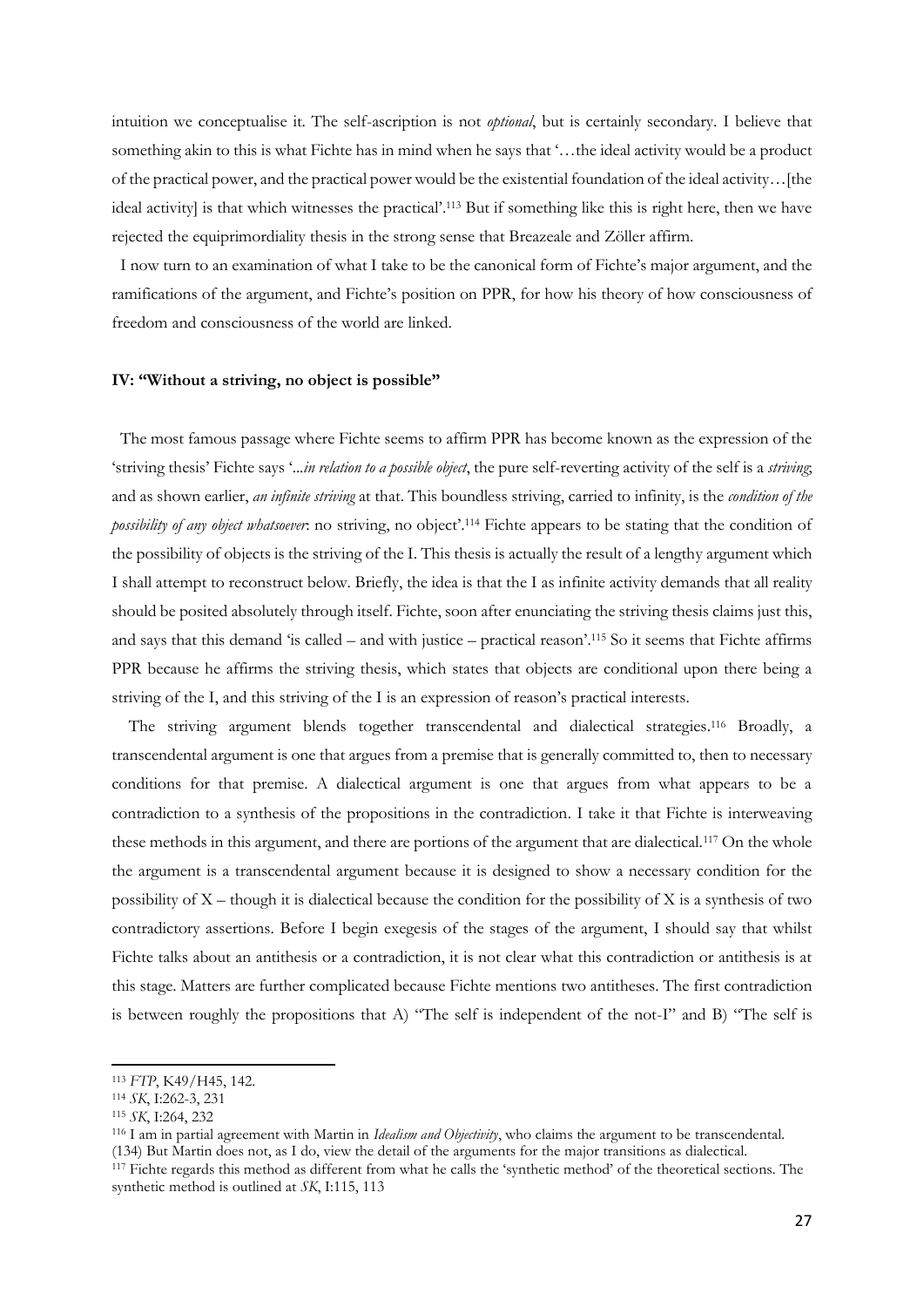intuition we conceptualise it. The self-ascription is not *optional*, but is certainly secondary. I believe that something akin to this is what Fichte has in mind when he says that '…the ideal activity would be a product of the practical power, and the practical power would be the existential foundation of the ideal activity…[the ideal activity] is that which witnesses the practical'.[113] But if something like this is right here, then we have rejected the equiprimordiality thesis in the strong sense that Breazeale and Zöller affirm.

I now turn to an examination of what I take to be the canonical form of Fichte's major argument, and the ramifications of the argument, and Fichte's position on PPR, for how his theory of how consciousness of freedom and consciousness of the world are linked.

### IV: "Without a striving, no object is possible"

The most famous passage where Fichte seems to affirm PPR has become known as the expression of the 'striving thesis' Fichte says '...*in relation to a possible object*, the pure self-reverting activity of the self is a *striving*; and as shown earlier, *an infinite striving* at that. This boundless striving, carried to infinity, is the *condition of the possibility of any object whatsoever*: no striving, no object'.[114] Fichte appears to be stating that the condition of the possibility of objects is the striving of the I. This thesis is actually the result of a lengthy argument which I shall attempt to reconstruct below. Briefly, the idea is that the I as infinite activity demands that all reality should be posited absolutely through itself. Fichte, soon after enunciating the striving thesis claims just this, and says that this demand 'is called – and with justice – practical reason'.[115] So it seems that Fichte affirms PPR because he affirms the striving thesis, which states that objects are conditional upon there being a striving of the I, and this striving of the I is an expression of reason's practical interests.

The striving argument blends together transcendental and dialectical strategies.[116] Broadly, a transcendental argument is one that argues from a premise that is generally committed to, then to necessary conditions for that premise. A dialectical argument is one that argues from what appears to be a contradiction to a synthesis of the propositions in the contradiction. I take it that Fichte is interweaving these methods in this argument, and there are portions of the argument that are dialectical.[117] On the whole the argument is a transcendental argument because it is designed to show a necessary condition for the possibility of X – though it is dialectical because the condition for the possibility of X is a synthesis of two contradictory assertions. Before I begin exegesis of the stages of the argument, I should say that whilst Fichte talks about an antithesis or a contradiction, it is not clear what this contradiction or antithesis is at this stage. Matters are further complicated because Fichte mentions two antitheses. The first contradiction is between roughly the propositions that A) "The self is independent of the not-I" and B) "The self is

---

[113] *FTP*, K49/H45, 142.

[114] *SK*, I:262-3, 231

[115] *SK*, I:264, 232

[116] I am in partial agreement with Martin in *Idealism and Objectivity*, who claims the argument to be transcendental. (134) But Martin does not, as I do, view the detail of the arguments for the major transitions as dialectical.

[117] Fichte regards this method as different from what he calls the 'synthetic method' of the theoretical sections. The synthetic method is outlined at *SK*, I:115, 113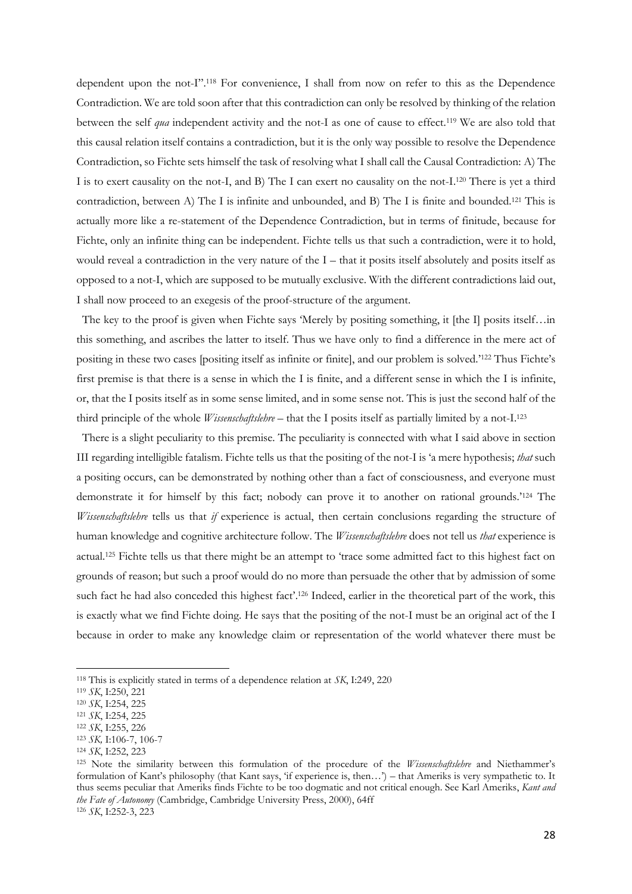dependent upon the not-I".[118] For convenience, I shall from now on refer to this as the Dependence Contradiction. We are told soon after that this contradiction can only be resolved by thinking of the relation between the self *qua* independent activity and the not-I as one of cause to effect.[119] We are also told that this causal relation itself contains a contradiction, but it is the only way possible to resolve the Dependence Contradiction, so Fichte sets himself the task of resolving what I shall call the Causal Contradiction: A) The I is to exert causality on the not-I, and B) The I can exert no causality on the not-I.[120] There is yet a third contradiction, between A) The I is infinite and unbounded, and B) The I is finite and bounded.[121] This is actually more like a re-statement of the Dependence Contradiction, but in terms of finitude, because for Fichte, only an infinite thing can be independent. Fichte tells us that such a contradiction, were it to hold, would reveal a contradiction in the very nature of the I – that it posits itself absolutely and posits itself as opposed to a not-I, which are supposed to be mutually exclusive. With the different contradictions laid out, I shall now proceed to an exegesis of the proof-structure of the argument.

The key to the proof is given when Fichte says 'Merely by positing something, it [the I] posits itself…in this something, and ascribes the latter to itself. Thus we have only to find a difference in the mere act of positing in these two cases [positing itself as infinite or finite], and our problem is solved.'[122] Thus Fichte's first premise is that there is a sense in which the I is finite, and a different sense in which the I is infinite, or, that the I posits itself as in some sense limited, and in some sense not. This is just the second half of the third principle of the whole *Wissenschaftslehre* – that the I posits itself as partially limited by a not-I.[123]

There is a slight peculiarity to this premise. The peculiarity is connected with what I said above in section III regarding intelligible fatalism. Fichte tells us that the positing of the not-I is 'a mere hypothesis; *that* such a positing occurs, can be demonstrated by nothing other than a fact of consciousness, and everyone must demonstrate it for himself by this fact; nobody can prove it to another on rational grounds.'[124] The *Wissenschaftslehre* tells us that *if* experience is actual, then certain conclusions regarding the structure of human knowledge and cognitive architecture follow. The *Wissenschaftslehre* does not tell us *that* experience is actual.[125] Fichte tells us that there might be an attempt to 'trace some admitted fact to this highest fact on grounds of reason; but such a proof would do no more than persuade the other that by admission of some such fact he had also conceded this highest fact'.[126] Indeed, earlier in the theoretical part of the work, this is exactly what we find Fichte doing. He says that the positing of the not-I must be an original act of the I because in order to make any knowledge claim or representation of the world whatever there must be

---

[118] This is explicitly stated in terms of a dependence relation at *SK*, I:249, 220

[119] *SK*, I:250, 221

[120] *SK*, I:254, 225

[121] *SK*, I:254, 225

[122] *SK*, I:255, 226

[123] *SK,* I:106-7, 106-7

[124] *SK*, I:252, 223

[125] Note the similarity between this formulation of the procedure of the *Wissenschaftslehre* and Niethammer's formulation of Kant's philosophy (that Kant says, 'if experience is, then…') – that Ameriks is very sympathetic to. It thus seems peculiar that Ameriks finds Fichte to be too dogmatic and not critical enough. See Karl Ameriks, *Kant and the Fate of Autonomy* (Cambridge, Cambridge University Press, 2000), 64ff

[126] *SK*, I:252-3, 223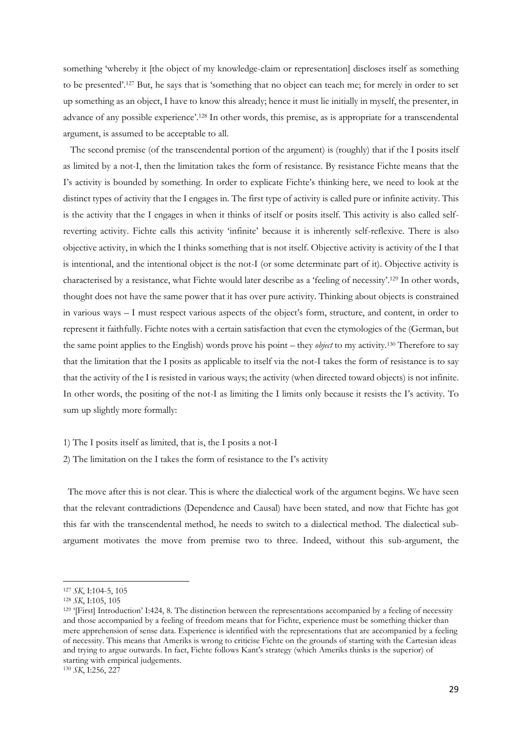something 'whereby it [the object of my knowledge-claim or representation] discloses itself as something to be presented'.[127] But, he says that is 'something that no object can teach me; for merely in order to set up something as an object, I have to know this already; hence it must lie initially in myself, the presenter, in advance of any possible experience'.[128] In other words, this premise, as is appropriate for a transcendental argument, is assumed to be acceptable to all.

The second premise (of the transcendental portion of the argument) is (roughly) that if the I posits itself as limited by a not-I, then the limitation takes the form of resistance. By resistance Fichte means that the I's activity is bounded by something. In order to explicate Fichte's thinking here, we need to look at the distinct types of activity that the I engages in. The first type of activity is called pure or infinite activity. This is the activity that the I engages in when it thinks of itself or posits itself. This activity is also called self-reverting activity. Fichte calls this activity 'infinite' because it is inherently self-reflexive. There is also objective activity, in which the I thinks something that is not itself. Objective activity is activity of the I that is intentional, and the intentional object is the not-I (or some determinate part of it). Objective activity is characterised by a resistance, what Fichte would later describe as a 'feeling of necessity'.[129] In other words, thought does not have the same power that it has over pure activity. Thinking about objects is constrained in various ways – I must respect various aspects of the object's form, structure, and content, in order to represent it faithfully. Fichte notes with a certain satisfaction that even the etymologies of the (German, but the same point applies to the English) words prove his point – they *object* to my activity.[130] Therefore to say that the limitation that the I posits as applicable to itself via the not-I takes the form of resistance is to say that the activity of the I is resisted in various ways; the activity (when directed toward objects) is not infinite. In other words, the positing of the not-I as limiting the I limits only because it resists the I's activity. To sum up slightly more formally:

1) The I posits itself as limited, that is, the I posits a not-I
2) The limitation on the I takes the form of resistance to the I's activity

The move after this is not clear. This is where the dialectical work of the argument begins. We have seen that the relevant contradictions (Dependence and Causal) have been stated, and now that Fichte has got this far with the transcendental method, he needs to switch to a dialectical method. The dialectical sub-argument motivates the move from premise two to three. Indeed, without this sub-argument, the

---

[127] *SK*, I:104-5, 105

[128] *SK*, I:105, 105

[129] '[First] Introduction' I:424, 8. The distinction between the representations accompanied by a feeling of necessity and those accompanied by a feeling of freedom means that for Fichte, experience must be something thicker than mere apprehension of sense data. Experience is identified with the representations that are accompanied by a feeling of necessity. This means that Ameriks is wrong to criticise Fichte on the grounds of starting with the Cartesian ideas and trying to argue outwards. In fact, Fichte follows Kant's strategy (which Ameriks thinks is the superior) of starting with empirical judgements.

[130] *SK*, I:256, 227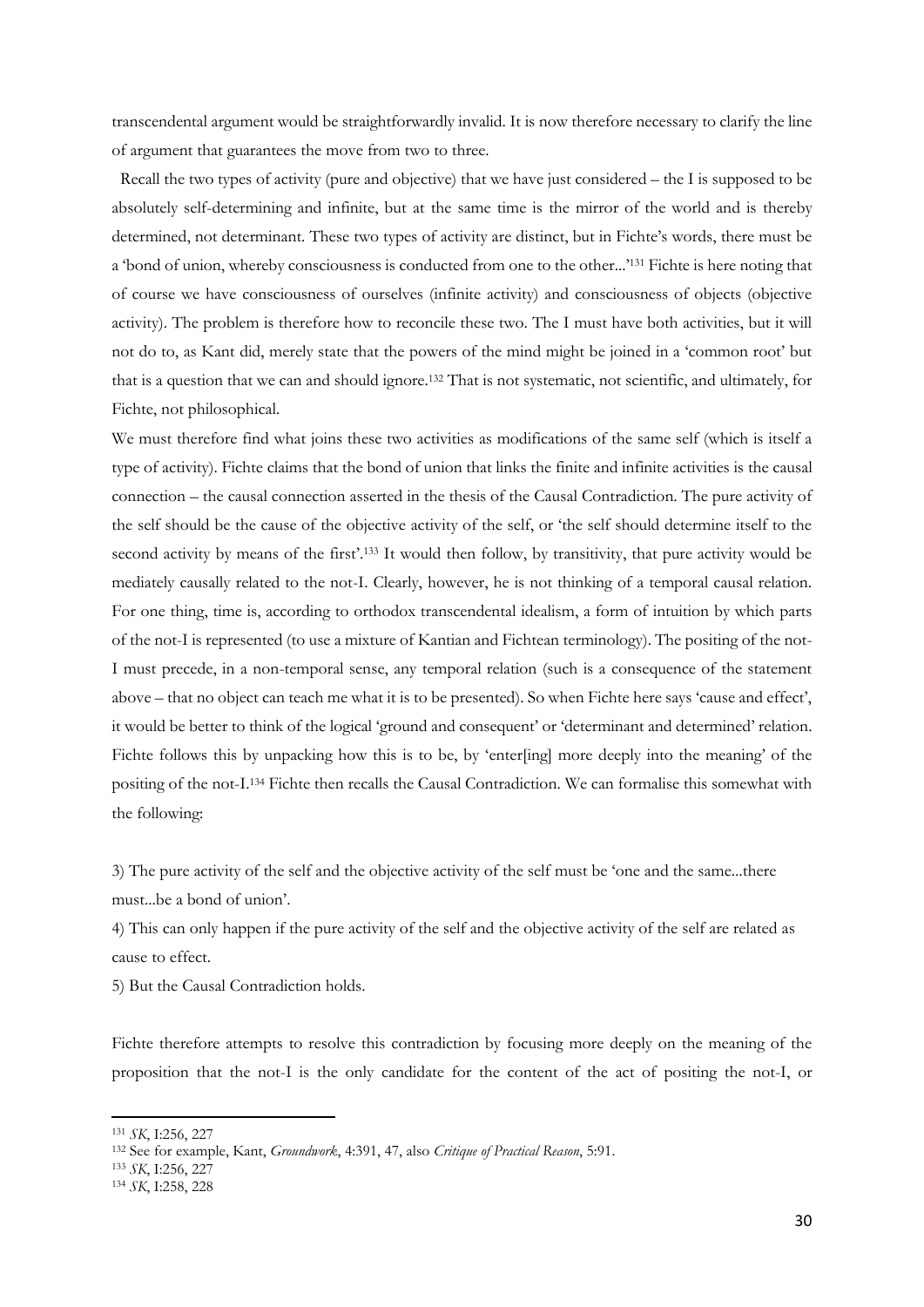transcendental argument would be straightforwardly invalid. It is now therefore necessary to clarify the line of argument that guarantees the move from two to three.

Recall the two types of activity (pure and objective) that we have just considered – the I is supposed to be absolutely self-determining and infinite, but at the same time is the mirror of the world and is thereby determined, not determinant. These two types of activity are distinct, but in Fichte's words, there must be a 'bond of union, whereby consciousness is conducted from one to the other...'[131] Fichte is here noting that of course we have consciousness of ourselves (infinite activity) and consciousness of objects (objective activity). The problem is therefore how to reconcile these two. The I must have both activities, but it will not do to, as Kant did, merely state that the powers of the mind might be joined in a 'common root' but that is a question that we can and should ignore.[132] That is not systematic, not scientific, and ultimately, for Fichte, not philosophical.

We must therefore find what joins these two activities as modifications of the same self (which is itself a type of activity). Fichte claims that the bond of union that links the finite and infinite activities is the causal connection – the causal connection asserted in the thesis of the Causal Contradiction. The pure activity of the self should be the cause of the objective activity of the self, or 'the self should determine itself to the second activity by means of the first'.[133] It would then follow, by transitivity, that pure activity would be mediately causally related to the not-I. Clearly, however, he is not thinking of a temporal causal relation. For one thing, time is, according to orthodox transcendental idealism, a form of intuition by which parts of the not-I is represented (to use a mixture of Kantian and Fichtean terminology). The positing of the not-I must precede, in a non-temporal sense, any temporal relation (such is a consequence of the statement above – that no object can teach me what it is to be presented). So when Fichte here says 'cause and effect', it would be better to think of the logical 'ground and consequent' or 'determinant and determined' relation. Fichte follows this by unpacking how this is to be, by 'enter[ing] more deeply into the meaning' of the positing of the not-I.[134] Fichte then recalls the Causal Contradiction. We can formalise this somewhat with the following:

3) The pure activity of the self and the objective activity of the self must be 'one and the same...there must...be a bond of union'.

4) This can only happen if the pure activity of the self and the objective activity of the self are related as cause to effect.

5) But the Causal Contradiction holds.

Fichte therefore attempts to resolve this contradiction by focusing more deeply on the meaning of the proposition that the not-I is the only candidate for the content of the act of positing the not-I, or

---

[131] *SK*, I:256, 227

[132] See for example, Kant, *Groundwork*, 4:391, 47, also *Critique of Practical Reason*, 5:91.

[133] *SK*, I:256, 227

[134] *SK*, I:258, 228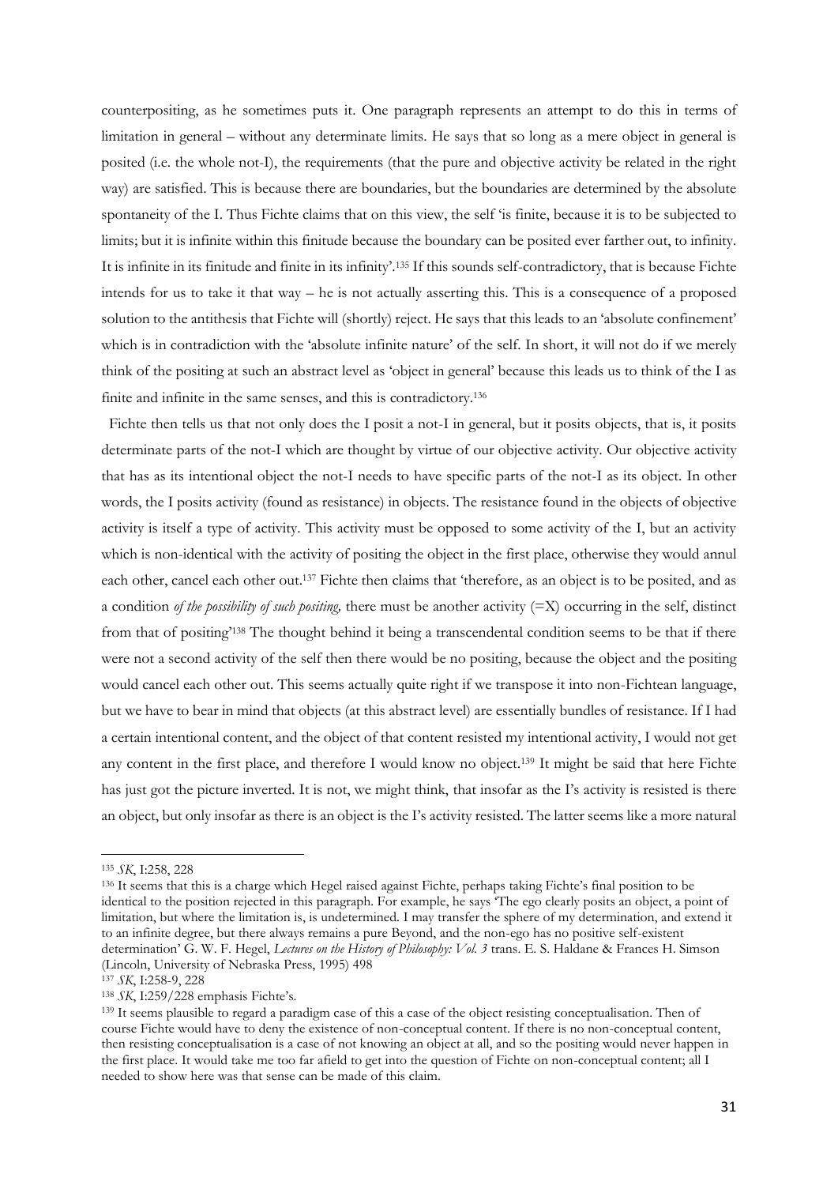counterpositing, as he sometimes puts it. One paragraph represents an attempt to do this in terms of limitation in general – without any determinate limits. He says that so long as a mere object in general is posited (i.e. the whole not-I), the requirements (that the pure and objective activity be related in the right way) are satisfied. This is because there are boundaries, but the boundaries are determined by the absolute spontaneity of the I. Thus Fichte claims that on this view, the self 'is finite, because it is to be subjected to limits; but it is infinite within this finitude because the boundary can be posited ever farther out, to infinity. It is infinite in its finitude and finite in its infinity'.[135] If this sounds self-contradictory, that is because Fichte intends for us to take it that way – he is not actually asserting this. This is a consequence of a proposed solution to the antithesis that Fichte will (shortly) reject. He says that this leads to an 'absolute confinement' which is in contradiction with the 'absolute infinite nature' of the self. In short, it will not do if we merely think of the positing at such an abstract level as 'object in general' because this leads us to think of the I as finite and infinite in the same senses, and this is contradictory.[136]

Fichte then tells us that not only does the I posit a not-I in general, but it posits objects, that is, it posits determinate parts of the not-I which are thought by virtue of our objective activity. Our objective activity that has as its intentional object the not-I needs to have specific parts of the not-I as its object. In other words, the I posits activity (found as resistance) in objects. The resistance found in the objects of objective activity is itself a type of activity. This activity must be opposed to some activity of the I, but an activity which is non-identical with the activity of positing the object in the first place, otherwise they would annul each other, cancel each other out.[137] Fichte then claims that 'therefore, as an object is to be posited, and as a condition *of the possibility of such positing,* there must be another activity (=X) occurring in the self, distinct from that of positing'[138] The thought behind it being a transcendental condition seems to be that if there were not a second activity of the self then there would be no positing, because the object and the positing would cancel each other out. This seems actually quite right if we transpose it into non-Fichtean language, but we have to bear in mind that objects (at this abstract level) are essentially bundles of resistance. If I had a certain intentional content, and the object of that content resisted my intentional activity, I would not get any content in the first place, and therefore I would know no object.[139] It might be said that here Fichte has just got the picture inverted. It is not, we might think, that insofar as the I's activity is resisted is there an object, but only insofar as there is an object is the I's activity resisted. The latter seems like a more natural

---

[135] *SK*, I:258, 228

[136] It seems that this is a charge which Hegel raised against Fichte, perhaps taking Fichte's final position to be identical to the position rejected in this paragraph. For example, he says 'The ego clearly posits an object, a point of limitation, but where the limitation is, is undetermined. I may transfer the sphere of my determination, and extend it to an infinite degree, but there always remains a pure Beyond, and the non-ego has no positive self-existent determination' G. W. F. Hegel, *Lectures on the History of Philosophy: Vol. 3* trans. E. S. Haldane & Frances H. Simson (Lincoln, University of Nebraska Press, 1995) 498

[137] *SK*, I:258-9, 228

[138] *SK*, I:259/228 emphasis Fichte's.

[139] It seems plausible to regard a paradigm case of this a case of the object resisting conceptualisation. Then of course Fichte would have to deny the existence of non-conceptual content. If there is no non-conceptual content, then resisting conceptualisation is a case of not knowing an object at all, and so the positing would never happen in the first place. It would take me too far afield to get into the question of Fichte on non-conceptual content; all I needed to show here was that sense can be made of this claim.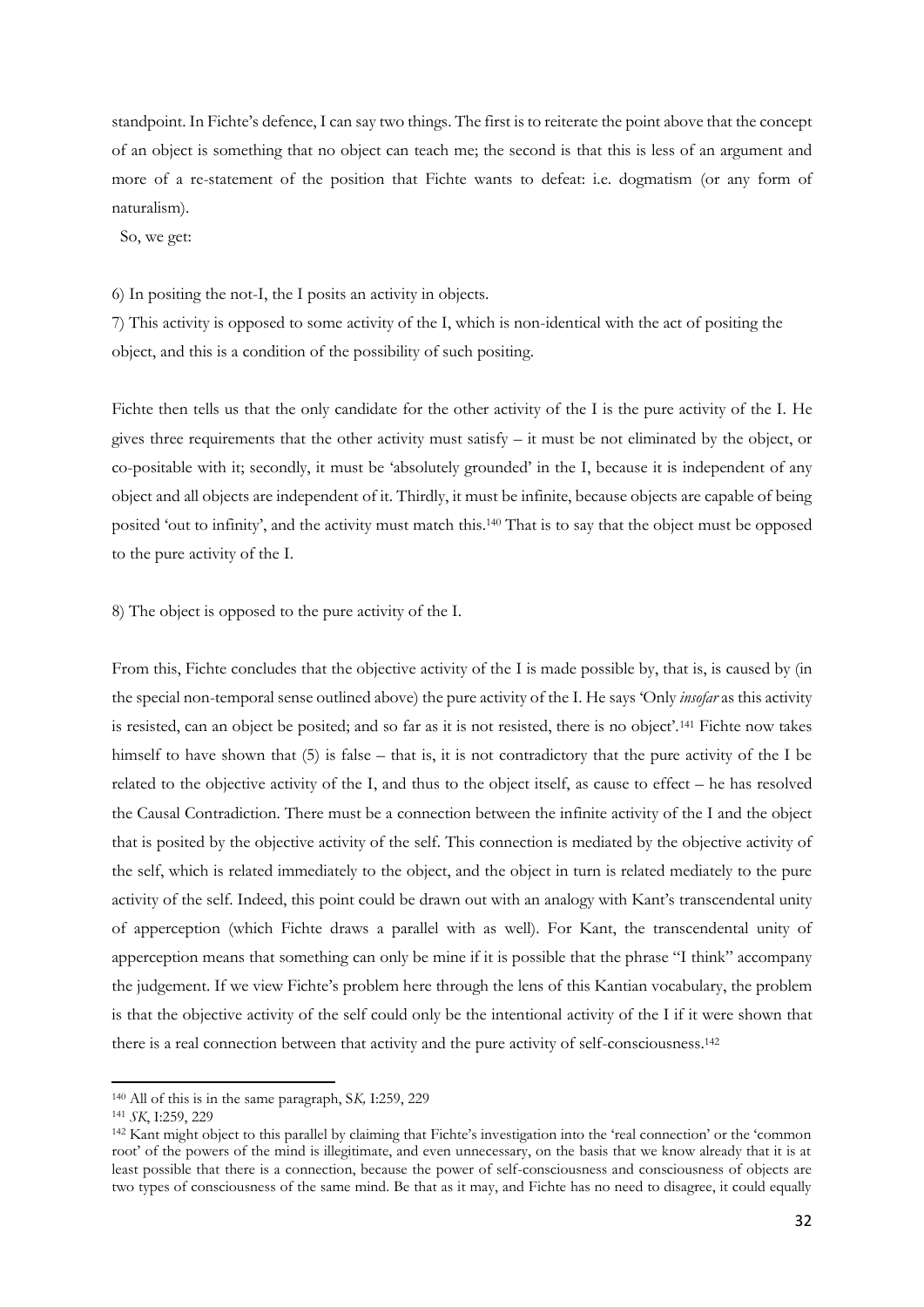standpoint. In Fichte's defence, I can say two things. The first is to reiterate the point above that the concept of an object is something that no object can teach me; the second is that this is less of an argument and more of a re-statement of the position that Fichte wants to defeat: i.e. dogmatism (or any form of naturalism).

So, we get:

6) In positing the not-I, the I posits an activity in objects.

7) This activity is opposed to some activity of the I, which is non-identical with the act of positing the object, and this is a condition of the possibility of such positing.

Fichte then tells us that the only candidate for the other activity of the I is the pure activity of the I. He gives three requirements that the other activity must satisfy – it must be not eliminated by the object, or co-positable with it; secondly, it must be 'absolutely grounded' in the I, because it is independent of any object and all objects are independent of it. Thirdly, it must be infinite, because objects are capable of being posited 'out to infinity', and the activity must match this.[140] That is to say that the object must be opposed to the pure activity of the I.

8) The object is opposed to the pure activity of the I.

From this, Fichte concludes that the objective activity of the I is made possible by, that is, is caused by (in the special non-temporal sense outlined above) the pure activity of the I. He says 'Only *insofar* as this activity is resisted, can an object be posited; and so far as it is not resisted, there is no object'.[141] Fichte now takes himself to have shown that (5) is false – that is, it is not contradictory that the pure activity of the I be related to the objective activity of the I, and thus to the object itself, as cause to effect – he has resolved the Causal Contradiction. There must be a connection between the infinite activity of the I and the object that is posited by the objective activity of the self. This connection is mediated by the objective activity of the self, which is related immediately to the object, and the object in turn is related mediately to the pure activity of the self. Indeed, this point could be drawn out with an analogy with Kant's transcendental unity of apperception (which Fichte draws a parallel with as well). For Kant, the transcendental unity of apperception means that something can only be mine if it is possible that the phrase "I think" accompany the judgement. If we view Fichte's problem here through the lens of this Kantian vocabulary, the problem is that the objective activity of the self could only be the intentional activity of the I if it were shown that there is a real connection between that activity and the pure activity of self-consciousness.[142]

---

[140] All of this is in the same paragraph, S*K,* I:259, 229

[141] *SK*, I:259, 229

[142] Kant might object to this parallel by claiming that Fichte's investigation into the 'real connection' or the 'common root' of the powers of the mind is illegitimate, and even unnecessary, on the basis that we know already that it is at least possible that there is a connection, because the power of self-consciousness and consciousness of objects are two types of consciousness of the same mind. Be that as it may, and Fichte has no need to disagree, it could equally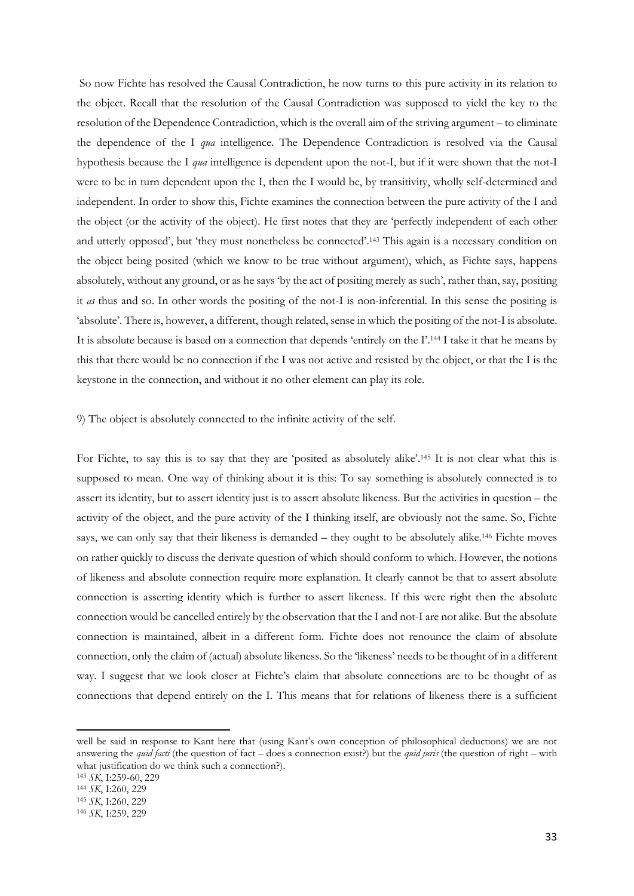So now Fichte has resolved the Causal Contradiction, he now turns to this pure activity in its relation to the object. Recall that the resolution of the Causal Contradiction was supposed to yield the key to the resolution of the Dependence Contradiction, which is the overall aim of the striving argument – to eliminate the dependence of the I *qua* intelligence. The Dependence Contradiction is resolved via the Causal hypothesis because the I *qua* intelligence is dependent upon the not-I, but if it were shown that the not-I were to be in turn dependent upon the I, then the I would be, by transitivity, wholly self-determined and independent. In order to show this, Fichte examines the connection between the pure activity of the I and the object (or the activity of the object). He first notes that they are 'perfectly independent of each other and utterly opposed', but 'they must nonetheless be connected'.[143] This again is a necessary condition on the object being posited (which we know to be true without argument), which, as Fichte says, happens absolutely, without any ground, or as he says 'by the act of positing merely as such', rather than, say, positing it *as* thus and so. In other words the positing of the not-I is non-inferential. In this sense the positing is 'absolute'. There is, however, a different, though related, sense in which the positing of the not-I is absolute. It is absolute because is based on a connection that depends 'entirely on the I'.[144] I take it that he means by this that there would be no connection if the I was not active and resisted by the object, or that the I is the keystone in the connection, and without it no other element can play its role.

9) The object is absolutely connected to the infinite activity of the self.

For Fichte, to say this is to say that they are 'posited as absolutely alike'.[145] It is not clear what this is supposed to mean. One way of thinking about it is this: To say something is absolutely connected is to assert its identity, but to assert identity just is to assert absolute likeness. But the activities in question – the activity of the object, and the pure activity of the I thinking itself, are obviously not the same. So, Fichte says, we can only say that their likeness is demanded – they ought to be absolutely alike.[146] Fichte moves on rather quickly to discuss the derivate question of which should conform to which. However, the notions of likeness and absolute connection require more explanation. It clearly cannot be that to assert absolute connection is asserting identity which is further to assert likeness. If this were right then the absolute connection would be cancelled entirely by the observation that the I and not-I are not alike. But the absolute connection is maintained, albeit in a different form. Fichte does not renounce the claim of absolute connection, only the claim of (actual) absolute likeness. So the 'likeness' needs to be thought of in a different way. I suggest that we look closer at Fichte's claim that absolute connections are to be thought of as connections that depend entirely on the I. This means that for relations of likeness there is a sufficient

---

well be said in response to Kant here that (using Kant's own conception of philosophical deductions) we are not answering the *quid facti* (the question of fact – does a connection exist?) but the *quid juris* (the question of right – with what justification do we think such a connection?).

[143] *SK*, I:259-60, 229

[144] *SK*, I:260, 229

[145] *SK*, I:260, 229

[146] *SK*, I:259, 229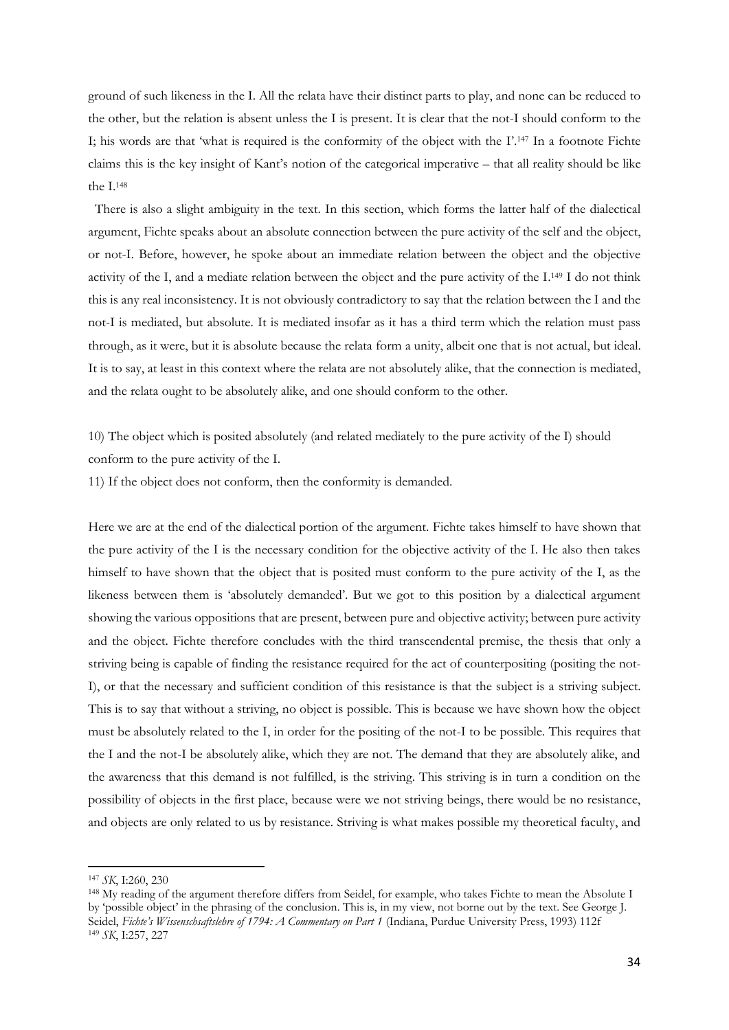ground of such likeness in the I. All the relata have their distinct parts to play, and none can be reduced to the other, but the relation is absent unless the I is present. It is clear that the not-I should conform to the I; his words are that 'what is required is the conformity of the object with the I'.[147] In a footnote Fichte claims this is the key insight of Kant's notion of the categorical imperative – that all reality should be like the I.[148]

There is also a slight ambiguity in the text. In this section, which forms the latter half of the dialectical argument, Fichte speaks about an absolute connection between the pure activity of the self and the object, or not-I. Before, however, he spoke about an immediate relation between the object and the objective activity of the I, and a mediate relation between the object and the pure activity of the I.[149] I do not think this is any real inconsistency. It is not obviously contradictory to say that the relation between the I and the not-I is mediated, but absolute. It is mediated insofar as it has a third term which the relation must pass through, as it were, but it is absolute because the relata form a unity, albeit one that is not actual, but ideal. It is to say, at least in this context where the relata are not absolutely alike, that the connection is mediated, and the relata ought to be absolutely alike, and one should conform to the other.

10) The object which is posited absolutely (and related mediately to the pure activity of the I) should conform to the pure activity of the I.

11) If the object does not conform, then the conformity is demanded.

Here we are at the end of the dialectical portion of the argument. Fichte takes himself to have shown that the pure activity of the I is the necessary condition for the objective activity of the I. He also then takes himself to have shown that the object that is posited must conform to the pure activity of the I, as the likeness between them is 'absolutely demanded'. But we got to this position by a dialectical argument showing the various oppositions that are present, between pure and objective activity; between pure activity and the object. Fichte therefore concludes with the third transcendental premise, the thesis that only a striving being is capable of finding the resistance required for the act of counterpositing (positing the not-I), or that the necessary and sufficient condition of this resistance is that the subject is a striving subject. This is to say that without a striving, no object is possible. This is because we have shown how the object must be absolutely related to the I, in order for the positing of the not-I to be possible. This requires that the I and the not-I be absolutely alike, which they are not. The demand that they are absolutely alike, and the awareness that this demand is not fulfilled, is the striving. This striving is in turn a condition on the possibility of objects in the first place, because were we not striving beings, there would be no resistance, and objects are only related to us by resistance. Striving is what makes possible my theoretical faculty, and

---

[147] *SK*, I:260, 230

[148] My reading of the argument therefore differs from Seidel, for example, who takes Fichte to mean the Absolute I by 'possible object' in the phrasing of the conclusion. This is, in my view, not borne out by the text. See George J. Seidel, *Fichte's Wissenschsaftslehre of 1794: A Commentary on Part 1* (Indiana, Purdue University Press, 1993) 112f

[149] *SK*, I:257, 227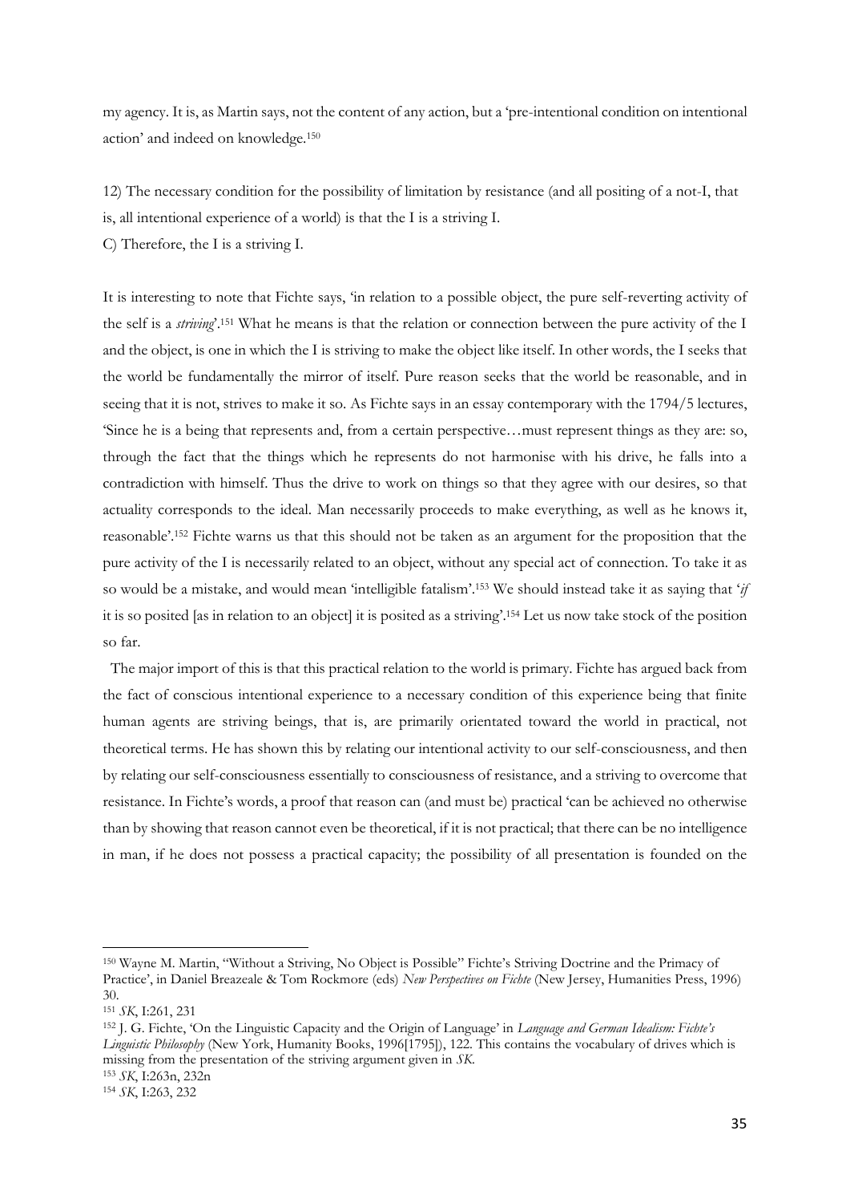my agency. It is, as Martin says, not the content of any action, but a 'pre-intentional condition on intentional action' and indeed on knowledge.[150]

12) The necessary condition for the possibility of limitation by resistance (and all positing of a not-I, that is, all intentional experience of a world) is that the I is a striving I.

C) Therefore, the I is a striving I.

It is interesting to note that Fichte says, 'in relation to a possible object, the pure self-reverting activity of the self is a *striving*'.[151] What he means is that the relation or connection between the pure activity of the I and the object, is one in which the I is striving to make the object like itself. In other words, the I seeks that the world be fundamentally the mirror of itself. Pure reason seeks that the world be reasonable, and in seeing that it is not, strives to make it so. As Fichte says in an essay contemporary with the 1794/5 lectures, 'Since he is a being that represents and, from a certain perspective…must represent things as they are: so, through the fact that the things which he represents do not harmonise with his drive, he falls into a contradiction with himself. Thus the drive to work on things so that they agree with our desires, so that actuality corresponds to the ideal. Man necessarily proceeds to make everything, as well as he knows it, reasonable'.[152] Fichte warns us that this should not be taken as an argument for the proposition that the pure activity of the I is necessarily related to an object, without any special act of connection. To take it as so would be a mistake, and would mean 'intelligible fatalism'.[153] We should instead take it as saying that '*if* it is so posited [as in relation to an object] it is posited as a striving'.[154] Let us now take stock of the position so far.

The major import of this is that this practical relation to the world is primary. Fichte has argued back from the fact of conscious intentional experience to a necessary condition of this experience being that finite human agents are striving beings, that is, are primarily orientated toward the world in practical, not theoretical terms. He has shown this by relating our intentional activity to our self-consciousness, and then by relating our self-consciousness essentially to consciousness of resistance, and a striving to overcome that resistance. In Fichte's words, a proof that reason can (and must be) practical 'can be achieved no otherwise than by showing that reason cannot even be theoretical, if it is not practical; that there can be no intelligence in man, if he does not possess a practical capacity; the possibility of all presentation is founded on the

---

[150] Wayne M. Martin, ''Without a Striving, No Object is Possible'' Fichte's Striving Doctrine and the Primacy of Practice', in Daniel Breazeale & Tom Rockmore (eds) *New Perspectives on Fichte* (New Jersey, Humanities Press, 1996) 30.

[151] *SK*, I:261, 231

[152] J. G. Fichte, 'On the Linguistic Capacity and the Origin of Language' in *Language and German Idealism: Fichte's Linguistic Philosophy* (New York, Humanity Books, 1996[1795]), 122. This contains the vocabulary of drives which is missing from the presentation of the striving argument given in *SK.*

[153] *SK*, I:263n, 232n

[154] *SK*, I:263, 232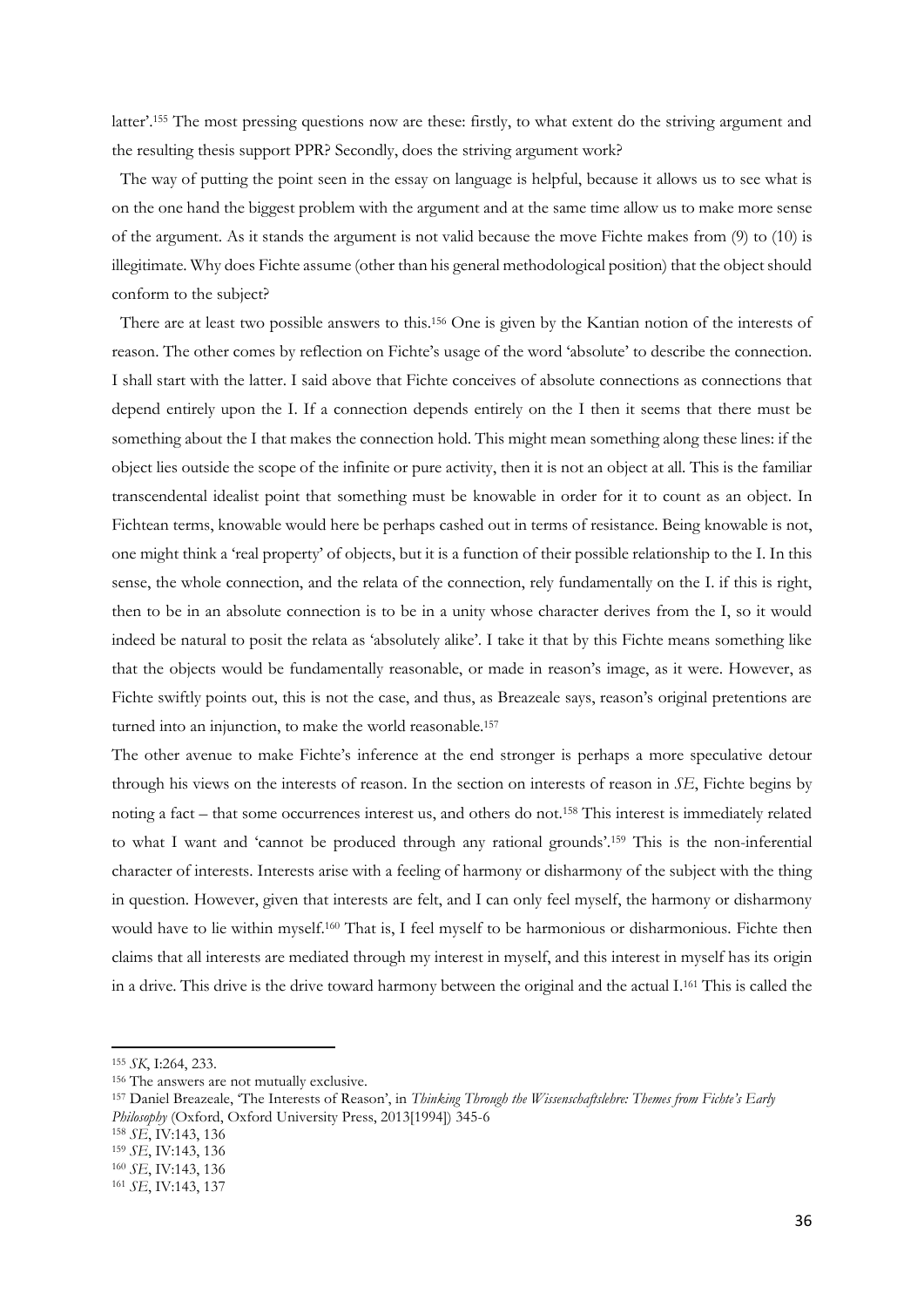latter'.[155] The most pressing questions now are these: firstly, to what extent do the striving argument and the resulting thesis support PPR? Secondly, does the striving argument work?

The way of putting the point seen in the essay on language is helpful, because it allows us to see what is on the one hand the biggest problem with the argument and at the same time allow us to make more sense of the argument. As it stands the argument is not valid because the move Fichte makes from (9) to (10) is illegitimate. Why does Fichte assume (other than his general methodological position) that the object should conform to the subject?

There are at least two possible answers to this.[156] One is given by the Kantian notion of the interests of reason. The other comes by reflection on Fichte's usage of the word 'absolute' to describe the connection. I shall start with the latter. I said above that Fichte conceives of absolute connections as connections that depend entirely upon the I. If a connection depends entirely on the I then it seems that there must be something about the I that makes the connection hold. This might mean something along these lines: if the object lies outside the scope of the infinite or pure activity, then it is not an object at all. This is the familiar transcendental idealist point that something must be knowable in order for it to count as an object. In Fichtean terms, knowable would here be perhaps cashed out in terms of resistance. Being knowable is not, one might think a 'real property' of objects, but it is a function of their possible relationship to the I. In this sense, the whole connection, and the relata of the connection, rely fundamentally on the I. if this is right, then to be in an absolute connection is to be in a unity whose character derives from the I, so it would indeed be natural to posit the relata as 'absolutely alike'. I take it that by this Fichte means something like that the objects would be fundamentally reasonable, or made in reason's image, as it were. However, as Fichte swiftly points out, this is not the case, and thus, as Breazeale says, reason's original pretentions are turned into an injunction, to make the world reasonable.[157]

The other avenue to make Fichte's inference at the end stronger is perhaps a more speculative detour through his views on the interests of reason. In the section on interests of reason in *SE*, Fichte begins by noting a fact – that some occurrences interest us, and others do not.[158] This interest is immediately related to what I want and 'cannot be produced through any rational grounds'.[159] This is the non-inferential character of interests. Interests arise with a feeling of harmony or disharmony of the subject with the thing in question. However, given that interests are felt, and I can only feel myself, the harmony or disharmony would have to lie within myself.[160] That is, I feel myself to be harmonious or disharmonious. Fichte then claims that all interests are mediated through my interest in myself, and this interest in myself has its origin in a drive. This drive is the drive toward harmony between the original and the actual I.[161] This is called the

---

[155] *SK*, I:264, 233.

[156] The answers are not mutually exclusive.

[157] Daniel Breazeale, 'The Interests of Reason', in *Thinking Through the Wissenschaftslehre: Themes from Fichte's Early Philosophy* (Oxford, Oxford University Press, 2013[1994]) 345-6

[158] *SE*, IV:143, 136

[159] *SE*, IV:143, 136

[160] *SE*, IV:143, 136

[161] *SE*, IV:143, 137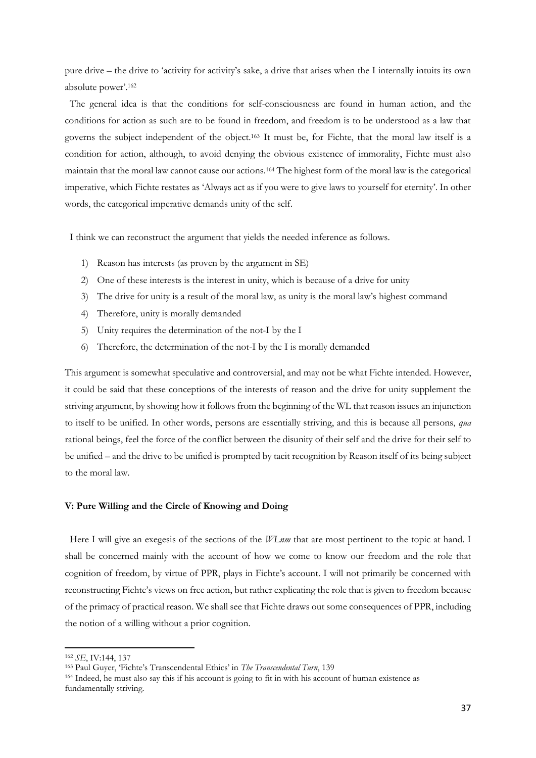pure drive – the drive to 'activity for activity's sake, a drive that arises when the I internally intuits its own absolute power'.[162]

The general idea is that the conditions for self-consciousness are found in human action, and the conditions for action as such are to be found in freedom, and freedom is to be understood as a law that governs the subject independent of the object.[163] It must be, for Fichte, that the moral law itself is a condition for action, although, to avoid denying the obvious existence of immorality, Fichte must also maintain that the moral law cannot cause our actions.[164] The highest form of the moral law is the categorical imperative, which Fichte restates as 'Always act as if you were to give laws to yourself for eternity'. In other words, the categorical imperative demands unity of the self.

I think we can reconstruct the argument that yields the needed inference as follows.

1) Reason has interests (as proven by the argument in SE)
2) One of these interests is the interest in unity, which is because of a drive for unity
3) The drive for unity is a result of the moral law, as unity is the moral law's highest command
4) Therefore, unity is morally demanded
5) Unity requires the determination of the not-I by the I
6) Therefore, the determination of the not-I by the I is morally demanded

This argument is somewhat speculative and controversial, and may not be what Fichte intended. However, it could be said that these conceptions of the interests of reason and the drive for unity supplement the striving argument, by showing how it follows from the beginning of the WL that reason issues an injunction to itself to be unified. In other words, persons are essentially striving, and this is because all persons, *qua* rational beings, feel the force of the conflict between the disunity of their self and the drive for their self to be unified – and the drive to be unified is prompted by tacit recognition by Reason itself of its being subject to the moral law.

### V: Pure Willing and the Circle of Knowing and Doing

Here I will give an exegesis of the sections of the *WLnm* that are most pertinent to the topic at hand. I shall be concerned mainly with the account of how we come to know our freedom and the role that cognition of freedom, by virtue of PPR, plays in Fichte's account. I will not primarily be concerned with reconstructing Fichte's views on free action, but rather explicating the role that is given to freedom because of the primacy of practical reason. We shall see that Fichte draws out some consequences of PPR, including the notion of a willing without a prior cognition.

---

[162] *SE*, IV:144, 137

[163] Paul Guyer, 'Fichte's Transcendental Ethics' in *The Transcendental Turn*, 139

[164] Indeed, he must also say this if his account is going to fit in with his account of human existence as fundamentally striving.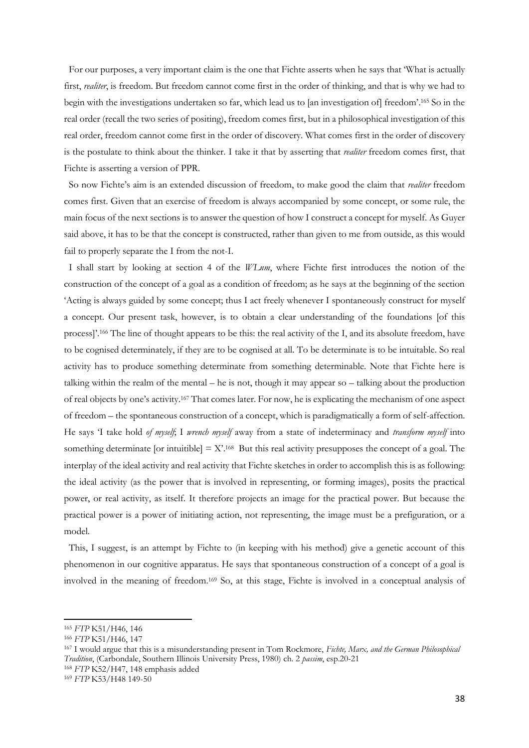For our purposes, a very important claim is the one that Fichte asserts when he says that 'What is actually first, *realiter*, is freedom. But freedom cannot come first in the order of thinking, and that is why we had to begin with the investigations undertaken so far, which lead us to [an investigation of] freedom'.[165] So in the real order (recall the two series of positing), freedom comes first, but in a philosophical investigation of this real order, freedom cannot come first in the order of discovery. What comes first in the order of discovery is the postulate to think about the thinker. I take it that by asserting that *realiter* freedom comes first, that Fichte is asserting a version of PPR.

So now Fichte's aim is an extended discussion of freedom, to make good the claim that *realiter* freedom comes first. Given that an exercise of freedom is always accompanied by some concept, or some rule, the main focus of the next sections is to answer the question of how I construct a concept for myself. As Guyer said above, it has to be that the concept is constructed, rather than given to me from outside, as this would fail to properly separate the I from the not-I.

I shall start by looking at section 4 of the *WLnm*, where Fichte first introduces the notion of the construction of the concept of a goal as a condition of freedom; as he says at the beginning of the section 'Acting is always guided by some concept; thus I act freely whenever I spontaneously construct for myself a concept. Our present task, however, is to obtain a clear understanding of the foundations [of this process]'.[166] The line of thought appears to be this: the real activity of the I, and its absolute freedom, have to be cognised determinately, if they are to be cognised at all. To be determinate is to be intuitable. So real activity has to produce something determinate from something determinable. Note that Fichte here is talking within the realm of the mental – he is not, though it may appear so – talking about the production of real objects by one's activity.[167] That comes later. For now, he is explicating the mechanism of one aspect of freedom – the spontaneous construction of a concept, which is paradigmatically a form of self-affection. He says 'I take hold *of myself*; I *wrench myself* away from a state of indeterminacy and *transform myself* into something determinate [or intuitible] = X'.[168] But this real activity presupposes the concept of a goal. The interplay of the ideal activity and real activity that Fichte sketches in order to accomplish this is as following: the ideal activity (as the power that is involved in representing, or forming images), posits the practical power, or real activity, as itself. It therefore projects an image for the practical power. But because the practical power is a power of initiating action, not representing, the image must be a prefiguration, or a model.

This, I suggest, is an attempt by Fichte to (in keeping with his method) give a genetic account of this phenomenon in our cognitive apparatus. He says that spontaneous construction of a concept of a goal is involved in the meaning of freedom.[169] So, at this stage, Fichte is involved in a conceptual analysis of

---

[165] *FTP* K51/H46, 146

[166] *FTP* K51/H46, 147

[167] I would argue that this is a misunderstanding present in Tom Rockmore, *Fichte, Marx, and the German Philosophical Tradition*, (Carbondale, Southern Illinois University Press, 1980) ch. 2 *passim*, esp.20-21

[168] *FTP* K52/H47, 148 emphasis added

[169] *FTP* K53/H48 149-50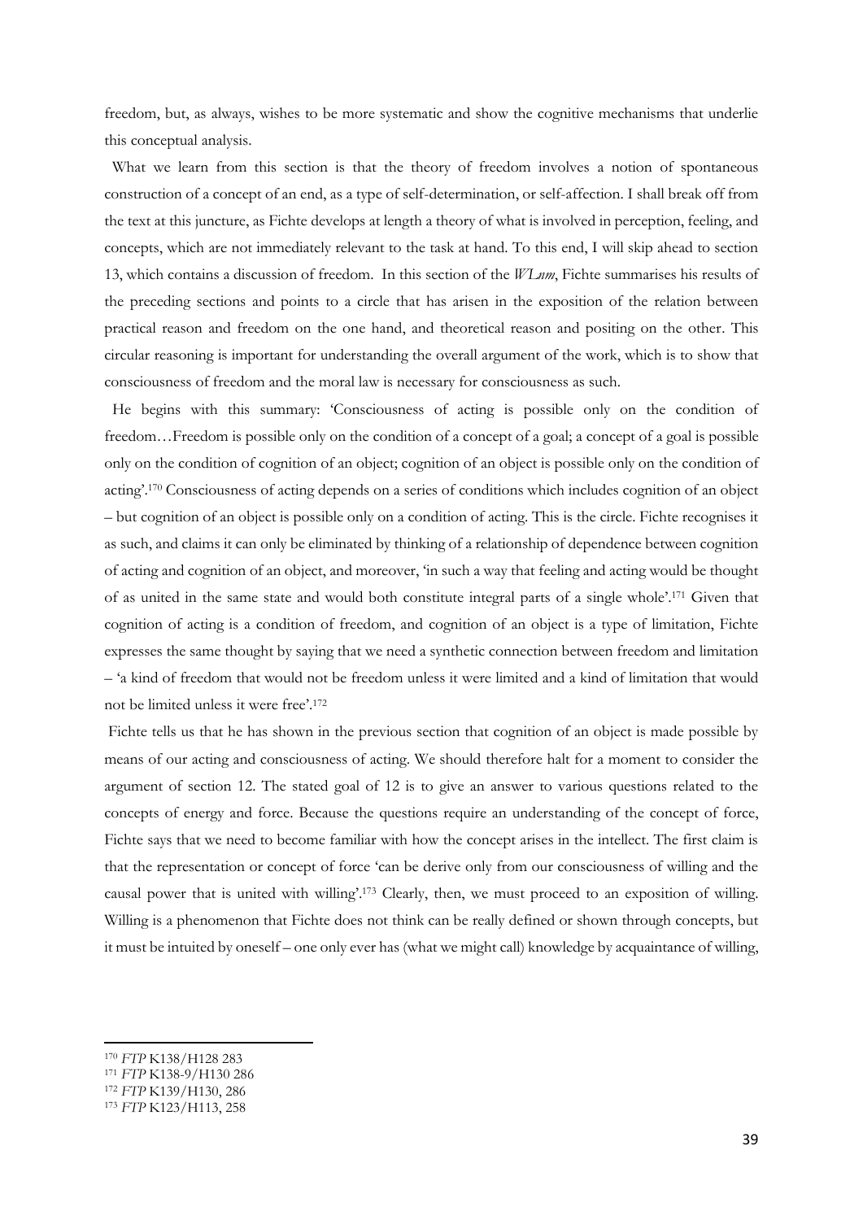freedom, but, as always, wishes to be more systematic and show the cognitive mechanisms that underlie this conceptual analysis.

What we learn from this section is that the theory of freedom involves a notion of spontaneous construction of a concept of an end, as a type of self-determination, or self-affection. I shall break off from the text at this juncture, as Fichte develops at length a theory of what is involved in perception, feeling, and concepts, which are not immediately relevant to the task at hand. To this end, I will skip ahead to section 13, which contains a discussion of freedom. In this section of the *WLnm*, Fichte summarises his results of the preceding sections and points to a circle that has arisen in the exposition of the relation between practical reason and freedom on the one hand, and theoretical reason and positing on the other. This circular reasoning is important for understanding the overall argument of the work, which is to show that consciousness of freedom and the moral law is necessary for consciousness as such.

He begins with this summary: 'Consciousness of acting is possible only on the condition of freedom…Freedom is possible only on the condition of a concept of a goal; a concept of a goal is possible only on the condition of cognition of an object; cognition of an object is possible only on the condition of acting'.[170] Consciousness of acting depends on a series of conditions which includes cognition of an object – but cognition of an object is possible only on a condition of acting. This is the circle. Fichte recognises it as such, and claims it can only be eliminated by thinking of a relationship of dependence between cognition of acting and cognition of an object, and moreover, 'in such a way that feeling and acting would be thought of as united in the same state and would both constitute integral parts of a single whole'.[171] Given that cognition of acting is a condition of freedom, and cognition of an object is a type of limitation, Fichte expresses the same thought by saying that we need a synthetic connection between freedom and limitation – 'a kind of freedom that would not be freedom unless it were limited and a kind of limitation that would not be limited unless it were free'.[172]

Fichte tells us that he has shown in the previous section that cognition of an object is made possible by means of our acting and consciousness of acting. We should therefore halt for a moment to consider the argument of section 12. The stated goal of 12 is to give an answer to various questions related to the concepts of energy and force. Because the questions require an understanding of the concept of force, Fichte says that we need to become familiar with how the concept arises in the intellect. The first claim is that the representation or concept of force 'can be derive only from our consciousness of willing and the causal power that is united with willing'.[173] Clearly, then, we must proceed to an exposition of willing. Willing is a phenomenon that Fichte does not think can be really defined or shown through concepts, but it must be intuited by oneself – one only ever has (what we might call) knowledge by acquaintance of willing,

---

[170] *FTP* K138/H128 283

[171] *FTP* K138-9/H130 286

[172] *FTP* K139/H130, 286

[173] *FTP* K123/H113, 258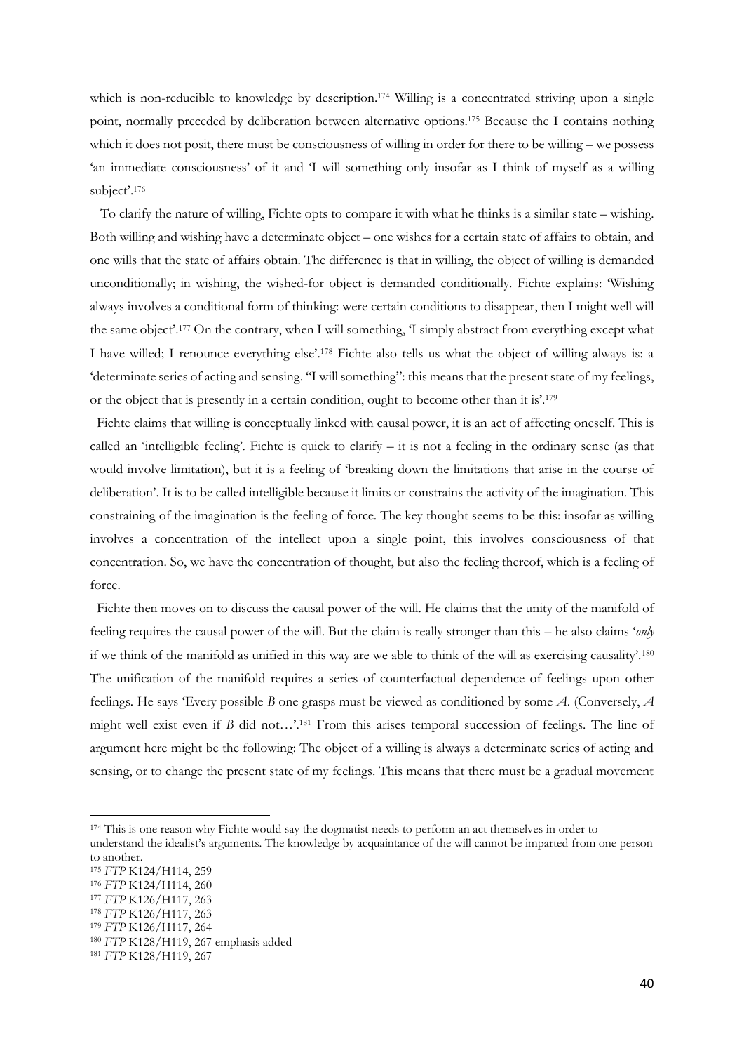which is non-reducible to knowledge by description.[174] Willing is a concentrated striving upon a single point, normally preceded by deliberation between alternative options.[175] Because the I contains nothing which it does not posit, there must be consciousness of willing in order for there to be willing – we possess 'an immediate consciousness' of it and 'I will something only insofar as I think of myself as a willing subject'.[176]

To clarify the nature of willing, Fichte opts to compare it with what he thinks is a similar state – wishing. Both willing and wishing have a determinate object – one wishes for a certain state of affairs to obtain, and one wills that the state of affairs obtain. The difference is that in willing, the object of willing is demanded unconditionally; in wishing, the wished-for object is demanded conditionally. Fichte explains: 'Wishing always involves a conditional form of thinking: were certain conditions to disappear, then I might well will the same object'.[177] On the contrary, when I will something, 'I simply abstract from everything except what I have willed; I renounce everything else'.[178] Fichte also tells us what the object of willing always is: a 'determinate series of acting and sensing. "I will something": this means that the present state of my feelings, or the object that is presently in a certain condition, ought to become other than it is'.[179]

Fichte claims that willing is conceptually linked with causal power, it is an act of affecting oneself. This is called an 'intelligible feeling'. Fichte is quick to clarify – it is not a feeling in the ordinary sense (as that would involve limitation), but it is a feeling of 'breaking down the limitations that arise in the course of deliberation'. It is to be called intelligible because it limits or constrains the activity of the imagination. This constraining of the imagination is the feeling of force. The key thought seems to be this: insofar as willing involves a concentration of the intellect upon a single point, this involves consciousness of that concentration. So, we have the concentration of thought, but also the feeling thereof, which is a feeling of force.

Fichte then moves on to discuss the causal power of the will. He claims that the unity of the manifold of feeling requires the causal power of the will. But the claim is really stronger than this – he also claims '*only* if we think of the manifold as unified in this way are we able to think of the will as exercising causality'.[180] The unification of the manifold requires a series of counterfactual dependence of feelings upon other feelings. He says 'Every possible *B* one grasps must be viewed as conditioned by some *A*. (Conversely, *A* might well exist even if *B* did not…'.[181] From this arises temporal succession of feelings. The line of argument here might be the following: The object of a willing is always a determinate series of acting and sensing, or to change the present state of my feelings. This means that there must be a gradual movement

---

[174] This is one reason why Fichte would say the dogmatist needs to perform an act themselves in order to understand the idealist's arguments. The knowledge by acquaintance of the will cannot be imparted from one person to another.

[175] *FTP* K124/H114, 259

[176] *FTP* K124/H114, 260

[177] *FTP* K126/H117, 263

[178] *FTP* K126/H117, 263

[179] *FTP* K126/H117, 264

[180] *FTP* K128/H119, 267 emphasis added

[181] *FTP* K128/H119, 267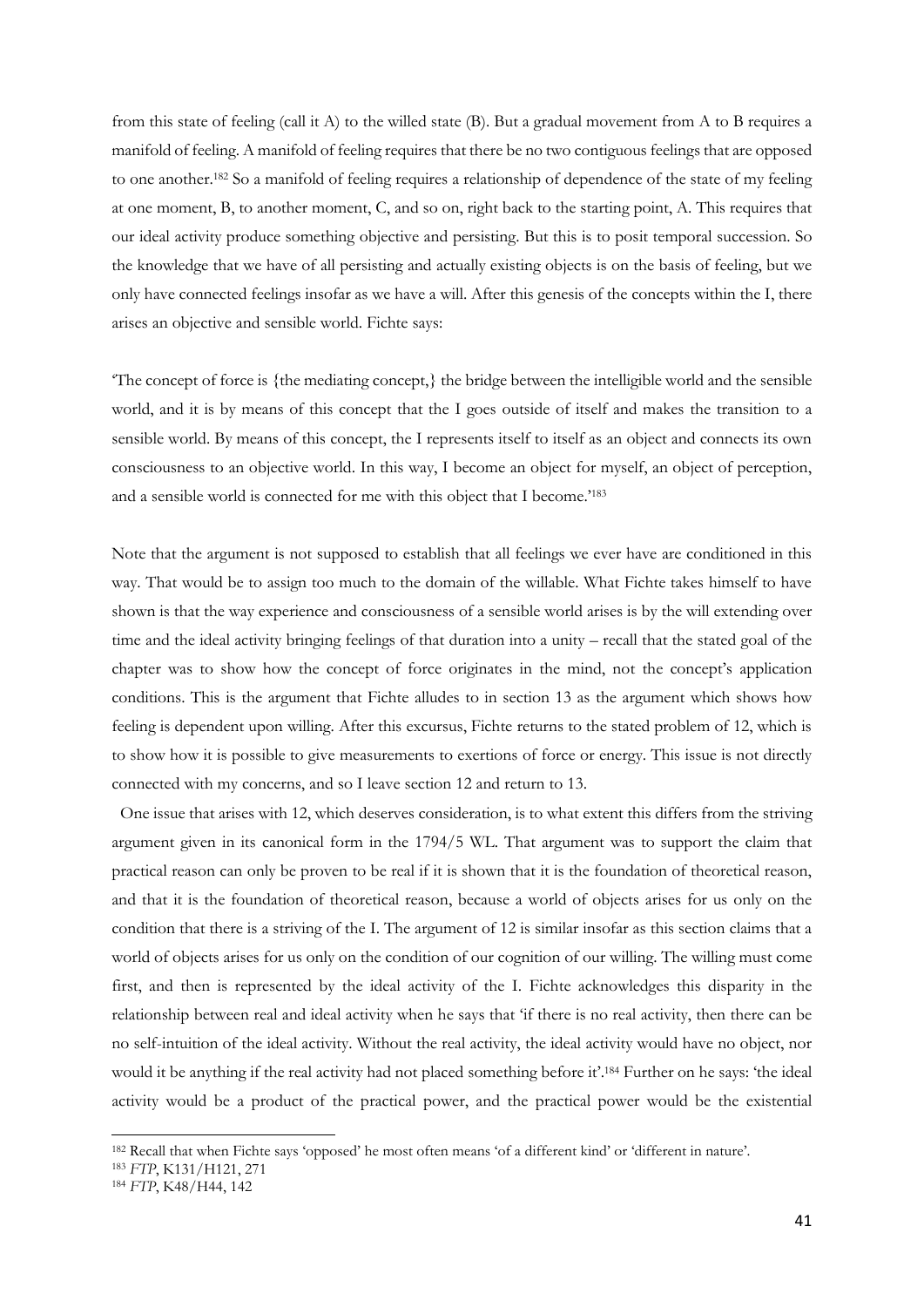from this state of feeling (call it A) to the willed state (B). But a gradual movement from A to B requires a manifold of feeling. A manifold of feeling requires that there be no two contiguous feelings that are opposed to one another.[182] So a manifold of feeling requires a relationship of dependence of the state of my feeling at one moment, B, to another moment, C, and so on, right back to the starting point, A. This requires that our ideal activity produce something objective and persisting. But this is to posit temporal succession. So the knowledge that we have of all persisting and actually existing objects is on the basis of feeling, but we only have connected feelings insofar as we have a will. After this genesis of the concepts within the I, there arises an objective and sensible world. Fichte says:

'The concept of force is {the mediating concept,} the bridge between the intelligible world and the sensible world, and it is by means of this concept that the I goes outside of itself and makes the transition to a sensible world. By means of this concept, the I represents itself to itself as an object and connects its own consciousness to an objective world. In this way, I become an object for myself, an object of perception, and a sensible world is connected for me with this object that I become.'[183]

Note that the argument is not supposed to establish that all feelings we ever have are conditioned in this way. That would be to assign too much to the domain of the willable. What Fichte takes himself to have shown is that the way experience and consciousness of a sensible world arises is by the will extending over time and the ideal activity bringing feelings of that duration into a unity – recall that the stated goal of the chapter was to show how the concept of force originates in the mind, not the concept's application conditions. This is the argument that Fichte alludes to in section 13 as the argument which shows how feeling is dependent upon willing. After this excursus, Fichte returns to the stated problem of 12, which is to show how it is possible to give measurements to exertions of force or energy. This issue is not directly connected with my concerns, and so I leave section 12 and return to 13.

One issue that arises with 12, which deserves consideration, is to what extent this differs from the striving argument given in its canonical form in the 1794/5 WL. That argument was to support the claim that practical reason can only be proven to be real if it is shown that it is the foundation of theoretical reason, and that it is the foundation of theoretical reason, because a world of objects arises for us only on the condition that there is a striving of the I. The argument of 12 is similar insofar as this section claims that a world of objects arises for us only on the condition of our cognition of our willing. The willing must come first, and then is represented by the ideal activity of the I. Fichte acknowledges this disparity in the relationship between real and ideal activity when he says that 'if there is no real activity, then there can be no self-intuition of the ideal activity. Without the real activity, the ideal activity would have no object, nor would it be anything if the real activity had not placed something before it'.[184] Further on he says: 'the ideal activity would be a product of the practical power, and the practical power would be the existential

[182] Recall that when Fichte says 'opposed' he most often means 'of a different kind' or 'different in nature'.

[183] *FTP*, K131/H121, 271

[184] *FTP*, K48/H44, 142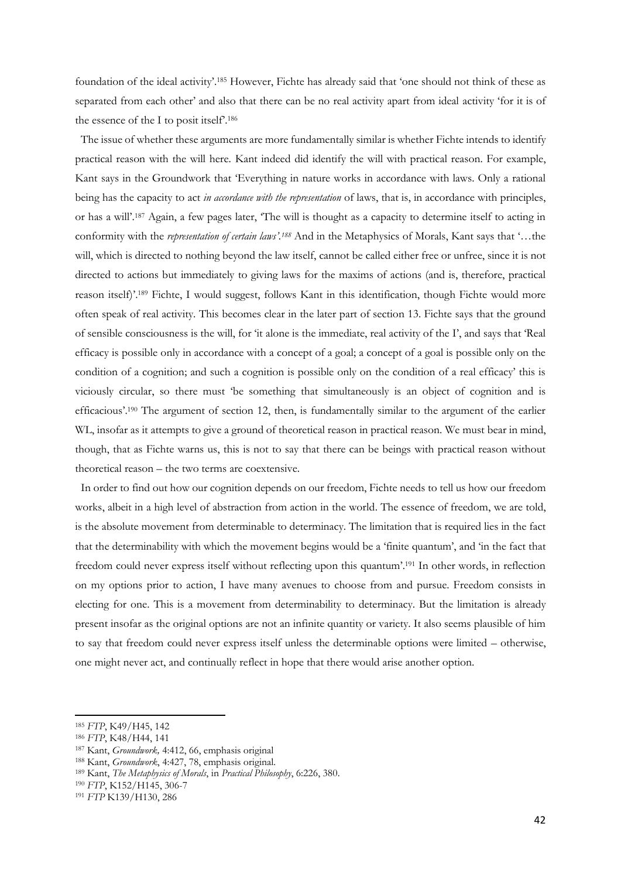foundation of the ideal activity'.[185] However, Fichte has already said that 'one should not think of these as separated from each other' and also that there can be no real activity apart from ideal activity 'for it is of the essence of the I to posit itself'.[186]

The issue of whether these arguments are more fundamentally similar is whether Fichte intends to identify practical reason with the will here. Kant indeed did identify the will with practical reason. For example, Kant says in the Groundwork that 'Everything in nature works in accordance with laws. Only a rational being has the capacity to act *in accordance with the representation* of laws, that is, in accordance with principles, or has a will'.[187] Again, a few pages later, 'The will is thought as a capacity to determine itself to acting in conformity with the *representation of certain laws'.[188]* And in the Metaphysics of Morals, Kant says that '…the will, which is directed to nothing beyond the law itself, cannot be called either free or unfree, since it is not directed to actions but immediately to giving laws for the maxims of actions (and is, therefore, practical reason itself)'.[189] Fichte, I would suggest, follows Kant in this identification, though Fichte would more often speak of real activity. This becomes clear in the later part of section 13. Fichte says that the ground of sensible consciousness is the will, for 'it alone is the immediate, real activity of the I', and says that 'Real efficacy is possible only in accordance with a concept of a goal; a concept of a goal is possible only on the condition of a cognition; and such a cognition is possible only on the condition of a real efficacy' this is viciously circular, so there must 'be something that simultaneously is an object of cognition and is efficacious'.[190] The argument of section 12, then, is fundamentally similar to the argument of the earlier WL, insofar as it attempts to give a ground of theoretical reason in practical reason. We must bear in mind, though, that as Fichte warns us, this is not to say that there can be beings with practical reason without theoretical reason – the two terms are coextensive.

In order to find out how our cognition depends on our freedom, Fichte needs to tell us how our freedom works, albeit in a high level of abstraction from action in the world. The essence of freedom, we are told, is the absolute movement from determinable to determinacy. The limitation that is required lies in the fact that the determinability with which the movement begins would be a 'finite quantum', and 'in the fact that freedom could never express itself without reflecting upon this quantum'.[191] In other words, in reflection on my options prior to action, I have many avenues to choose from and pursue. Freedom consists in electing for one. This is a movement from determinability to determinacy. But the limitation is already present insofar as the original options are not an infinite quantity or variety. It also seems plausible of him to say that freedom could never express itself unless the determinable options were limited – otherwise, one might never act, and continually reflect in hope that there would arise another option.

---

[185] *FTP*, K49/H45, 142

[186] *FTP*, K48/H44, 141

[187] Kant, *Groundwork,* 4:412, 66, emphasis original

[188] Kant, *Groundwork*, 4:427, 78, emphasis original.

[189] Kant, *The Metaphysics of Morals*, in *Practical Philosophy*, 6:226, 380.

[190] *FTP*, K152/H145, 306-7

[191] *FTP* K139/H130, 286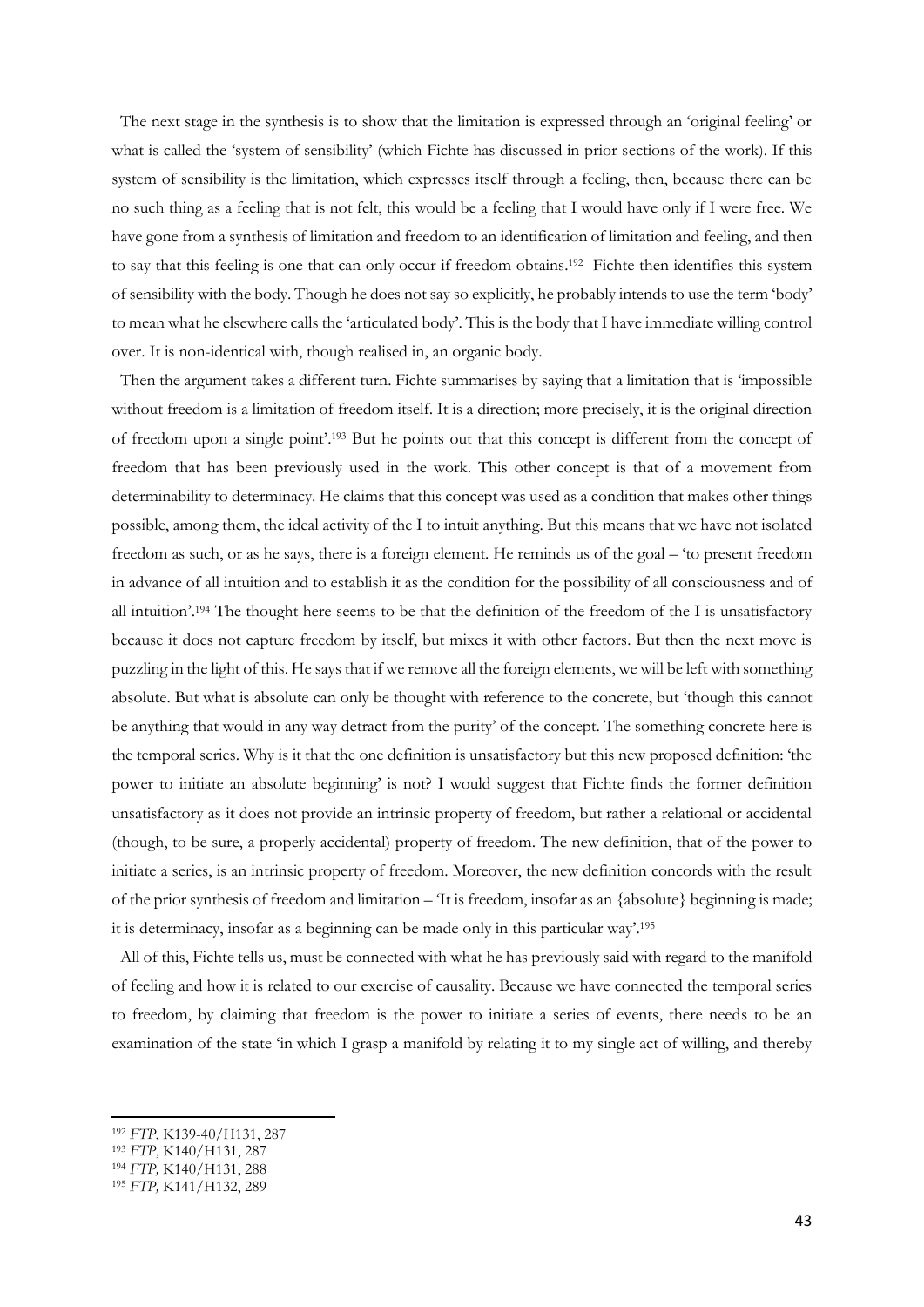The next stage in the synthesis is to show that the limitation is expressed through an 'original feeling' or what is called the 'system of sensibility' (which Fichte has discussed in prior sections of the work). If this system of sensibility is the limitation, which expresses itself through a feeling, then, because there can be no such thing as a feeling that is not felt, this would be a feeling that I would have only if I were free. We have gone from a synthesis of limitation and freedom to an identification of limitation and feeling, and then to say that this feeling is one that can only occur if freedom obtains.[192] Fichte then identifies this system of sensibility with the body. Though he does not say so explicitly, he probably intends to use the term 'body' to mean what he elsewhere calls the 'articulated body'. This is the body that I have immediate willing control over. It is non-identical with, though realised in, an organic body.

Then the argument takes a different turn. Fichte summarises by saying that a limitation that is 'impossible without freedom is a limitation of freedom itself. It is a direction; more precisely, it is the original direction of freedom upon a single point'.[193] But he points out that this concept is different from the concept of freedom that has been previously used in the work. This other concept is that of a movement from determinability to determinacy. He claims that this concept was used as a condition that makes other things possible, among them, the ideal activity of the I to intuit anything. But this means that we have not isolated freedom as such, or as he says, there is a foreign element. He reminds us of the goal – 'to present freedom in advance of all intuition and to establish it as the condition for the possibility of all consciousness and of all intuition'.[194] The thought here seems to be that the definition of the freedom of the I is unsatisfactory because it does not capture freedom by itself, but mixes it with other factors. But then the next move is puzzling in the light of this. He says that if we remove all the foreign elements, we will be left with something absolute. But what is absolute can only be thought with reference to the concrete, but 'though this cannot be anything that would in any way detract from the purity' of the concept. The something concrete here is the temporal series. Why is it that the one definition is unsatisfactory but this new proposed definition: 'the power to initiate an absolute beginning' is not? I would suggest that Fichte finds the former definition unsatisfactory as it does not provide an intrinsic property of freedom, but rather a relational or accidental (though, to be sure, a properly accidental) property of freedom. The new definition, that of the power to initiate a series, is an intrinsic property of freedom. Moreover, the new definition concords with the result of the prior synthesis of freedom and limitation – 'It is freedom, insofar as an {absolute} beginning is made; it is determinacy, insofar as a beginning can be made only in this particular way'.[195]

All of this, Fichte tells us, must be connected with what he has previously said with regard to the manifold of feeling and how it is related to our exercise of causality. Because we have connected the temporal series to freedom, by claiming that freedom is the power to initiate a series of events, there needs to be an examination of the state 'in which I grasp a manifold by relating it to my single act of willing, and thereby

---

[192] *FTP*, K139-40/H131, 287

[193] *FTP*, K140/H131, 287

[194] *FTP,* K140/H131, 288

[195] *FTP,* K141/H132, 289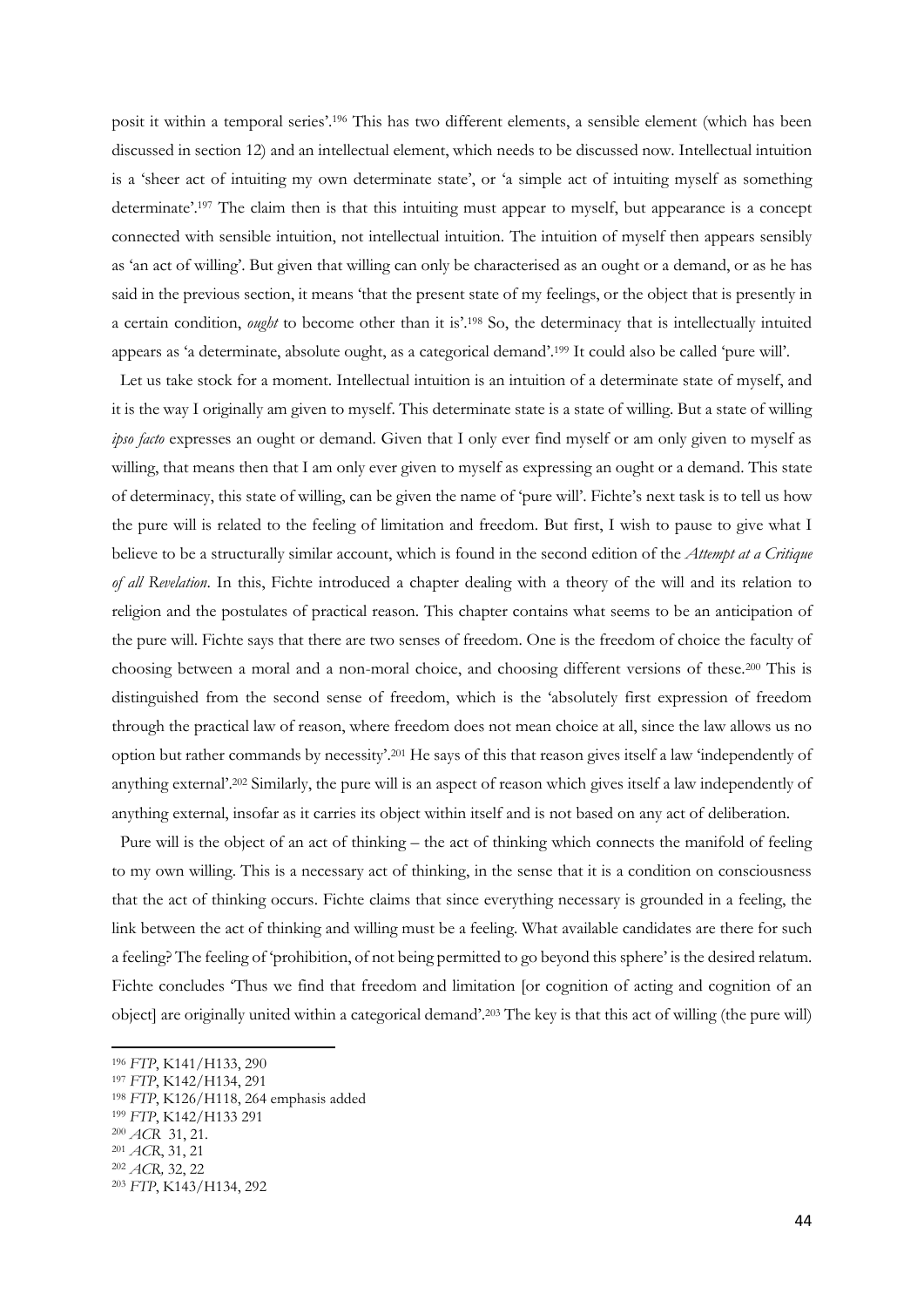posit it within a temporal series'.[196] This has two different elements, a sensible element (which has been discussed in section 12) and an intellectual element, which needs to be discussed now. Intellectual intuition is a 'sheer act of intuiting my own determinate state', or 'a simple act of intuiting myself as something determinate'.[197] The claim then is that this intuiting must appear to myself, but appearance is a concept connected with sensible intuition, not intellectual intuition. The intuition of myself then appears sensibly as 'an act of willing'. But given that willing can only be characterised as an ought or a demand, or as he has said in the previous section, it means 'that the present state of my feelings, or the object that is presently in a certain condition, *ought* to become other than it is'.[198] So, the determinacy that is intellectually intuited appears as 'a determinate, absolute ought, as a categorical demand'.[199] It could also be called 'pure will'.

Let us take stock for a moment. Intellectual intuition is an intuition of a determinate state of myself, and it is the way I originally am given to myself. This determinate state is a state of willing. But a state of willing *ipso facto* expresses an ought or demand. Given that I only ever find myself or am only given to myself as willing, that means then that I am only ever given to myself as expressing an ought or a demand. This state of determinacy, this state of willing, can be given the name of 'pure will'. Fichte's next task is to tell us how the pure will is related to the feeling of limitation and freedom. But first, I wish to pause to give what I believe to be a structurally similar account, which is found in the second edition of the *Attempt at a Critique of all Revelation*. In this, Fichte introduced a chapter dealing with a theory of the will and its relation to religion and the postulates of practical reason. This chapter contains what seems to be an anticipation of the pure will. Fichte says that there are two senses of freedom. One is the freedom of choice the faculty of choosing between a moral and a non-moral choice, and choosing different versions of these.[200] This is distinguished from the second sense of freedom, which is the 'absolutely first expression of freedom through the practical law of reason, where freedom does not mean choice at all, since the law allows us no option but rather commands by necessity'.[201] He says of this that reason gives itself a law 'independently of anything external'.[202] Similarly, the pure will is an aspect of reason which gives itself a law independently of anything external, insofar as it carries its object within itself and is not based on any act of deliberation.

Pure will is the object of an act of thinking – the act of thinking which connects the manifold of feeling to my own willing. This is a necessary act of thinking, in the sense that it is a condition on consciousness that the act of thinking occurs. Fichte claims that since everything necessary is grounded in a feeling, the link between the act of thinking and willing must be a feeling. What available candidates are there for such a feeling? The feeling of 'prohibition, of not being permitted to go beyond this sphere' is the desired relatum. Fichte concludes 'Thus we find that freedom and limitation [or cognition of acting and cognition of an object] are originally united within a categorical demand'.[203] The key is that this act of willing (the pure will)

---

[196] *FTP*, K141/H133, 290

[197] *FTP*, K142/H134, 291

[198] *FTP*, K126/H118, 264 emphasis added

[199] *FTP*, K142/H133 291

[200] *ACR* 31, 21.

[201] *ACR*, 31, 21

[202] *ACR,* 32, 22

[203] *FTP*, K143/H134, 292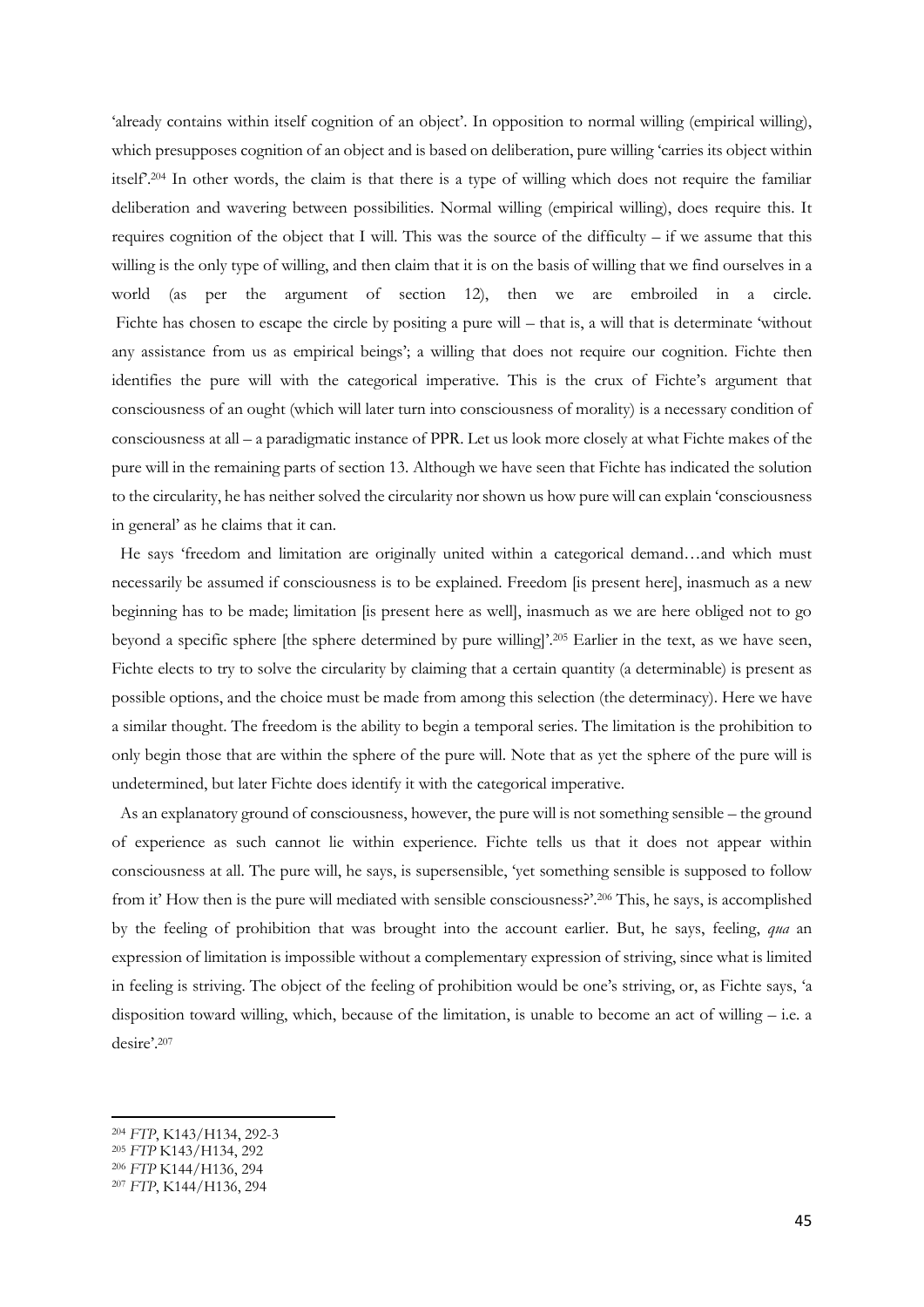'already contains within itself cognition of an object'. In opposition to normal willing (empirical willing), which presupposes cognition of an object and is based on deliberation, pure willing 'carries its object within itself'.[204] In other words, the claim is that there is a type of willing which does not require the familiar deliberation and wavering between possibilities. Normal willing (empirical willing), does require this. It requires cognition of the object that I will. This was the source of the difficulty – if we assume that this willing is the only type of willing, and then claim that it is on the basis of willing that we find ourselves in a world (as per the argument of section 12), then we are embroiled in a circle. Fichte has chosen to escape the circle by positing a pure will – that is, a will that is determinate 'without any assistance from us as empirical beings'; a willing that does not require our cognition. Fichte then identifies the pure will with the categorical imperative. This is the crux of Fichte's argument that consciousness of an ought (which will later turn into consciousness of morality) is a necessary condition of consciousness at all – a paradigmatic instance of PPR. Let us look more closely at what Fichte makes of the pure will in the remaining parts of section 13. Although we have seen that Fichte has indicated the solution to the circularity, he has neither solved the circularity nor shown us how pure will can explain 'consciousness in general' as he claims that it can.

He says 'freedom and limitation are originally united within a categorical demand…and which must necessarily be assumed if consciousness is to be explained. Freedom [is present here], inasmuch as a new beginning has to be made; limitation [is present here as well], inasmuch as we are here obliged not to go beyond a specific sphere [the sphere determined by pure willing]'.[205] Earlier in the text, as we have seen, Fichte elects to try to solve the circularity by claiming that a certain quantity (a determinable) is present as possible options, and the choice must be made from among this selection (the determinacy). Here we have a similar thought. The freedom is the ability to begin a temporal series. The limitation is the prohibition to only begin those that are within the sphere of the pure will. Note that as yet the sphere of the pure will is undetermined, but later Fichte does identify it with the categorical imperative.

As an explanatory ground of consciousness, however, the pure will is not something sensible – the ground of experience as such cannot lie within experience. Fichte tells us that it does not appear within consciousness at all. The pure will, he says, is supersensible, 'yet something sensible is supposed to follow from it' How then is the pure will mediated with sensible consciousness?'.[206] This, he says, is accomplished by the feeling of prohibition that was brought into the account earlier. But, he says, feeling, *qua* an expression of limitation is impossible without a complementary expression of striving, since what is limited in feeling is striving. The object of the feeling of prohibition would be one's striving, or, as Fichte says, 'a disposition toward willing, which, because of the limitation, is unable to become an act of willing – i.e. a desire'.[207]

---

[204] *FTP*, K143/H134, 292-3

[205] *FTP* K143/H134, 292

[206] *FTP* K144/H136, 294

[207] *FTP*, K144/H136, 294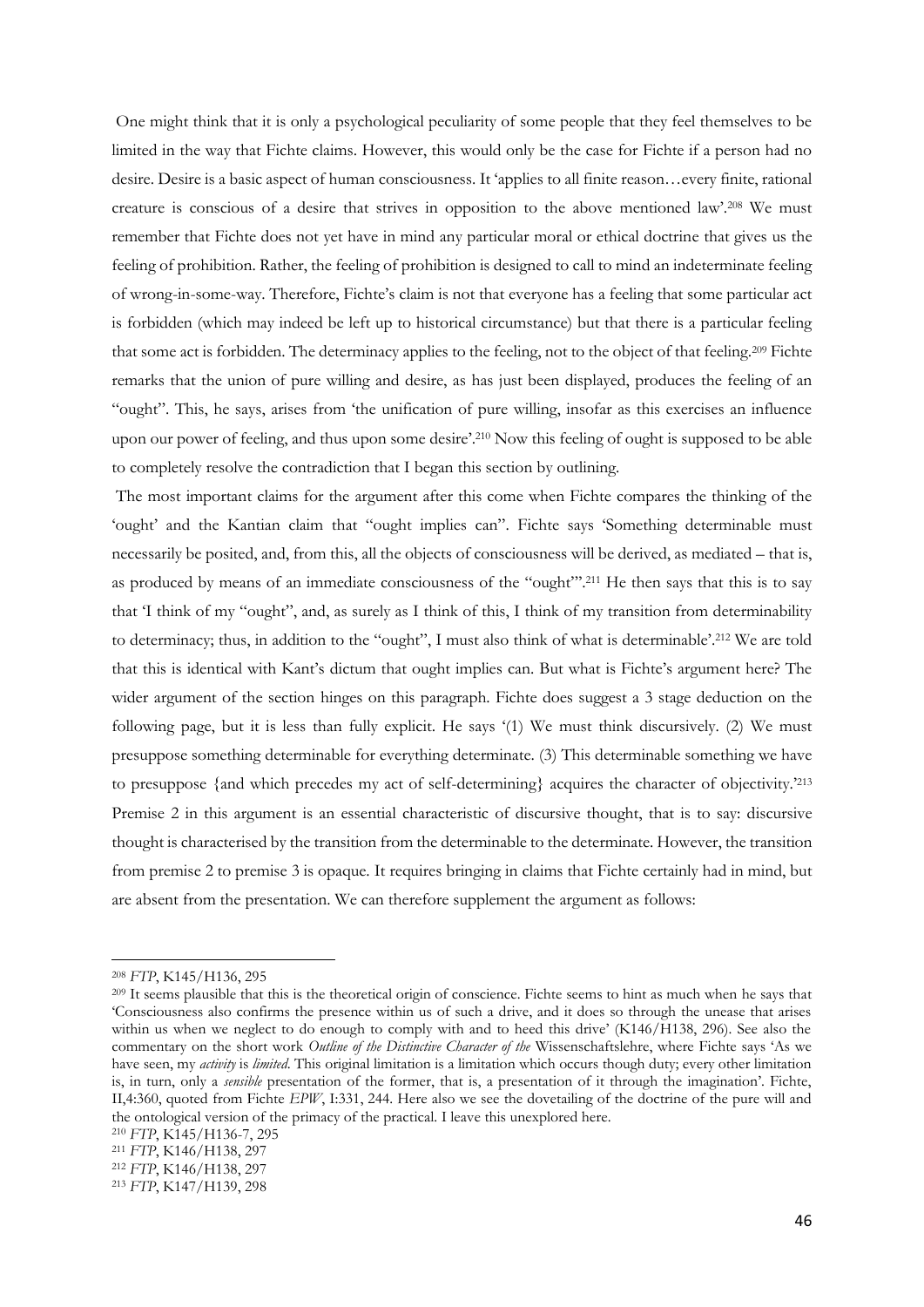One might think that it is only a psychological peculiarity of some people that they feel themselves to be limited in the way that Fichte claims. However, this would only be the case for Fichte if a person had no desire. Desire is a basic aspect of human consciousness. It 'applies to all finite reason…every finite, rational creature is conscious of a desire that strives in opposition to the above mentioned law'.[208] We must remember that Fichte does not yet have in mind any particular moral or ethical doctrine that gives us the feeling of prohibition. Rather, the feeling of prohibition is designed to call to mind an indeterminate feeling of wrong-in-some-way. Therefore, Fichte's claim is not that everyone has a feeling that some particular act is forbidden (which may indeed be left up to historical circumstance) but that there is a particular feeling that some act is forbidden. The determinacy applies to the feeling, not to the object of that feeling.[209] Fichte remarks that the union of pure willing and desire, as has just been displayed, produces the feeling of an "ought". This, he says, arises from 'the unification of pure willing, insofar as this exercises an influence upon our power of feeling, and thus upon some desire'.[210] Now this feeling of ought is supposed to be able to completely resolve the contradiction that I began this section by outlining.

The most important claims for the argument after this come when Fichte compares the thinking of the 'ought' and the Kantian claim that "ought implies can". Fichte says 'Something determinable must necessarily be posited, and, from this, all the objects of consciousness will be derived, as mediated – that is, as produced by means of an immediate consciousness of the "ought"'.[211] He then says that this is to say that 'I think of my "ought", and, as surely as I think of this, I think of my transition from determinability to determinacy; thus, in addition to the "ought", I must also think of what is determinable'.[212] We are told that this is identical with Kant's dictum that ought implies can. But what is Fichte's argument here? The wider argument of the section hinges on this paragraph. Fichte does suggest a 3 stage deduction on the following page, but it is less than fully explicit. He says '(1) We must think discursively. (2) We must presuppose something determinable for everything determinate. (3) This determinable something we have to presuppose {and which precedes my act of self-determining} acquires the character of objectivity.'[213] Premise 2 in this argument is an essential characteristic of discursive thought, that is to say: discursive thought is characterised by the transition from the determinable to the determinate. However, the transition from premise 2 to premise 3 is opaque. It requires bringing in claims that Fichte certainly had in mind, but are absent from the presentation. We can therefore supplement the argument as follows:

---

[208] *FTP*, K145/H136, 295

[209] It seems plausible that this is the theoretical origin of conscience. Fichte seems to hint as much when he says that 'Consciousness also confirms the presence within us of such a drive, and it does so through the unease that arises within us when we neglect to do enough to comply with and to heed this drive' (K146/H138, 296). See also the commentary on the short work *Outline of the Distinctive Character of the* Wissenschaftslehre, where Fichte says 'As we have seen, my *activity* is *limited*. This original limitation is a limitation which occurs though duty; every other limitation is, in turn, only a *sensible* presentation of the former, that is, a presentation of it through the imagination'. Fichte, II,4:360, quoted from Fichte *EPW*, I:331, 244. Here also we see the dovetailing of the doctrine of the pure will and the ontological version of the primacy of the practical. I leave this unexplored here.

[210] *FTP*, K145/H136-7, 295

[211] *FTP*, K146/H138, 297

[212] *FTP*, K146/H138, 297

[213] *FTP*, K147/H139, 298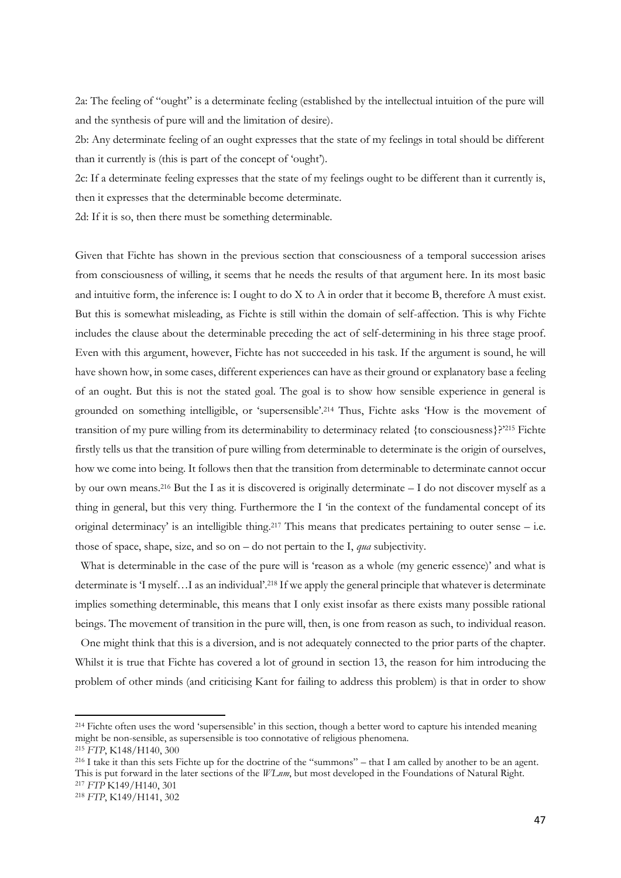2a: The feeling of "ought" is a determinate feeling (established by the intellectual intuition of the pure will and the synthesis of pure will and the limitation of desire).

2b: Any determinate feeling of an ought expresses that the state of my feelings in total should be different than it currently is (this is part of the concept of 'ought').

2c: If a determinate feeling expresses that the state of my feelings ought to be different than it currently is, then it expresses that the determinable become determinate.

2d: If it is so, then there must be something determinable.

Given that Fichte has shown in the previous section that consciousness of a temporal succession arises from consciousness of willing, it seems that he needs the results of that argument here. In its most basic and intuitive form, the inference is: I ought to do X to A in order that it become B, therefore A must exist. But this is somewhat misleading, as Fichte is still within the domain of self-affection. This is why Fichte includes the clause about the determinable preceding the act of self-determining in his three stage proof. Even with this argument, however, Fichte has not succeeded in his task. If the argument is sound, he will have shown how, in some cases, different experiences can have as their ground or explanatory base a feeling of an ought. But this is not the stated goal. The goal is to show how sensible experience in general is grounded on something intelligible, or 'supersensible'.[214] Thus, Fichte asks 'How is the movement of transition of my pure willing from its determinability to determinacy related {to consciousness}?'[215] Fichte firstly tells us that the transition of pure willing from determinable to determinate is the origin of ourselves, how we come into being. It follows then that the transition from determinable to determinate cannot occur by our own means.[216] But the I as it is discovered is originally determinate – I do not discover myself as a thing in general, but this very thing. Furthermore the I 'in the context of the fundamental concept of its original determinacy' is an intelligible thing.[217] This means that predicates pertaining to outer sense – i.e. those of space, shape, size, and so on – do not pertain to the I, *qua* subjectivity.

What is determinable in the case of the pure will is 'reason as a whole (my generic essence)' and what is determinate is 'I myself…I as an individual'.[218] If we apply the general principle that whatever is determinate implies something determinable, this means that I only exist insofar as there exists many possible rational beings. The movement of transition in the pure will, then, is one from reason as such, to individual reason.

One might think that this is a diversion, and is not adequately connected to the prior parts of the chapter. Whilst it is true that Fichte has covered a lot of ground in section 13, the reason for him introducing the problem of other minds (and criticising Kant for failing to address this problem) is that in order to show

---

[214] Fichte often uses the word 'supersensible' in this section, though a better word to capture his intended meaning might be non-sensible, as supersensible is too connotative of religious phenomena.

[215] *FTP*, K148/H140, 300

[216] I take it than this sets Fichte up for the doctrine of the "summons" – that I am called by another to be an agent. This is put forward in the later sections of the *WLnm*, but most developed in the Foundations of Natural Right.

[217] *FTP* K149/H140, 301

[218] *FTP*, K149/H141, 302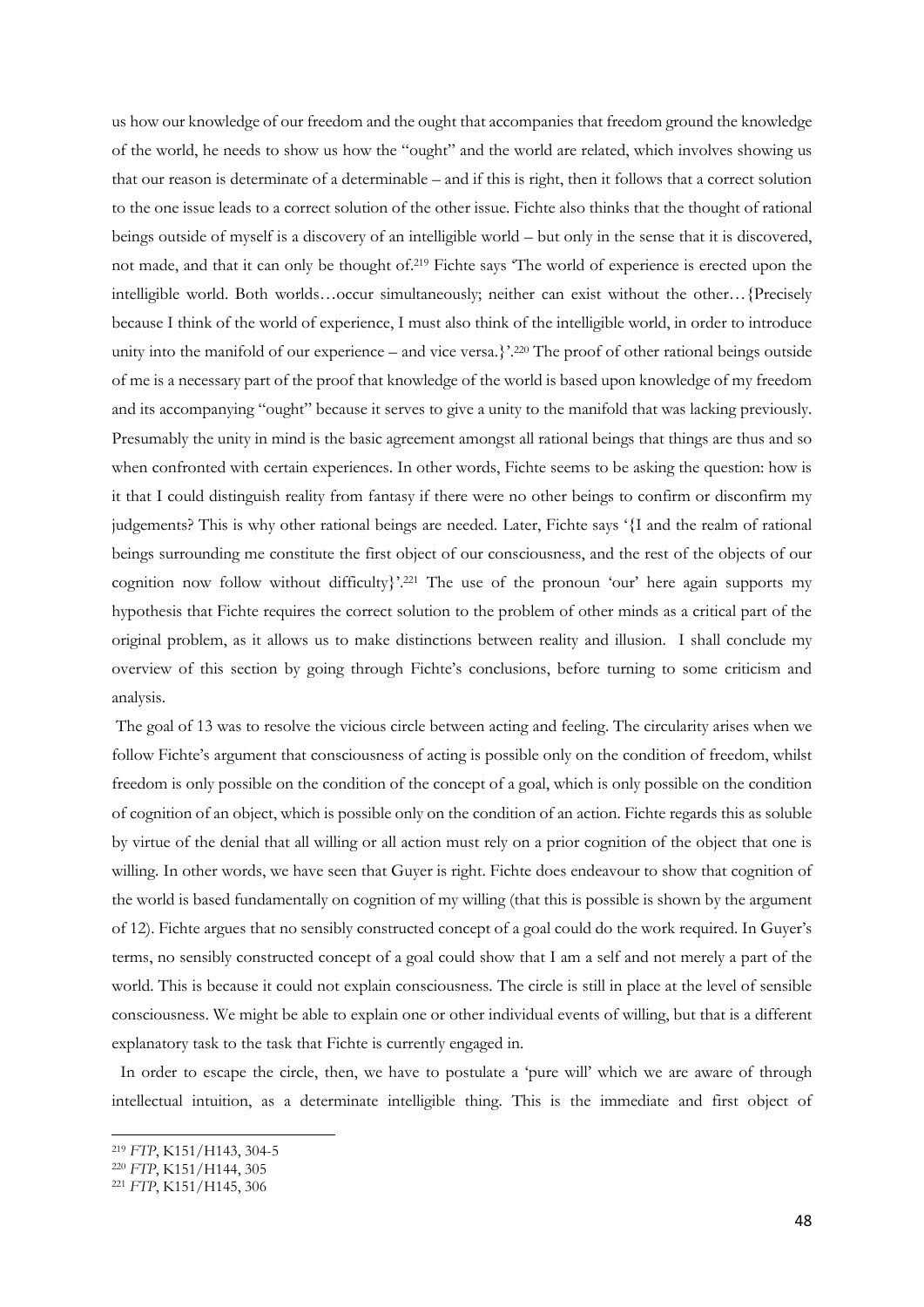us how our knowledge of our freedom and the ought that accompanies that freedom ground the knowledge of the world, he needs to show us how the "ought" and the world are related, which involves showing us that our reason is determinate of a determinable – and if this is right, then it follows that a correct solution to the one issue leads to a correct solution of the other issue. Fichte also thinks that the thought of rational beings outside of myself is a discovery of an intelligible world – but only in the sense that it is discovered, not made, and that it can only be thought of.[219] Fichte says 'The world of experience is erected upon the intelligible world. Both worlds…occur simultaneously; neither can exist without the other…{Precisely because I think of the world of experience, I must also think of the intelligible world, in order to introduce unity into the manifold of our experience – and vice versa.}'.[220] The proof of other rational beings outside of me is a necessary part of the proof that knowledge of the world is based upon knowledge of my freedom and its accompanying "ought" because it serves to give a unity to the manifold that was lacking previously. Presumably the unity in mind is the basic agreement amongst all rational beings that things are thus and so when confronted with certain experiences. In other words, Fichte seems to be asking the question: how is it that I could distinguish reality from fantasy if there were no other beings to confirm or disconfirm my judgements? This is why other rational beings are needed. Later, Fichte says '{I and the realm of rational beings surrounding me constitute the first object of our consciousness, and the rest of the objects of our cognition now follow without difficulty}'.[221] The use of the pronoun 'our' here again supports my hypothesis that Fichte requires the correct solution to the problem of other minds as a critical part of the original problem, as it allows us to make distinctions between reality and illusion. I shall conclude my overview of this section by going through Fichte's conclusions, before turning to some criticism and analysis.

The goal of 13 was to resolve the vicious circle between acting and feeling. The circularity arises when we follow Fichte's argument that consciousness of acting is possible only on the condition of freedom, whilst freedom is only possible on the condition of the concept of a goal, which is only possible on the condition of cognition of an object, which is possible only on the condition of an action. Fichte regards this as soluble by virtue of the denial that all willing or all action must rely on a prior cognition of the object that one is willing. In other words, we have seen that Guyer is right. Fichte does endeavour to show that cognition of the world is based fundamentally on cognition of my willing (that this is possible is shown by the argument of 12). Fichte argues that no sensibly constructed concept of a goal could do the work required. In Guyer's terms, no sensibly constructed concept of a goal could show that I am a self and not merely a part of the world. This is because it could not explain consciousness. The circle is still in place at the level of sensible consciousness. We might be able to explain one or other individual events of willing, but that is a different explanatory task to the task that Fichte is currently engaged in.

In order to escape the circle, then, we have to postulate a 'pure will' which we are aware of through intellectual intuition, as a determinate intelligible thing. This is the immediate and first object of

---

[219] *FTP*, K151/H143, 304-5

[220] *FTP*, K151/H144, 305

[221] *FTP*, K151/H145, 306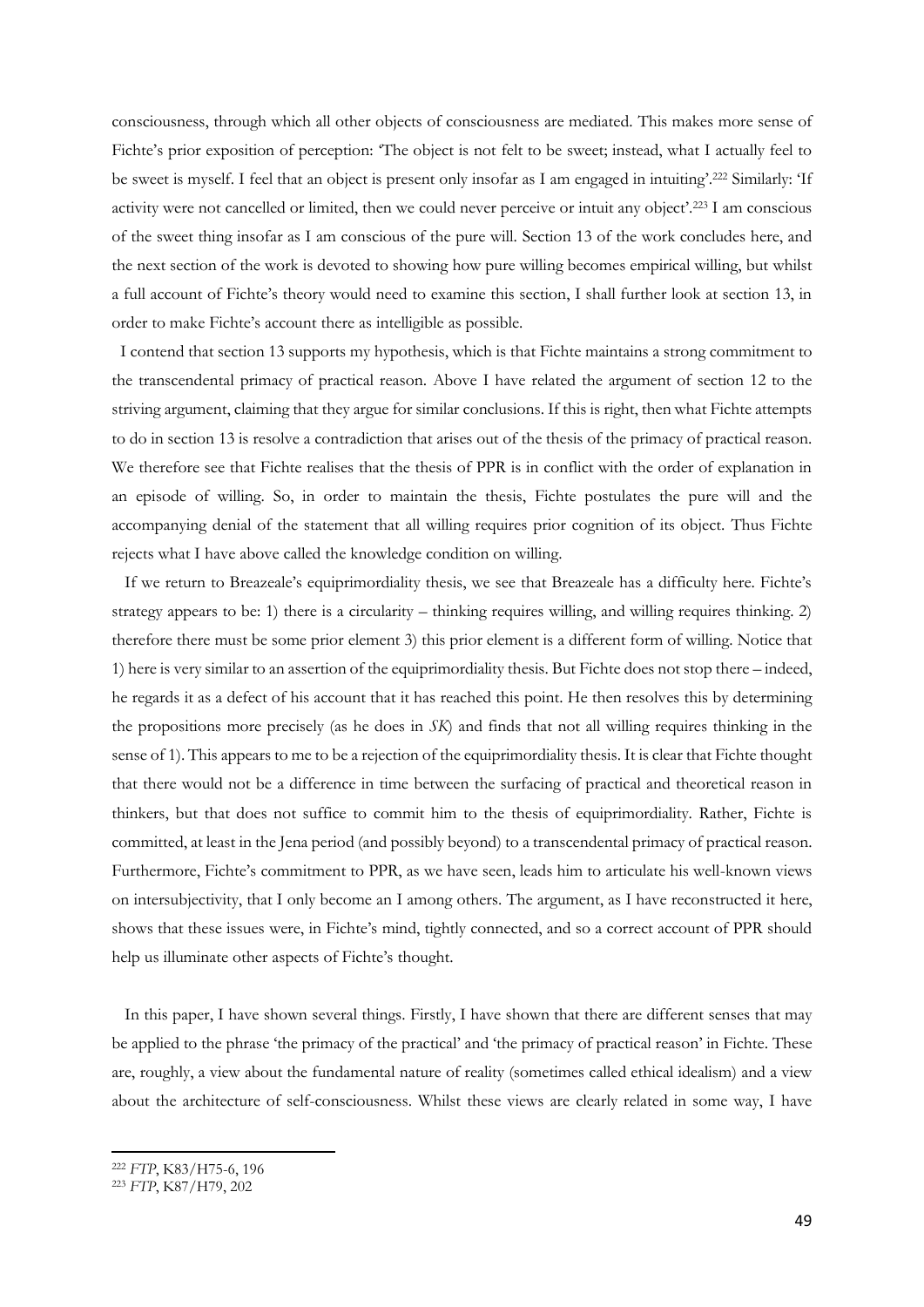consciousness, through which all other objects of consciousness are mediated. This makes more sense of Fichte's prior exposition of perception: 'The object is not felt to be sweet; instead, what I actually feel to be sweet is myself. I feel that an object is present only insofar as I am engaged in intuiting'.[222] Similarly: 'If activity were not cancelled or limited, then we could never perceive or intuit any object'.[223] I am conscious of the sweet thing insofar as I am conscious of the pure will. Section 13 of the work concludes here, and the next section of the work is devoted to showing how pure willing becomes empirical willing, but whilst a full account of Fichte's theory would need to examine this section, I shall further look at section 13, in order to make Fichte's account there as intelligible as possible.

I contend that section 13 supports my hypothesis, which is that Fichte maintains a strong commitment to the transcendental primacy of practical reason. Above I have related the argument of section 12 to the striving argument, claiming that they argue for similar conclusions. If this is right, then what Fichte attempts to do in section 13 is resolve a contradiction that arises out of the thesis of the primacy of practical reason. We therefore see that Fichte realises that the thesis of PPR is in conflict with the order of explanation in an episode of willing. So, in order to maintain the thesis, Fichte postulates the pure will and the accompanying denial of the statement that all willing requires prior cognition of its object. Thus Fichte rejects what I have above called the knowledge condition on willing.

If we return to Breazeale's equiprimordiality thesis, we see that Breazeale has a difficulty here. Fichte's strategy appears to be: 1) there is a circularity – thinking requires willing, and willing requires thinking. 2) therefore there must be some prior element 3) this prior element is a different form of willing. Notice that 1) here is very similar to an assertion of the equiprimordiality thesis. But Fichte does not stop there – indeed, he regards it as a defect of his account that it has reached this point. He then resolves this by determining the propositions more precisely (as he does in *SK*) and finds that not all willing requires thinking in the sense of 1). This appears to me to be a rejection of the equiprimordiality thesis. It is clear that Fichte thought that there would not be a difference in time between the surfacing of practical and theoretical reason in thinkers, but that does not suffice to commit him to the thesis of equiprimordiality. Rather, Fichte is committed, at least in the Jena period (and possibly beyond) to a transcendental primacy of practical reason. Furthermore, Fichte's commitment to PPR, as we have seen, leads him to articulate his well-known views on intersubjectivity, that I only become an I among others. The argument, as I have reconstructed it here, shows that these issues were, in Fichte's mind, tightly connected, and so a correct account of PPR should help us illuminate other aspects of Fichte's thought.

In this paper, I have shown several things. Firstly, I have shown that there are different senses that may be applied to the phrase 'the primacy of the practical' and 'the primacy of practical reason' in Fichte. These are, roughly, a view about the fundamental nature of reality (sometimes called ethical idealism) and a view about the architecture of self-consciousness. Whilst these views are clearly related in some way, I have

[222] *FTP*, K83/H75-6, 196

[223] *FTP*, K87/H79, 202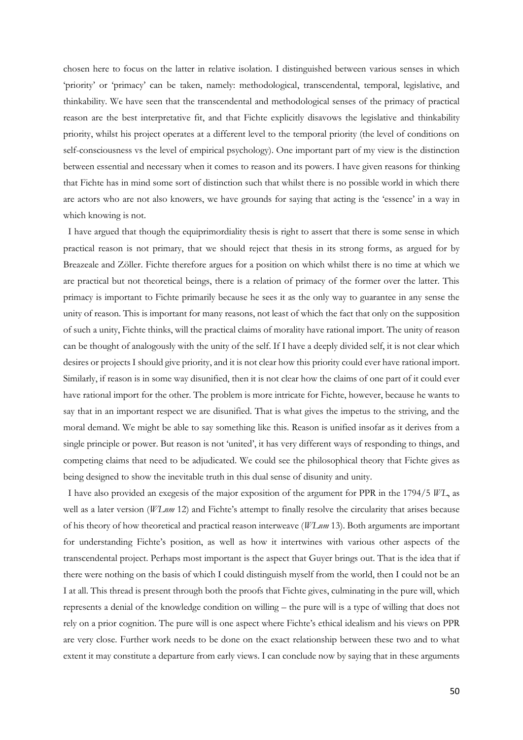chosen here to focus on the latter in relative isolation. I distinguished between various senses in which 'priority' or 'primacy' can be taken, namely: methodological, transcendental, temporal, legislative, and thinkability. We have seen that the transcendental and methodological senses of the primacy of practical reason are the best interpretative fit, and that Fichte explicitly disavows the legislative and thinkability priority, whilst his project operates at a different level to the temporal priority (the level of conditions on self-consciousness vs the level of empirical psychology). One important part of my view is the distinction between essential and necessary when it comes to reason and its powers. I have given reasons for thinking that Fichte has in mind some sort of distinction such that whilst there is no possible world in which there are actors who are not also knowers, we have grounds for saying that acting is the 'essence' in a way in which knowing is not.

I have argued that though the equiprimordiality thesis is right to assert that there is some sense in which practical reason is not primary, that we should reject that thesis in its strong forms, as argued for by Breazeale and Zöller. Fichte therefore argues for a position on which whilst there is no time at which we are practical but not theoretical beings, there is a relation of primacy of the former over the latter. This primacy is important to Fichte primarily because he sees it as the only way to guarantee in any sense the unity of reason. This is important for many reasons, not least of which the fact that only on the supposition of such a unity, Fichte thinks, will the practical claims of morality have rational import. The unity of reason can be thought of analogously with the unity of the self. If I have a deeply divided self, it is not clear which desires or projects I should give priority, and it is not clear how this priority could ever have rational import. Similarly, if reason is in some way disunified, then it is not clear how the claims of one part of it could ever have rational import for the other. The problem is more intricate for Fichte, however, because he wants to say that in an important respect we are disunified. That is what gives the impetus to the striving, and the moral demand. We might be able to say something like this. Reason is unified insofar as it derives from a single principle or power. But reason is not 'united', it has very different ways of responding to things, and competing claims that need to be adjudicated. We could see the philosophical theory that Fichte gives as being designed to show the inevitable truth in this dual sense of disunity and unity.

I have also provided an exegesis of the major exposition of the argument for PPR in the 1794/5 *WL*, as well as a later version (*WLnm* 12) and Fichte's attempt to finally resolve the circularity that arises because of his theory of how theoretical and practical reason interweave (*WLnm* 13). Both arguments are important for understanding Fichte's position, as well as how it intertwines with various other aspects of the transcendental project. Perhaps most important is the aspect that Guyer brings out. That is the idea that if there were nothing on the basis of which I could distinguish myself from the world, then I could not be an I at all. This thread is present through both the proofs that Fichte gives, culminating in the pure will, which represents a denial of the knowledge condition on willing – the pure will is a type of willing that does not rely on a prior cognition. The pure will is one aspect where Fichte's ethical idealism and his views on PPR are very close. Further work needs to be done on the exact relationship between these two and to what extent it may constitute a departure from early views. I can conclude now by saying that in these arguments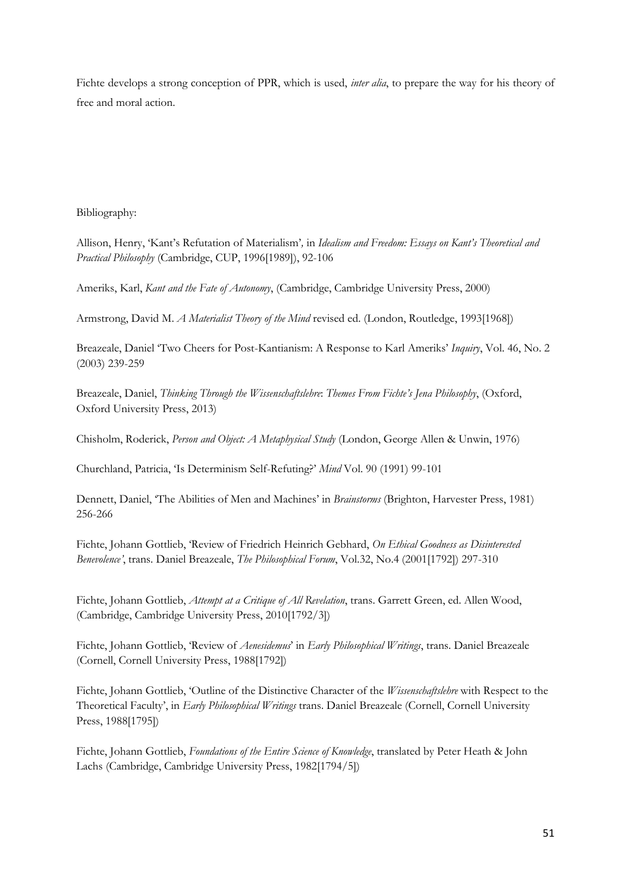Fichte develops a strong conception of PPR, which is used, *inter alia*, to prepare the way for his theory of free and moral action.

Bibliography:

Allison, Henry, 'Kant's Refutation of Materialism', in *Idealism and Freedom: Essays on Kant's Theoretical and Practical Philosophy* (Cambridge, CUP, 1996[1989]), 92-106

Ameriks, Karl, *Kant and the Fate of Autonomy*, (Cambridge, Cambridge University Press, 2000)

Armstrong, David M. *A Materialist Theory of the Mind* revised ed. (London, Routledge, 1993[1968])

Breazeale, Daniel 'Two Cheers for Post-Kantianism: A Response to Karl Ameriks' *Inquiry*, Vol. 46, No. 2 (2003) 239-259

Breazeale, Daniel, *Thinking Through the Wissenschaftslehre*: *Themes From Fichte's Jena Philosophy*, (Oxford, Oxford University Press, 2013)

Chisholm, Roderick, *Person and Object: A Metaphysical Study* (London, George Allen & Unwin, 1976)

Churchland, Patricia, 'Is Determinism Self-Refuting?' *Mind* Vol. 90 (1991) 99-101

Dennett, Daniel, 'The Abilities of Men and Machines' in *Brainstorms* (Brighton, Harvester Press, 1981) 256-266

Fichte, Johann Gottlieb, 'Review of Friedrich Heinrich Gebhard, *On Ethical Goodness as Disinterested Benevolence'*, trans. Daniel Breazeale, *The Philosophical Forum*, Vol.32, No.4 (2001[1792]) 297-310

Fichte, Johann Gottlieb, *Attempt at a Critique of All Revelation*, trans. Garrett Green, ed. Allen Wood, (Cambridge, Cambridge University Press, 2010[1792/3])

Fichte, Johann Gottlieb, 'Review of *Aenesidemus*' in *Early Philosophical Writings*, trans. Daniel Breazeale (Cornell, Cornell University Press, 1988[1792])

Fichte, Johann Gottlieb, 'Outline of the Distinctive Character of the *Wissenschaftslehre* with Respect to the Theoretical Faculty', in *Early Philosophical Writings* trans. Daniel Breazeale (Cornell, Cornell University Press, 1988[1795])

Fichte, Johann Gottlieb, *Foundations of the Entire Science of Knowledge*, translated by Peter Heath & John Lachs (Cambridge, Cambridge University Press, 1982[1794/5])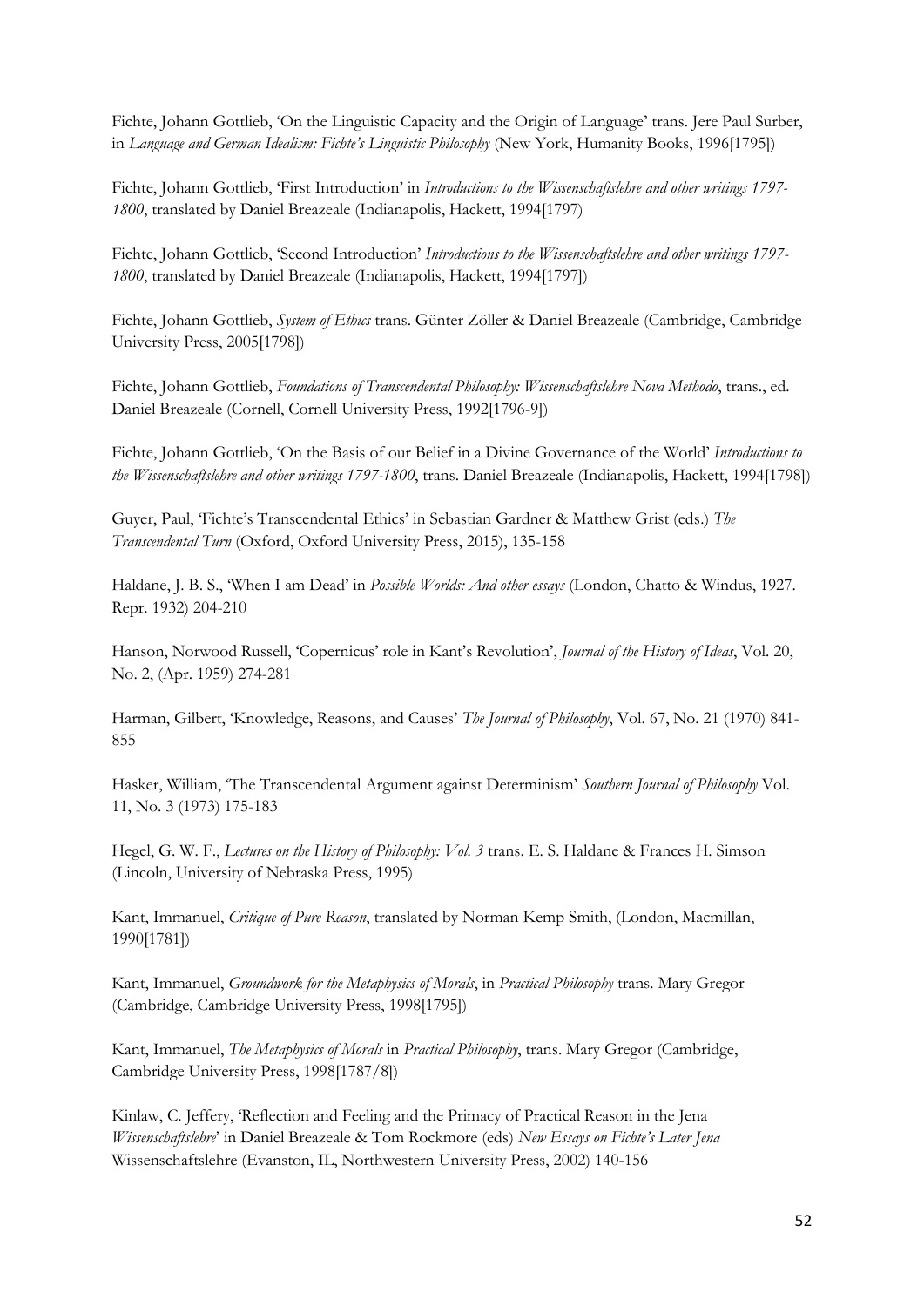Fichte, Johann Gottlieb, 'On the Linguistic Capacity and the Origin of Language' trans. Jere Paul Surber, in *Language and German Idealism: Fichte's Linguistic Philosophy* (New York, Humanity Books, 1996[1795])

Fichte, Johann Gottlieb, 'First Introduction' in *Introductions to the Wissenschaftslehre and other writings 1797-1800*, translated by Daniel Breazeale (Indianapolis, Hackett, 1994[1797)

Fichte, Johann Gottlieb, 'Second Introduction' *Introductions to the Wissenschaftslehre and other writings 1797-1800*, translated by Daniel Breazeale (Indianapolis, Hackett, 1994[1797])

Fichte, Johann Gottlieb, *System of Ethics* trans. Günter Zöller & Daniel Breazeale (Cambridge, Cambridge University Press, 2005[1798])

Fichte, Johann Gottlieb, *Foundations of Transcendental Philosophy: Wissenschaftslehre Nova Methodo*, trans., ed. Daniel Breazeale (Cornell, Cornell University Press, 1992[1796-9])

Fichte, Johann Gottlieb, 'On the Basis of our Belief in a Divine Governance of the World' *Introductions to the Wissenschaftslehre and other writings 1797-1800*, trans. Daniel Breazeale (Indianapolis, Hackett, 1994[1798])

Guyer, Paul, 'Fichte's Transcendental Ethics' in Sebastian Gardner & Matthew Grist (eds.) *The Transcendental Turn* (Oxford, Oxford University Press, 2015), 135-158

Haldane, J. B. S., 'When I am Dead' in *Possible Worlds: And other essays* (London, Chatto & Windus, 1927. Repr. 1932) 204-210

Hanson, Norwood Russell, 'Copernicus' role in Kant's Revolution', *Journal of the History of Ideas*, Vol. 20, No. 2, (Apr. 1959) 274-281

Harman, Gilbert, 'Knowledge, Reasons, and Causes' *The Journal of Philosophy*, Vol. 67, No. 21 (1970) 841-855

Hasker, William, 'The Transcendental Argument against Determinism' *Southern Journal of Philosophy* Vol. 11, No. 3 (1973) 175-183

Hegel, G. W. F., *Lectures on the History of Philosophy: Vol. 3* trans. E. S. Haldane & Frances H. Simson (Lincoln, University of Nebraska Press, 1995)

Kant, Immanuel, *Critique of Pure Reason*, translated by Norman Kemp Smith, (London, Macmillan, 1990[1781])

Kant, Immanuel, *Groundwork for the Metaphysics of Morals*, in *Practical Philosophy* trans. Mary Gregor (Cambridge, Cambridge University Press, 1998[1795])

Kant, Immanuel, *The Metaphysics of Morals* in *Practical Philosophy*, trans. Mary Gregor (Cambridge, Cambridge University Press, 1998[1787/8])

Kinlaw, C. Jeffery, 'Reflection and Feeling and the Primacy of Practical Reason in the Jena *Wissenschaftslehre*' in Daniel Breazeale & Tom Rockmore (eds) *New Essays on Fichte's Later Jena* Wissenschaftslehre (Evanston, IL, Northwestern University Press, 2002) 140-156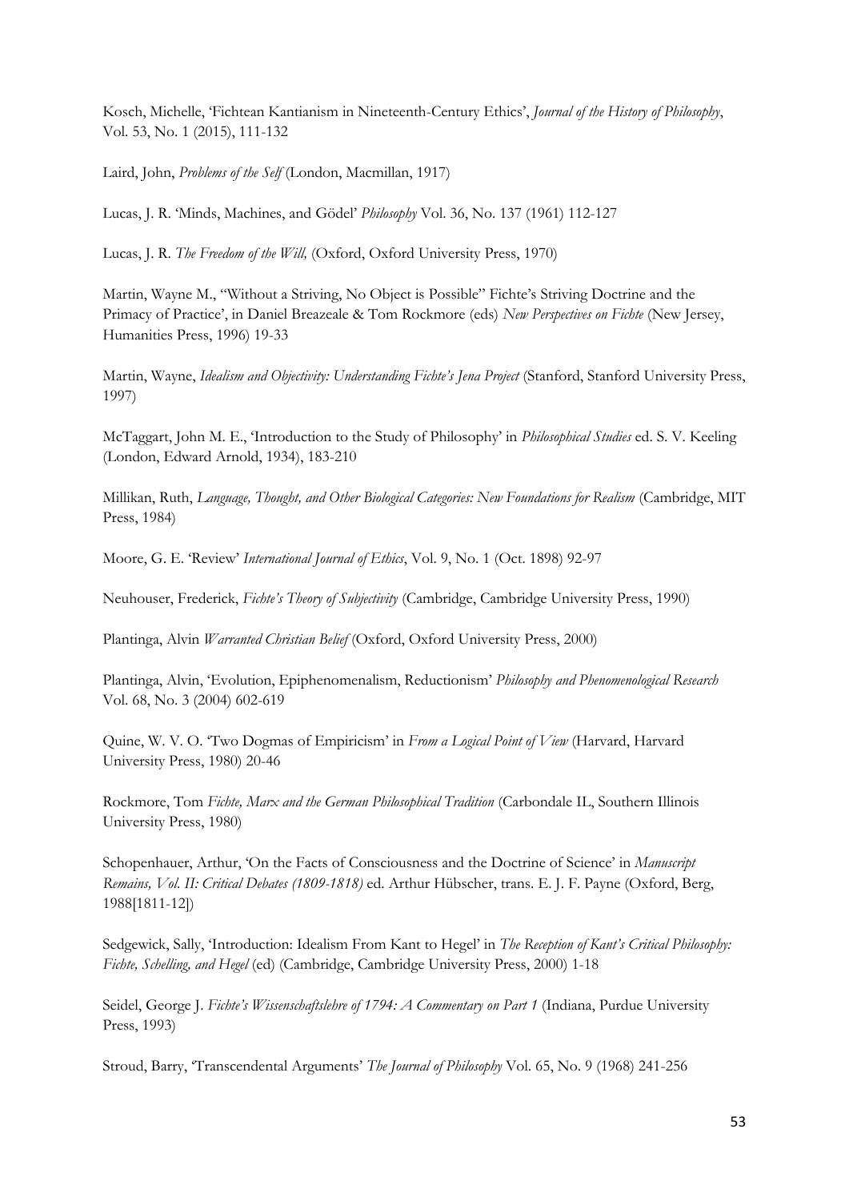Kosch, Michelle, 'Fichtean Kantianism in Nineteenth-Century Ethics', *Journal of the History of Philosophy*, Vol. 53, No. 1 (2015), 111-132

Laird, John, *Problems of the Self* (London, Macmillan, 1917)

Lucas, J. R. 'Minds, Machines, and Gödel' *Philosophy* Vol. 36, No. 137 (1961) 112-127

Lucas, J. R. *The Freedom of the Will,* (Oxford, Oxford University Press, 1970)

Martin, Wayne M., '"Without a Striving, No Object is Possible" Fichte's Striving Doctrine and the Primacy of Practice', in Daniel Breazeale & Tom Rockmore (eds) *New Perspectives on Fichte* (New Jersey, Humanities Press, 1996) 19-33

Martin, Wayne, *Idealism and Objectivity: Understanding Fichte's Jena Project* (Stanford, Stanford University Press, 1997)

McTaggart, John M. E., 'Introduction to the Study of Philosophy' in *Philosophical Studies* ed. S. V. Keeling (London, Edward Arnold, 1934), 183-210

Millikan, Ruth, *Language, Thought, and Other Biological Categories: New Foundations for Realism* (Cambridge, MIT Press, 1984)

Moore, G. E. 'Review' *International Journal of Ethics*, Vol. 9, No. 1 (Oct. 1898) 92-97

Neuhouser, Frederick, *Fichte's Theory of Subjectivity* (Cambridge, Cambridge University Press, 1990)

Plantinga, Alvin *Warranted Christian Belief* (Oxford, Oxford University Press, 2000)

Plantinga, Alvin, 'Evolution, Epiphenomenalism, Reductionism' *Philosophy and Phenomenological Research* Vol. 68, No. 3 (2004) 602-619

Quine, W. V. O. 'Two Dogmas of Empiricism' in *From a Logical Point of View* (Harvard, Harvard University Press, 1980) 20-46

Rockmore, Tom *Fichte, Marx and the German Philosophical Tradition* (Carbondale IL, Southern Illinois University Press, 1980)

Schopenhauer, Arthur, 'On the Facts of Consciousness and the Doctrine of Science' in *Manuscript Remains, Vol. II: Critical Debates (1809-1818)* ed. Arthur Hübscher, trans. E. J. F. Payne (Oxford, Berg, 1988[1811-12])

Sedgewick, Sally, 'Introduction: Idealism From Kant to Hegel' in *The Reception of Kant's Critical Philosophy: Fichte, Schelling, and Hegel* (ed) (Cambridge, Cambridge University Press, 2000) 1-18

Seidel, George J. *Fichte's Wissenschaftslehre of 1794: A Commentary on Part 1* (Indiana, Purdue University Press, 1993)

Stroud, Barry, 'Transcendental Arguments' *The Journal of Philosophy* Vol. 65, No. 9 (1968) 241-256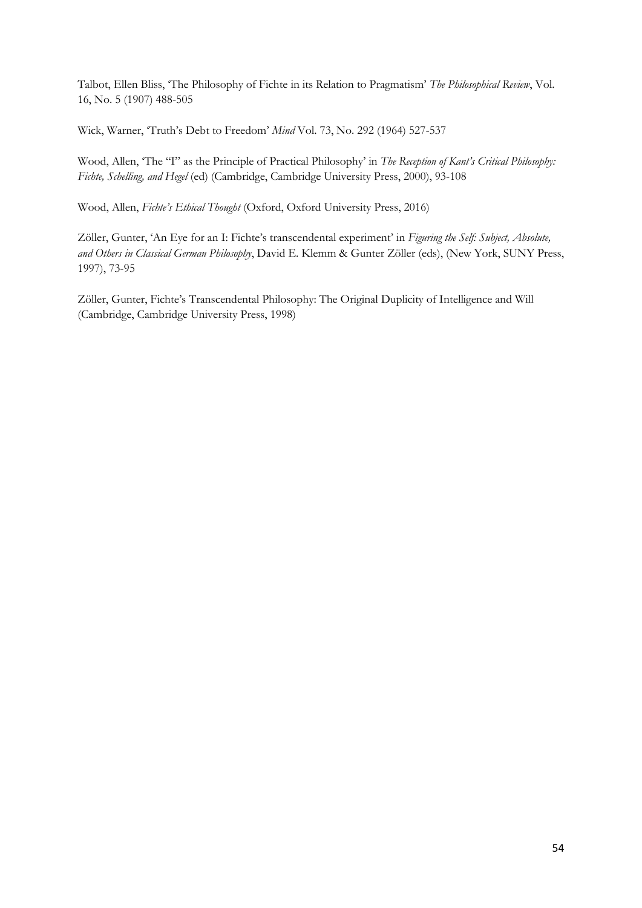Talbot, Ellen Bliss, 'The Philosophy of Fichte in its Relation to Pragmatism' *The Philosophical Review*, Vol. 16, No. 5 (1907) 488-505

Wick, Warner, 'Truth's Debt to Freedom' *Mind* Vol. 73, No. 292 (1964) 527-537

Wood, Allen, 'The "I" as the Principle of Practical Philosophy' in *The Reception of Kant's Critical Philosophy: Fichte, Schelling, and Hegel* (ed) (Cambridge, Cambridge University Press, 2000), 93-108

Wood, Allen, *Fichte's Ethical Thought* (Oxford, Oxford University Press, 2016)

Zöller, Gunter, 'An Eye for an I: Fichte's transcendental experiment' in *Figuring the Self: Subject, Absolute, and Others in Classical German Philosophy*, David E. Klemm & Gunter Zöller (eds), (New York, SUNY Press, 1997), 73-95

Zöller, Gunter, Fichte's Transcendental Philosophy: The Original Duplicity of Intelligence and Will (Cambridge, Cambridge University Press, 1998)